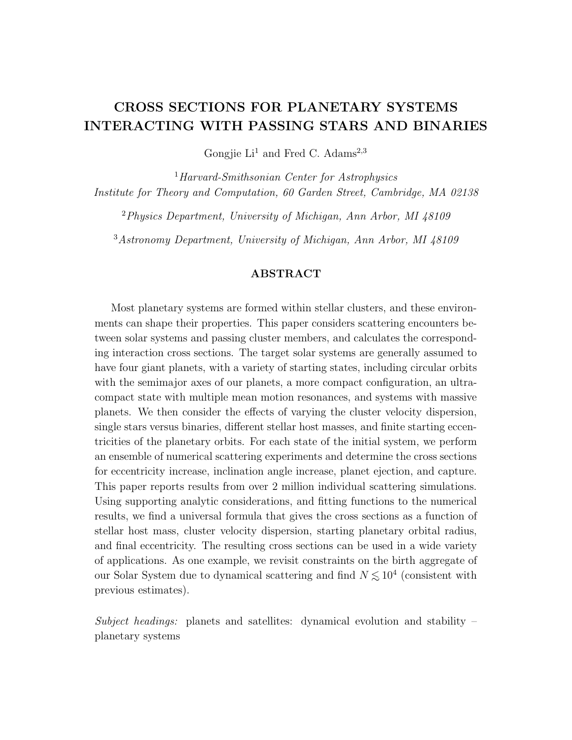# CROSS SECTIONS FOR PLANETARY SYSTEMS INTERACTING WITH PASSING STARS AND BINARIES

Gongjie Li[1] and Fred C. Adams[2,3]

[1] *Harvard-Smithsonian Center for Astrophysics*
*Institute for Theory and Computation, 60 Garden Street, Cambridge, MA 02138*

[2] *Physics Department, University of Michigan, Ann Arbor, MI 48109*

[3] *Astronomy Department, University of Michigan, Ann Arbor, MI 48109*

## ABSTRACT

Most planetary systems are formed within stellar clusters, and these environments can shape their properties. This paper considers scattering encounters between solar systems and passing cluster members, and calculates the corresponding interaction cross sections. The target solar systems are generally assumed to have four giant planets, with a variety of starting states, including circular orbits with the semimajor axes of our planets, a more compact configuration, an ultra-compact state with multiple mean motion resonances, and systems with massive planets. We then consider the effects of varying the cluster velocity dispersion, single stars versus binaries, different stellar host masses, and finite starting eccentricities of the planetary orbits. For each state of the initial system, we perform an ensemble of numerical scattering experiments and determine the cross sections for eccentricity increase, inclination angle increase, planet ejection, and capture. This paper reports results from over 2 million individual scattering simulations. Using supporting analytic considerations, and fitting functions to the numerical results, we find a universal formula that gives the cross sections as a function of stellar host mass, cluster velocity dispersion, starting planetary orbital radius, and final eccentricity. The resulting cross sections can be used in a wide variety of applications. As one example, we revisit constraints on the birth aggregate of our Solar System due to dynamical scattering and find $N \lesssim 10^4$ (consistent with previous estimates).

*Subject headings:* planets and satellites: dynamical evolution and stability – planetary systems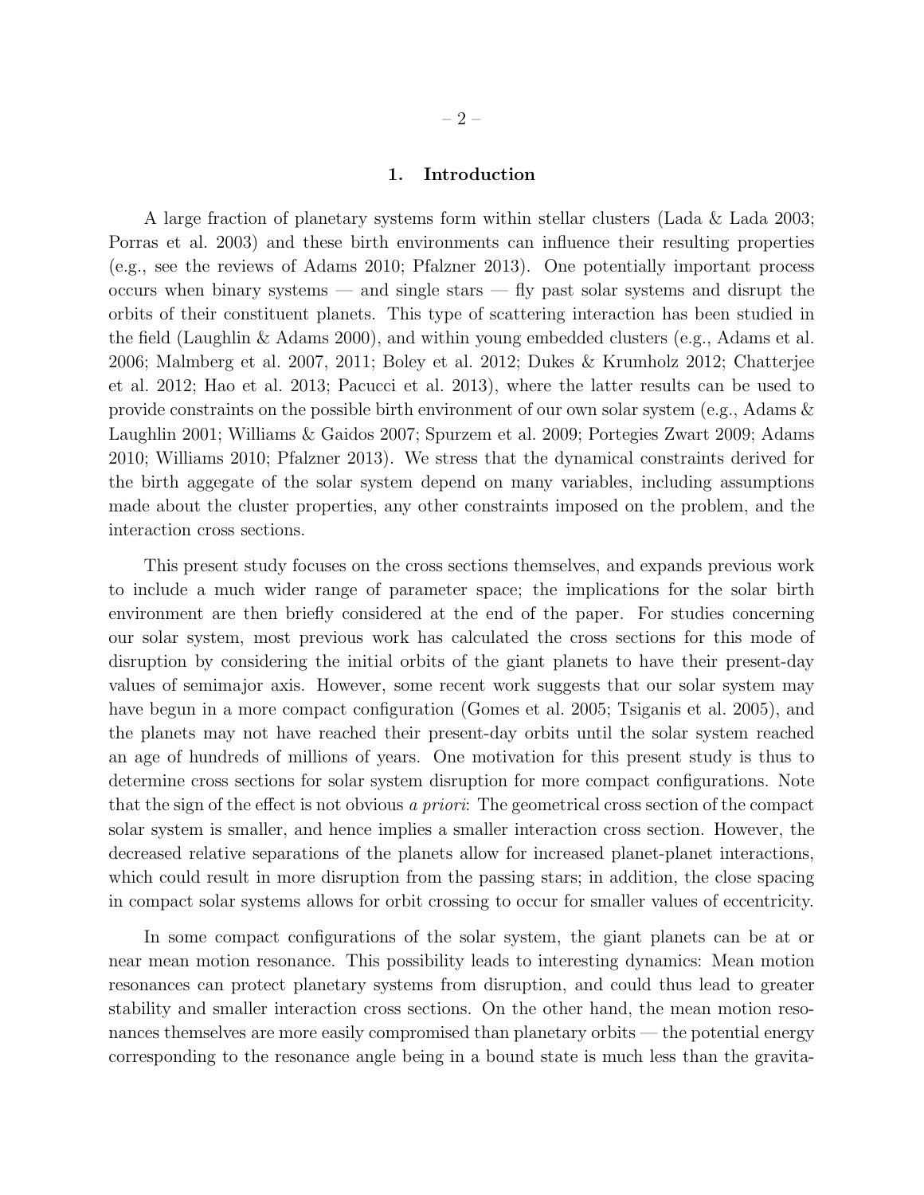# 1. Introduction

A large fraction of planetary systems form within stellar clusters (Lada & Lada 2003; Porras et al. 2003) and these birth environments can influence their resulting properties (e.g., see the reviews of Adams 2010; Pfalzner 2013). One potentially important process occurs when binary systems — and single stars — fly past solar systems and disrupt the orbits of their constituent planets. This type of scattering interaction has been studied in the field (Laughlin & Adams 2000), and within young embedded clusters (e.g., Adams et al. 2006; Malmberg et al. 2007, 2011; Boley et al. 2012; Dukes & Krumholz 2012; Chatterjee et al. 2012; Hao et al. 2013; Pacucci et al. 2013), where the latter results can be used to provide constraints on the possible birth environment of our own solar system (e.g., Adams & Laughlin 2001; Williams & Gaidos 2007; Spurzem et al. 2009; Portegies Zwart 2009; Adams 2010; Williams 2010; Pfalzner 2013). We stress that the dynamical constraints derived for the birth aggegate of the solar system depend on many variables, including assumptions made about the cluster properties, any other constraints imposed on the problem, and the interaction cross sections.

This present study focuses on the cross sections themselves, and expands previous work to include a much wider range of parameter space; the implications for the solar birth environment are then briefly considered at the end of the paper. For studies concerning our solar system, most previous work has calculated the cross sections for this mode of disruption by considering the initial orbits of the giant planets to have their present-day values of semimajor axis. However, some recent work suggests that our solar system may have begun in a more compact configuration (Gomes et al. 2005; Tsiganis et al. 2005), and the planets may not have reached their present-day orbits until the solar system reached an age of hundreds of millions of years. One motivation for this present study is thus to determine cross sections for solar system disruption for more compact configurations. Note that the sign of the effect is not obvious *a priori*: The geometrical cross section of the compact solar system is smaller, and hence implies a smaller interaction cross section. However, the decreased relative separations of the planets allow for increased planet-planet interactions, which could result in more disruption from the passing stars; in addition, the close spacing in compact solar systems allows for orbit crossing to occur for smaller values of eccentricity.

In some compact configurations of the solar system, the giant planets can be at or near mean motion resonance. This possibility leads to interesting dynamics: Mean motion resonances can protect planetary systems from disruption, and could thus lead to greater stability and smaller interaction cross sections. On the other hand, the mean motion resonances themselves are more easily compromised than planetary orbits — the potential energy corresponding to the resonance angle being in a bound state is much less than the gravita-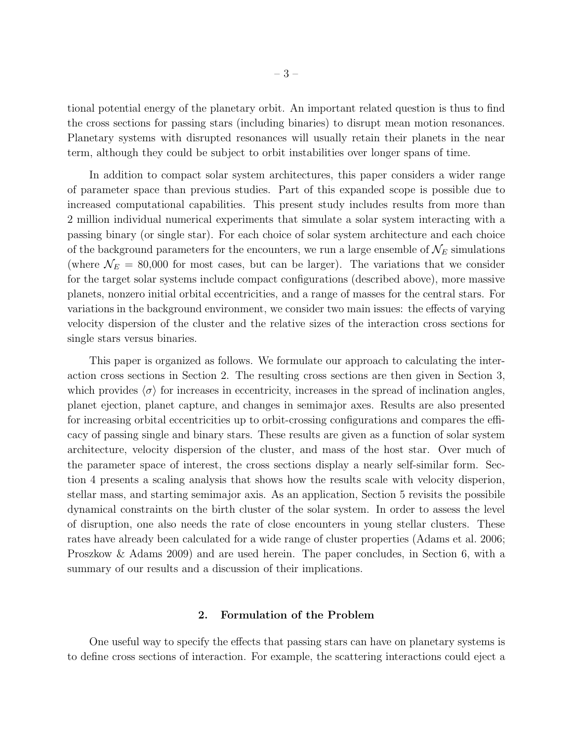tional potential energy of the planetary orbit. An important related question is thus to find the cross sections for passing stars (including binaries) to disrupt mean motion resonances. Planetary systems with disrupted resonances will usually retain their planets in the near term, although they could be subject to orbit instabilities over longer spans of time.

In addition to compact solar system architectures, this paper considers a wider range of parameter space than previous studies. Part of this expanded scope is possible due to increased computational capabilities. This present study includes results from more than 2 million individual numerical experiments that simulate a solar system interacting with a passing binary (or single star). For each choice of solar system architecture and each choice of the background parameters for the encounters, we run a large ensemble of $\mathcal{N}_E$ simulations (where $\mathcal{N}_E$ = 80,000 for most cases, but can be larger). The variations that we consider for the target solar systems include compact configurations (described above), more massive planets, nonzero initial orbital eccentricities, and a range of masses for the central stars. For variations in the background environment, we consider two main issues: the effects of varying velocity dispersion of the cluster and the relative sizes of the interaction cross sections for single stars versus binaries.

This paper is organized as follows. We formulate our approach to calculating the interaction cross sections in Section 2. The resulting cross sections are then given in Section 3, which provides $\langle \sigma \rangle$ for increases in eccentricity, increases in the spread of inclination angles, planet ejection, planet capture, and changes in semimajor axes. Results are also presented for increasing orbital eccentricities up to orbit-crossing configurations and compares the efficacy of passing single and binary stars. These results are given as a function of solar system architecture, velocity dispersion of the cluster, and mass of the host star. Over much of the parameter space of interest, the cross sections display a nearly self-similar form. Section 4 presents a scaling analysis that shows how the results scale with velocity disperion, stellar mass, and starting semimajor axis. As an application, Section 5 revisits the possibile dynamical constraints on the birth cluster of the solar system. In order to assess the level of disruption, one also needs the rate of close encounters in young stellar clusters. These rates have already been calculated for a wide range of cluster properties (Adams et al. 2006; Proszkow & Adams 2009) and are used herein. The paper concludes, in Section 6, with a summary of our results and a discussion of their implications.

## 2. Formulation of the Problem

One useful way to specify the effects that passing stars can have on planetary systems is to define cross sections of interaction. For example, the scattering interactions could eject a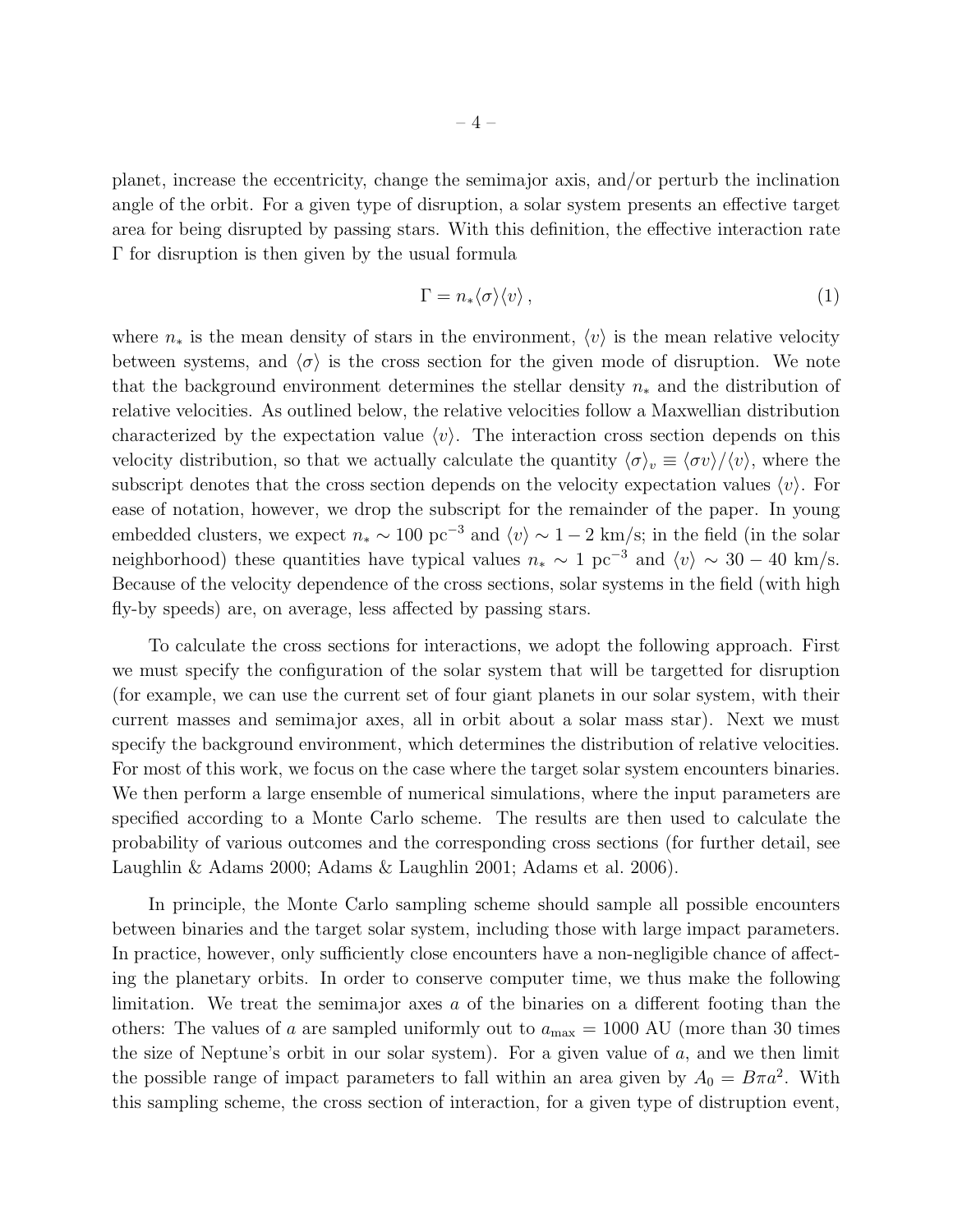planet, increase the eccentricity, change the semimajor axis, and/or perturb the inclination angle of the orbit. For a given type of disruption, a solar system presents an effective target area for being disrupted by passing stars. With this definition, the effective interaction rate $\Gamma$ for disruption is then given by the usual formula

$$\Gamma = n_* \langle \sigma \rangle \langle v \rangle \,, \tag{1}$$

where $n_*$ is the mean density of stars in the environment, $\langle v \rangle$ is the mean relative velocity between systems, and $\langle \sigma \rangle$ is the cross section for the given mode of disruption. We note that the background environment determines the stellar density $n_*$ and the distribution of relative velocities. As outlined below, the relative velocities follow a Maxwellian distribution characterized by the expectation value $\langle v \rangle$. The interaction cross section depends on this velocity distribution, so that we actually calculate the quantity $\langle \sigma \rangle_v \equiv \langle \sigma v \rangle / \langle v \rangle$, where the subscript denotes that the cross section depends on the velocity expectation values $\langle v \rangle$. For ease of notation, however, we drop the subscript for the remainder of the paper. In young embedded clusters, we expect $n_* \sim 100$ pc$^{-3}$ and $\langle v \rangle \sim 1-2$ km/s; in the field (in the solar neighborhood) these quantities have typical values $n_* \sim 1$ pc$^{-3}$ and $\langle v \rangle \sim 30-40$ km/s. Because of the velocity dependence of the cross sections, solar systems in the field (with high fly-by speeds) are, on average, less affected by passing stars.

To calculate the cross sections for interactions, we adopt the following approach. First we must specify the configuration of the solar system that will be targetted for disruption (for example, we can use the current set of four giant planets in our solar system, with their current masses and semimajor axes, all in orbit about a solar mass star). Next we must specify the background environment, which determines the distribution of relative velocities. For most of this work, we focus on the case where the target solar system encounters binaries. We then perform a large ensemble of numerical simulations, where the input parameters are specified according to a Monte Carlo scheme. The results are then used to calculate the probability of various outcomes and the corresponding cross sections (for further detail, see Laughlin & Adams 2000; Adams & Laughlin 2001; Adams et al. 2006).

In principle, the Monte Carlo sampling scheme should sample all possible encounters between binaries and the target solar system, including those with large impact parameters. In practice, however, only sufficiently close encounters have a non-negligible chance of affecting the planetary orbits. In order to conserve computer time, we thus make the following limitation. We treat the semimajor axes $a$ of the binaries on a different footing than the others: The values of $a$ are sampled uniformly out to $a_{\rm max} = 1000$ AU (more than 30 times the size of Neptune's orbit in our solar system). For a given value of $a$, and we then limit the possible range of impact parameters to fall within an area given by $A_0 = B\pi a^2$. With this sampling scheme, the cross section of interaction, for a given type of distruption event,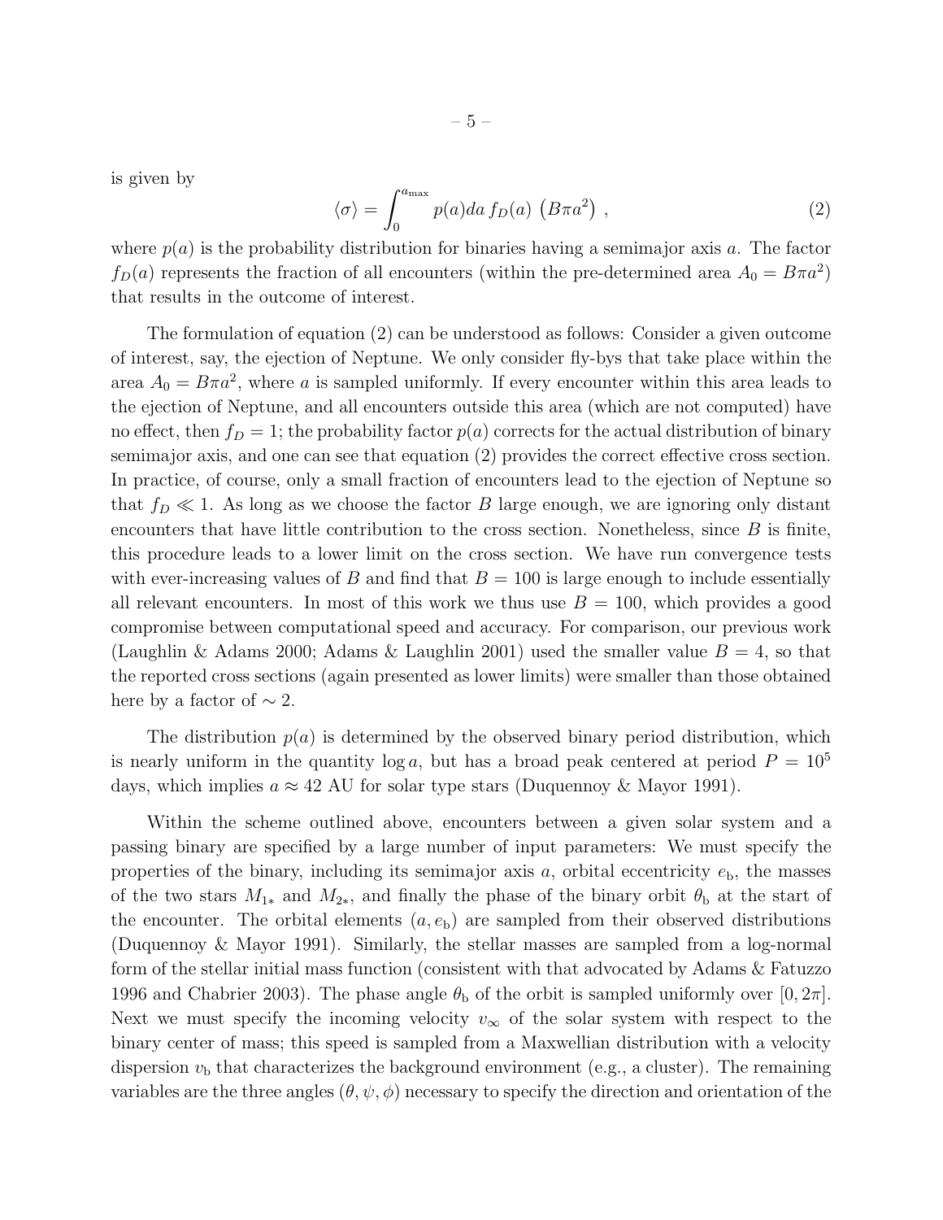is given by

$$\langle \sigma \rangle = \int_0^{a_{\max}} p(a) da \, f_D(a) \, \left( B\pi a^2 \right) \, , \tag{2}$$

where $p(a)$ is the probability distribution for binaries having a semimajor axis $a$. The factor $f_D(a)$ represents the fraction of all encounters (within the pre-determined area $A_0 = B\pi a^2$) that results in the outcome of interest.

The formulation of equation (2) can be understood as follows: Consider a given outcome of interest, say, the ejection of Neptune. We only consider fly-bys that take place within the area $A_0 = B\pi a^2$, where $a$ is sampled uniformly. If every encounter within this area leads to the ejection of Neptune, and all encounters outside this area (which are not computed) have no effect, then $f_D = 1$; the probability factor $p(a)$ corrects for the actual distribution of binary semimajor axis, and one can see that equation (2) provides the correct effective cross section. In practice, of course, only a small fraction of encounters lead to the ejection of Neptune so that $f_D \ll 1$. As long as we choose the factor $B$ large enough, we are ignoring only distant encounters that have little contribution to the cross section. Nonetheless, since $B$ is finite, this procedure leads to a lower limit on the cross section. We have run convergence tests with ever-increasing values of $B$ and find that $B = 100$ is large enough to include essentially all relevant encounters. In most of this work we thus use $B = 100$, which provides a good compromise between computational speed and accuracy. For comparison, our previous work (Laughlin & Adams 2000; Adams & Laughlin 2001) used the smaller value $B = 4$, so that the reported cross sections (again presented as lower limits) were smaller than those obtained here by a factor of $\sim 2$.

The distribution $p(a)$ is determined by the observed binary period distribution, which is nearly uniform in the quantity $\log a$, but has a broad peak centered at period $P = 10^5$ days, which implies $a \approx 42$ AU for solar type stars (Duquennoy & Mayor 1991).

Within the scheme outlined above, encounters between a given solar system and a passing binary are specified by a large number of input parameters: We must specify the properties of the binary, including its semimajor axis $a$, orbital eccentricity $e_{\rm b}$, the masses of the two stars $M_{1*}$ and $M_{2*}$, and finally the phase of the binary orbit $\theta_{\rm b}$ at the start of the encounter. The orbital elements $(a, e_{\rm b})$ are sampled from their observed distributions (Duquennoy & Mayor 1991). Similarly, the stellar masses are sampled from a log-normal form of the stellar initial mass function (consistent with that advocated by Adams & Fatuzzo 1996 and Chabrier 2003). The phase angle $\theta_{\rm b}$ of the orbit is sampled uniformly over $[0, 2\pi]$. Next we must specify the incoming velocity $v_\infty$ of the solar system with respect to the binary center of mass; this speed is sampled from a Maxwellian distribution with a velocity dispersion $v_{\rm b}$ that characterizes the background environment (e.g., a cluster). The remaining variables are the three angles $(\theta, \psi, \phi)$ necessary to specify the direction and orientation of the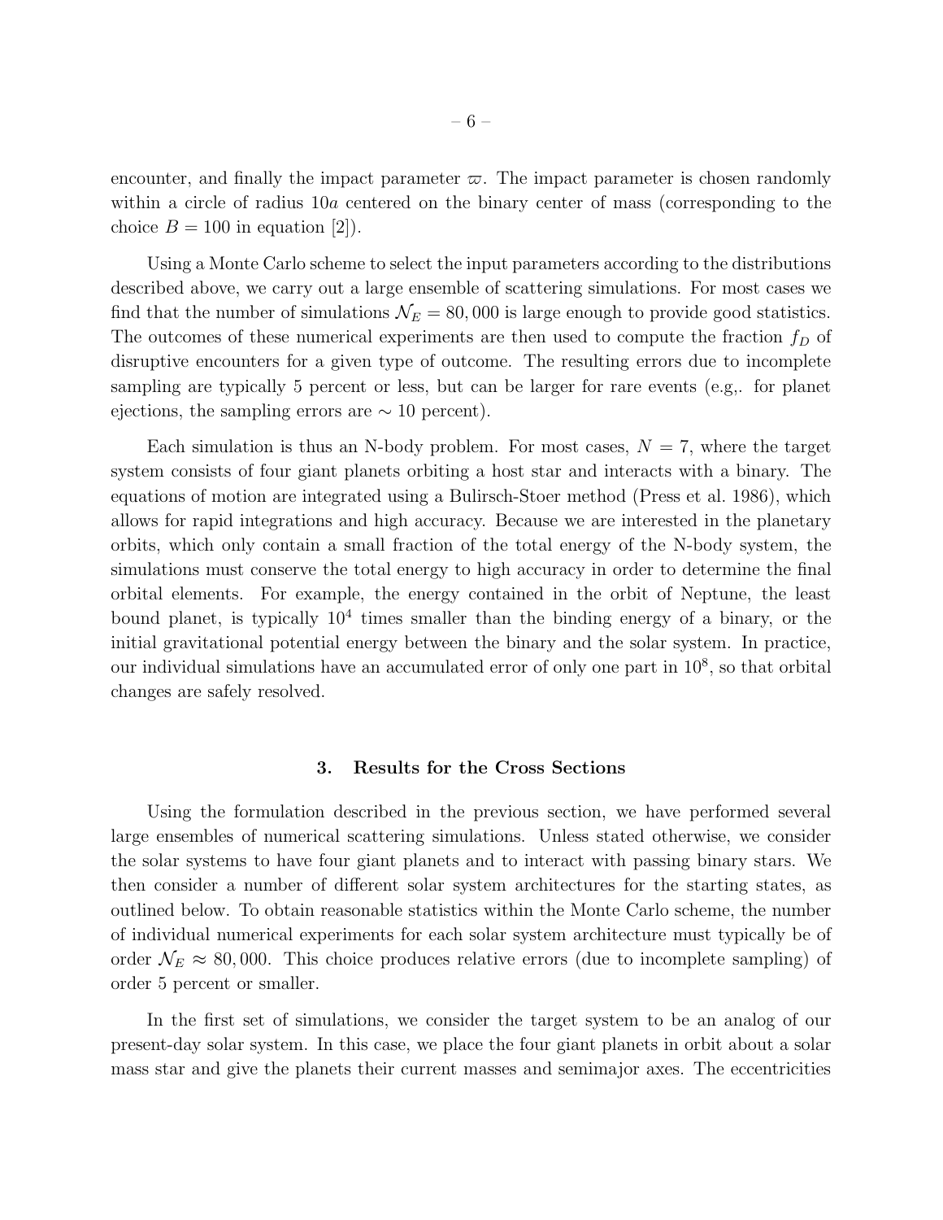encounter, and finally the impact parameter $\varpi$. The impact parameter is chosen randomly within a circle of radius $10a$ centered on the binary center of mass (corresponding to the choice $B = 100$ in equation [2]).

Using a Monte Carlo scheme to select the input parameters according to the distributions described above, we carry out a large ensemble of scattering simulations. For most cases we find that the number of simulations $\mathcal{N}_E = 80,000$ is large enough to provide good statistics. The outcomes of these numerical experiments are then used to compute the fraction $f_D$ of disruptive encounters for a given type of outcome. The resulting errors due to incomplete sampling are typically 5 percent or less, but can be larger for rare events (e.g,. for planet ejections, the sampling errors are $\sim 10$ percent).

Each simulation is thus an N-body problem. For most cases, $N = 7$, where the target system consists of four giant planets orbiting a host star and interacts with a binary. The equations of motion are integrated using a Bulirsch-Stoer method (Press et al. 1986), which allows for rapid integrations and high accuracy. Because we are interested in the planetary orbits, which only contain a small fraction of the total energy of the N-body system, the simulations must conserve the total energy to high accuracy in order to determine the final orbital elements. For example, the energy contained in the orbit of Neptune, the least bound planet, is typically $10^4$ times smaller than the binding energy of a binary, or the initial gravitational potential energy between the binary and the solar system. In practice, our individual simulations have an accumulated error of only one part in $10^8$, so that orbital changes are safely resolved.

## 3. Results for the Cross Sections

Using the formulation described in the previous section, we have performed several large ensembles of numerical scattering simulations. Unless stated otherwise, we consider the solar systems to have four giant planets and to interact with passing binary stars. We then consider a number of different solar system architectures for the starting states, as outlined below. To obtain reasonable statistics within the Monte Carlo scheme, the number of individual numerical experiments for each solar system architecture must typically be of order $\mathcal{N}_E \approx 80,000$. This choice produces relative errors (due to incomplete sampling) of order 5 percent or smaller.

In the first set of simulations, we consider the target system to be an analog of our present-day solar system. In this case, we place the four giant planets in orbit about a solar mass star and give the planets their current masses and semimajor axes. The eccentricities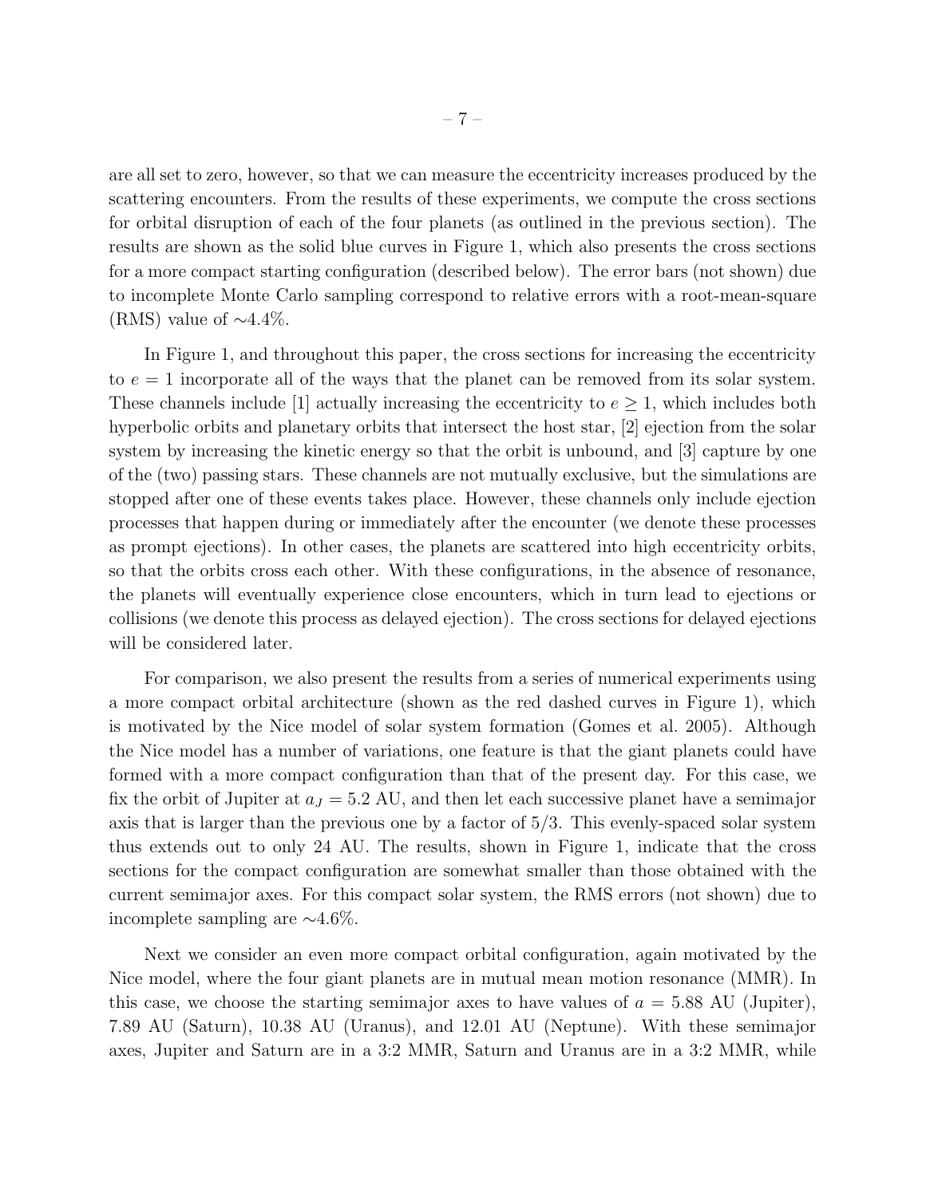are all set to zero, however, so that we can measure the eccentricity increases produced by the scattering encounters. From the results of these experiments, we compute the cross sections for orbital disruption of each of the four planets (as outlined in the previous section). The results are shown as the solid blue curves in Figure 1, which also presents the cross sections for a more compact starting configuration (described below). The error bars (not shown) due to incomplete Monte Carlo sampling correspond to relative errors with a root-mean-square (RMS) value of $\sim$4.4%.

In Figure 1, and throughout this paper, the cross sections for increasing the eccentricity to $e = 1$ incorporate all of the ways that the planet can be removed from its solar system. These channels include [1] actually increasing the eccentricity to $e \geq 1$, which includes both hyperbolic orbits and planetary orbits that intersect the host star, [2] ejection from the solar system by increasing the kinetic energy so that the orbit is unbound, and [3] capture by one of the (two) passing stars. These channels are not mutually exclusive, but the simulations are stopped after one of these events takes place. However, these channels only include ejection processes that happen during or immediately after the encounter (we denote these processes as prompt ejections). In other cases, the planets are scattered into high eccentricity orbits, so that the orbits cross each other. With these configurations, in the absence of resonance, the planets will eventually experience close encounters, which in turn lead to ejections or collisions (we denote this process as delayed ejection). The cross sections for delayed ejections will be considered later.

For comparison, we also present the results from a series of numerical experiments using a more compact orbital architecture (shown as the red dashed curves in Figure 1), which is motivated by the Nice model of solar system formation (Gomes et al. 2005). Although the Nice model has a number of variations, one feature is that the giant planets could have formed with a more compact configuration than that of the present day. For this case, we fix the orbit of Jupiter at $a_J = 5.2$ AU, and then let each successive planet have a semimajor axis that is larger than the previous one by a factor of 5/3. This evenly-spaced solar system thus extends out to only 24 AU. The results, shown in Figure 1, indicate that the cross sections for the compact configuration are somewhat smaller than those obtained with the current semimajor axes. For this compact solar system, the RMS errors (not shown) due to incomplete sampling are $\sim$4.6%.

Next we consider an even more compact orbital configuration, again motivated by the Nice model, where the four giant planets are in mutual mean motion resonance (MMR). In this case, we choose the starting semimajor axes to have values of $a = 5.88$ AU (Jupiter), 7.89 AU (Saturn), 10.38 AU (Uranus), and 12.01 AU (Neptune). With these semimajor axes, Jupiter and Saturn are in a 3:2 MMR, Saturn and Uranus are in a 3:2 MMR, while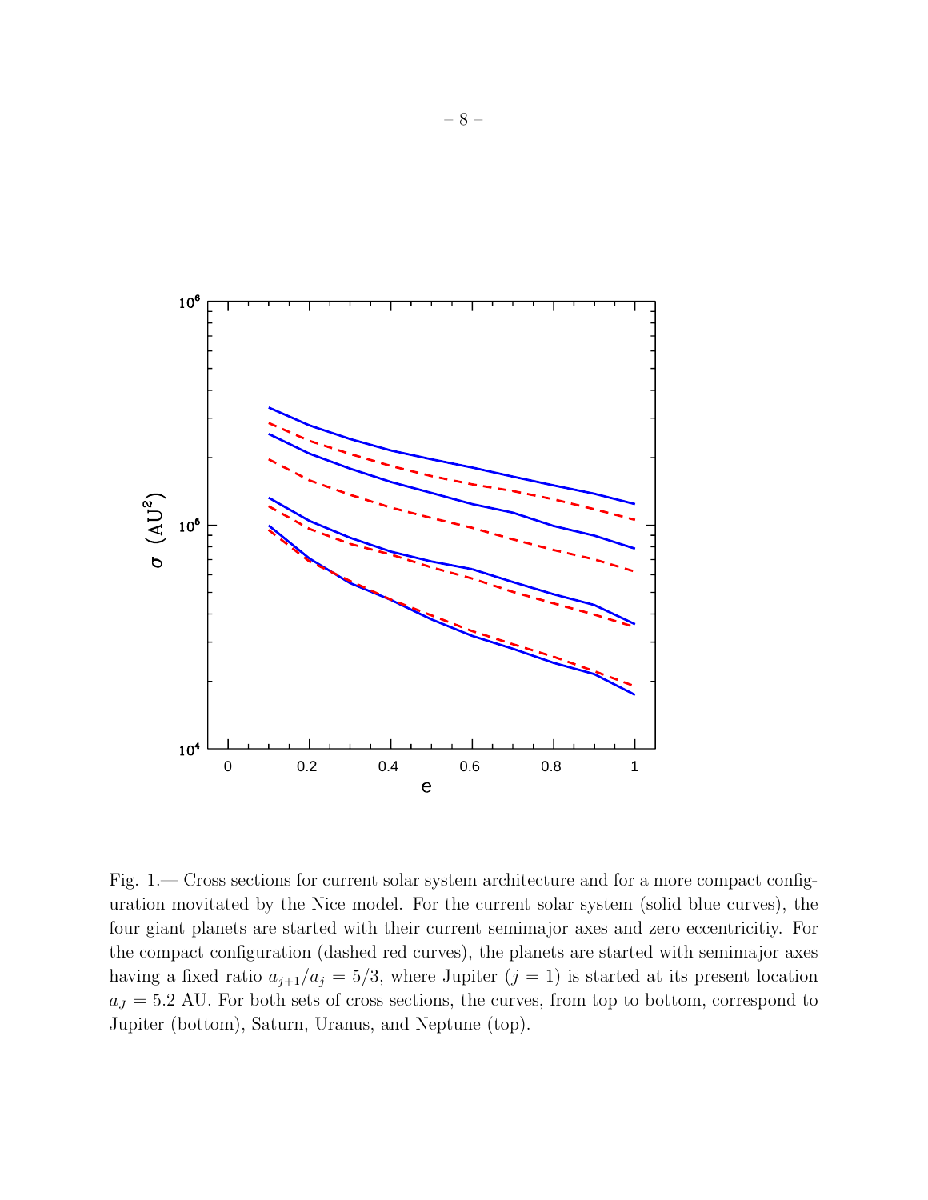Fig. 1.— Cross sections for current solar system architecture and for a more compact configuration movitated by the Nice model. For the current solar system (solid blue curves), the four giant planets are started with their current semimajor axes and zero eccentricitiy. For the compact configuration (dashed red curves), the planets are started with semimajor axes having a fixed ratio $a_{j+1}/a_j = 5/3$, where Jupiter ($j = 1$) is started at its present location $a_J = 5.2$ AU. For both sets of cross sections, the curves, from top to bottom, correspond to Jupiter (bottom), Saturn, Uranus, and Neptune (top).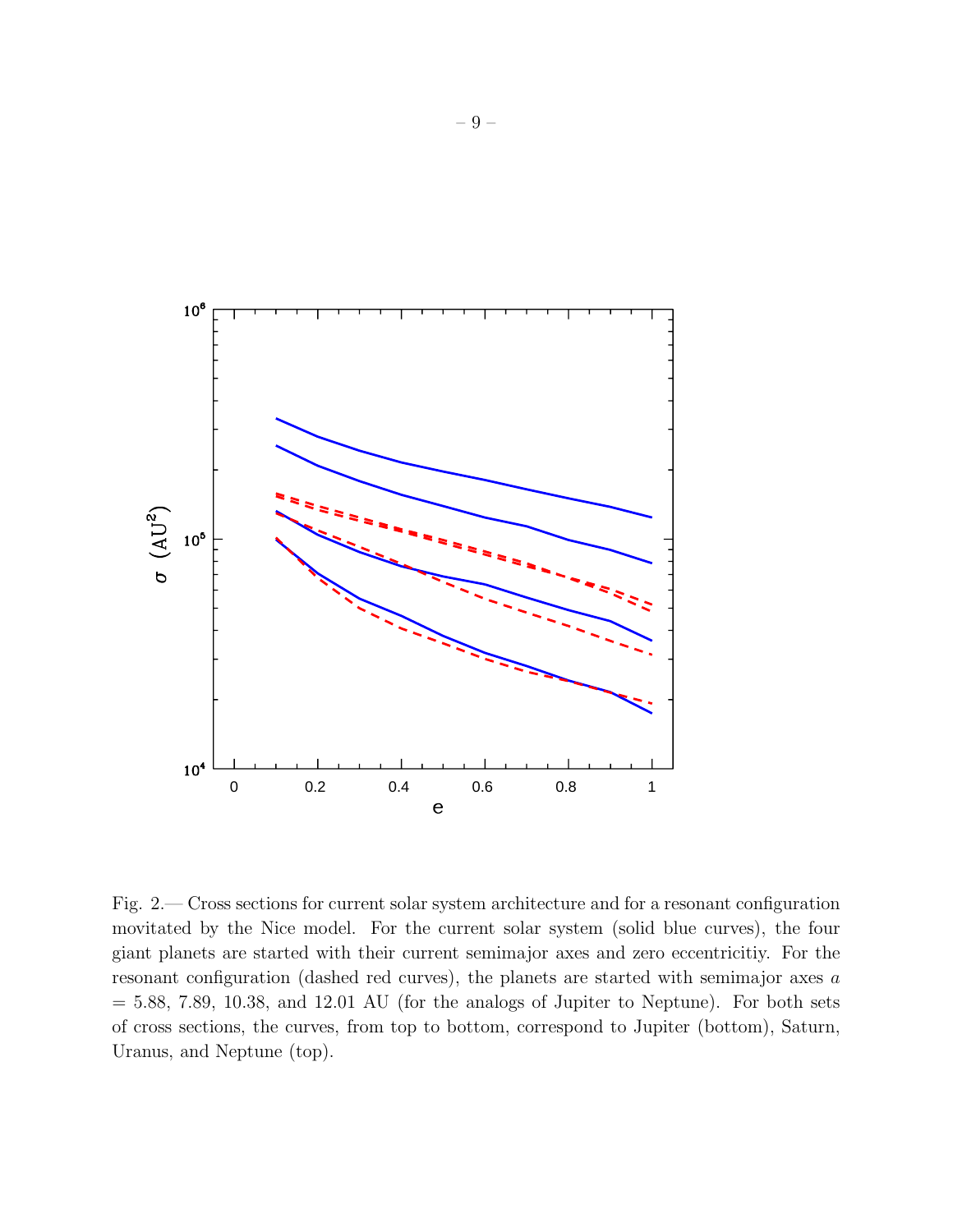Fig. 2.— Cross sections for current solar system architecture and for a resonant configuration movitated by the Nice model. For the current solar system (solid blue curves), the four giant planets are started with their current semimajor axes and zero eccentricitiy. For the resonant configuration (dashed red curves), the planets are started with semimajor axes $a$ = 5.88, 7.89, 10.38, and 12.01 AU (for the analogs of Jupiter to Neptune). For both sets of cross sections, the curves, from top to bottom, correspond to Jupiter (bottom), Saturn, Uranus, and Neptune (top).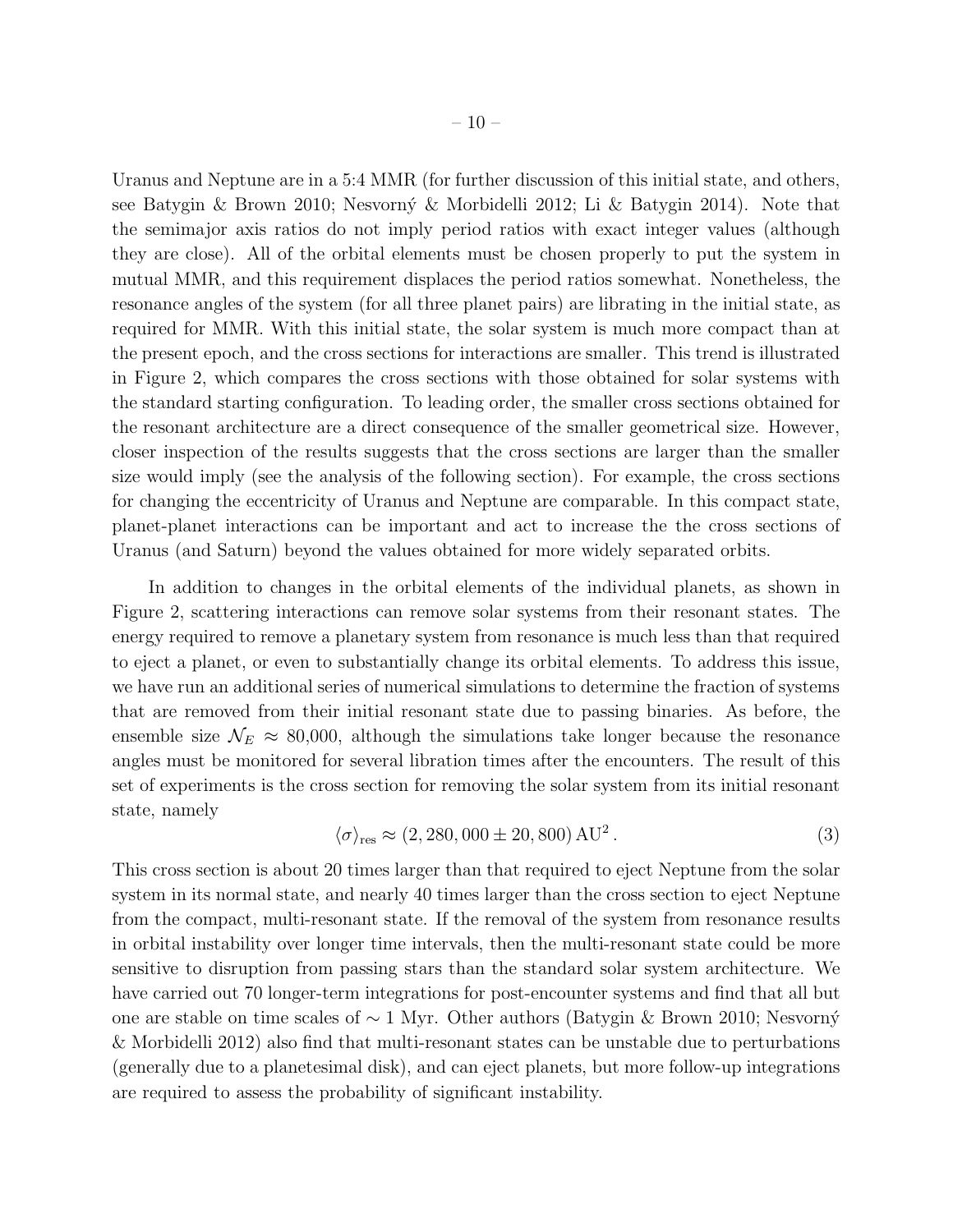Uranus and Neptune are in a 5:4 MMR (for further discussion of this initial state, and others, see Batygin & Brown 2010; Nesvorný & Morbidelli 2012; Li & Batygin 2014). Note that the semimajor axis ratios do not imply period ratios with exact integer values (although they are close). All of the orbital elements must be chosen properly to put the system in mutual MMR, and this requirement displaces the period ratios somewhat. Nonetheless, the resonance angles of the system (for all three planet pairs) are librating in the initial state, as required for MMR. With this initial state, the solar system is much more compact than at the present epoch, and the cross sections for interactions are smaller. This trend is illustrated in Figure 2, which compares the cross sections with those obtained for solar systems with the standard starting configuration. To leading order, the smaller cross sections obtained for the resonant architecture are a direct consequence of the smaller geometrical size. However, closer inspection of the results suggests that the cross sections are larger than the smaller size would imply (see the analysis of the following section). For example, the cross sections for changing the eccentricity of Uranus and Neptune are comparable. In this compact state, planet-planet interactions can be important and act to increase the the cross sections of Uranus (and Saturn) beyond the values obtained for more widely separated orbits.

In addition to changes in the orbital elements of the individual planets, as shown in Figure 2, scattering interactions can remove solar systems from their resonant states. The energy required to remove a planetary system from resonance is much less than that required to eject a planet, or even to substantially change its orbital elements. To address this issue, we have run an additional series of numerical simulations to determine the fraction of systems that are removed from their initial resonant state due to passing binaries. As before, the ensemble size $\mathcal{N}_E \approx 80{,}000$, although the simulations take longer because the resonance angles must be monitored for several libration times after the encounters. The result of this set of experiments is the cross section for removing the solar system from its initial resonant state, namely

$$\langle\sigma\rangle_{\rm res} \approx (2{,}280{,}000 \pm 20{,}800)\,{\rm AU}^2\,. \tag{3}$$

This cross section is about 20 times larger than that required to eject Neptune from the solar system in its normal state, and nearly 40 times larger than the cross section to eject Neptune from the compact, multi-resonant state. If the removal of the system from resonance results in orbital instability over longer time intervals, then the multi-resonant state could be more sensitive to disruption from passing stars than the standard solar system architecture. We have carried out 70 longer-term integrations for post-encounter systems and find that all but one are stable on time scales of $\sim 1$ Myr. Other authors (Batygin & Brown 2010; Nesvorný & Morbidelli 2012) also find that multi-resonant states can be unstable due to perturbations (generally due to a planetesimal disk), and can eject planets, but more follow-up integrations are required to assess the probability of significant instability.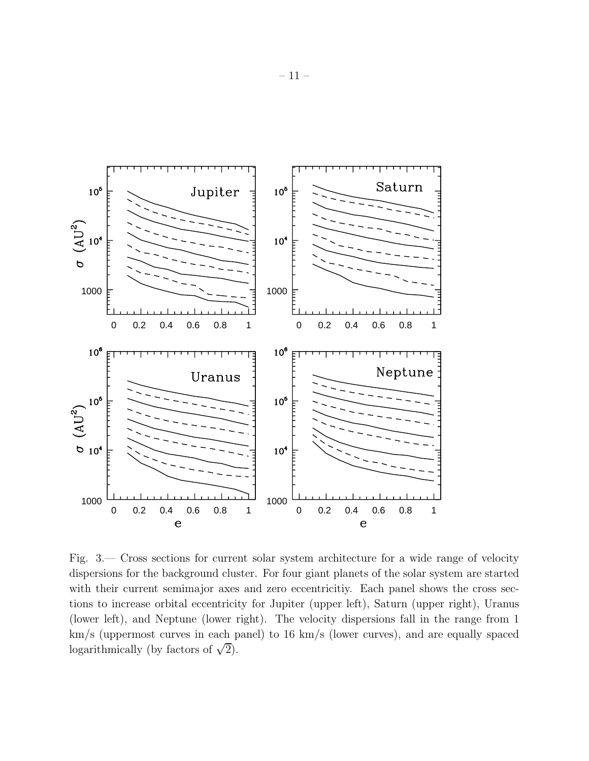Fig. 3.— Cross sections for current solar system architecture for a wide range of velocity dispersions for the background cluster. For four giant planets of the solar system are started with their current semimajor axes and zero eccentricitiy. Each panel shows the cross sections to increase orbital eccentricity for Jupiter (upper left), Saturn (upper right), Uranus (lower left), and Neptune (lower right). The velocity dispersions fall in the range from 1 km/s (uppermost curves in each panel) to 16 km/s (lower curves), and are equally spaced logarithmically (by factors of $\sqrt{2}$).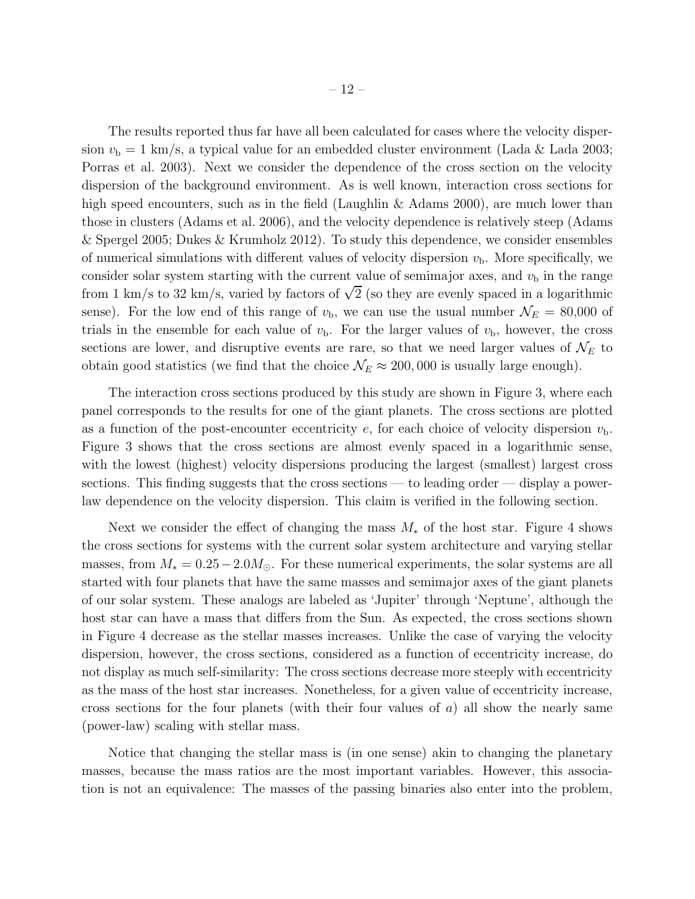The results reported thus far have all been calculated for cases where the velocity dispersion $v_b = 1$ km/s, a typical value for an embedded cluster environment (Lada & Lada 2003; Porras et al. 2003). Next we consider the dependence of the cross section on the velocity dispersion of the background environment. As is well known, interaction cross sections for high speed encounters, such as in the field (Laughlin & Adams 2000), are much lower than those in clusters (Adams et al. 2006), and the velocity dependence is relatively steep (Adams & Spergel 2005; Dukes & Krumholz 2012). To study this dependence, we consider ensembles of numerical simulations with different values of velocity dispersion $v_b$. More specifically, we consider solar system starting with the current value of semimajor axes, and $v_b$ in the range from 1 km/s to 32 km/s, varied by factors of $\sqrt{2}$ (so they are evenly spaced in a logarithmic sense). For the low end of this range of $v_b$, we can use the usual number $\mathcal{N}_E = 80{,}000$ of trials in the ensemble for each value of $v_b$. For the larger values of $v_b$, however, the cross sections are lower, and disruptive events are rare, so that we need larger values of $\mathcal{N}_E$ to obtain good statistics (we find that the choice $\mathcal{N}_E \approx 200{,}000$ is usually large enough).

The interaction cross sections produced by this study are shown in Figure 3, where each panel corresponds to the results for one of the giant planets. The cross sections are plotted as a function of the post-encounter eccentricity $e$, for each choice of velocity dispersion $v_b$. Figure 3 shows that the cross sections are almost evenly spaced in a logarithmic sense, with the lowest (highest) velocity dispersions producing the largest (smallest) largest cross sections. This finding suggests that the cross sections — to leading order — display a power-law dependence on the velocity dispersion. This claim is verified in the following section.

Next we consider the effect of changing the mass $M_*$ of the host star. Figure 4 shows the cross sections for systems with the current solar system architecture and varying stellar masses, from $M_* = 0.25 - 2.0 M_\odot$. For these numerical experiments, the solar systems are all started with four planets that have the same masses and semimajor axes of the giant planets of our solar system. These analogs are labeled as 'Jupiter' through 'Neptune', although the host star can have a mass that differs from the Sun. As expected, the cross sections shown in Figure 4 decrease as the stellar masses increases. Unlike the case of varying the velocity dispersion, however, the cross sections, considered as a function of eccentricity increase, do not display as much self-similarity: The cross sections decrease more steeply with eccentricity as the mass of the host star increases. Nonetheless, for a given value of eccentricity increase, cross sections for the four planets (with their four values of $a$) all show the nearly same (power-law) scaling with stellar mass.

Notice that changing the stellar mass is (in one sense) akin to changing the planetary masses, because the mass ratios are the most important variables. However, this association is not an equivalence: The masses of the passing binaries also enter into the problem,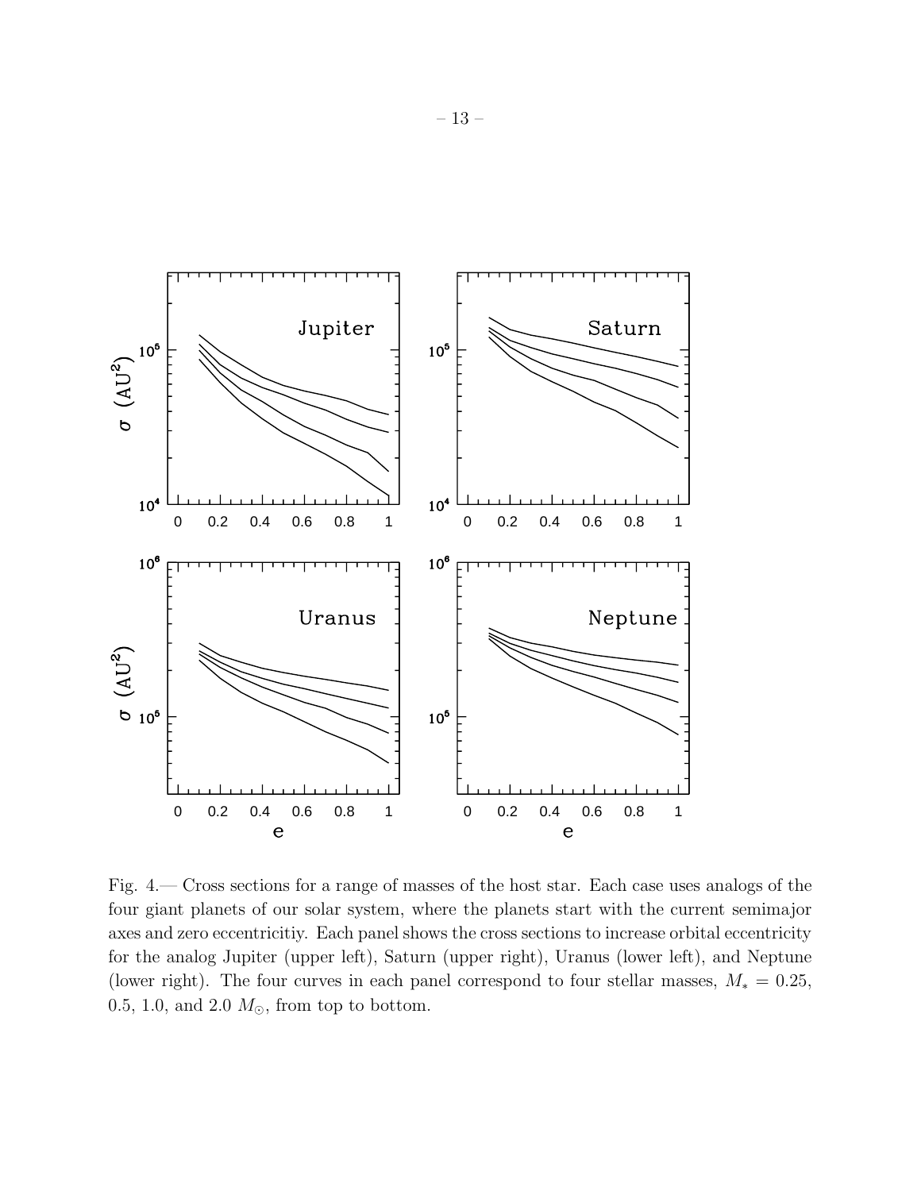Fig. 4.— Cross sections for a range of masses of the host star. Each case uses analogs of the four giant planets of our solar system, where the planets start with the current semimajor axes and zero eccentricitiy. Each panel shows the cross sections to increase orbital eccentricity for the analog Jupiter (upper left), Saturn (upper right), Uranus (lower left), and Neptune (lower right). The four curves in each panel correspond to four stellar masses, $M_* = 0.25$, 0.5, 1.0, and 2.0 $M_\odot$, from top to bottom.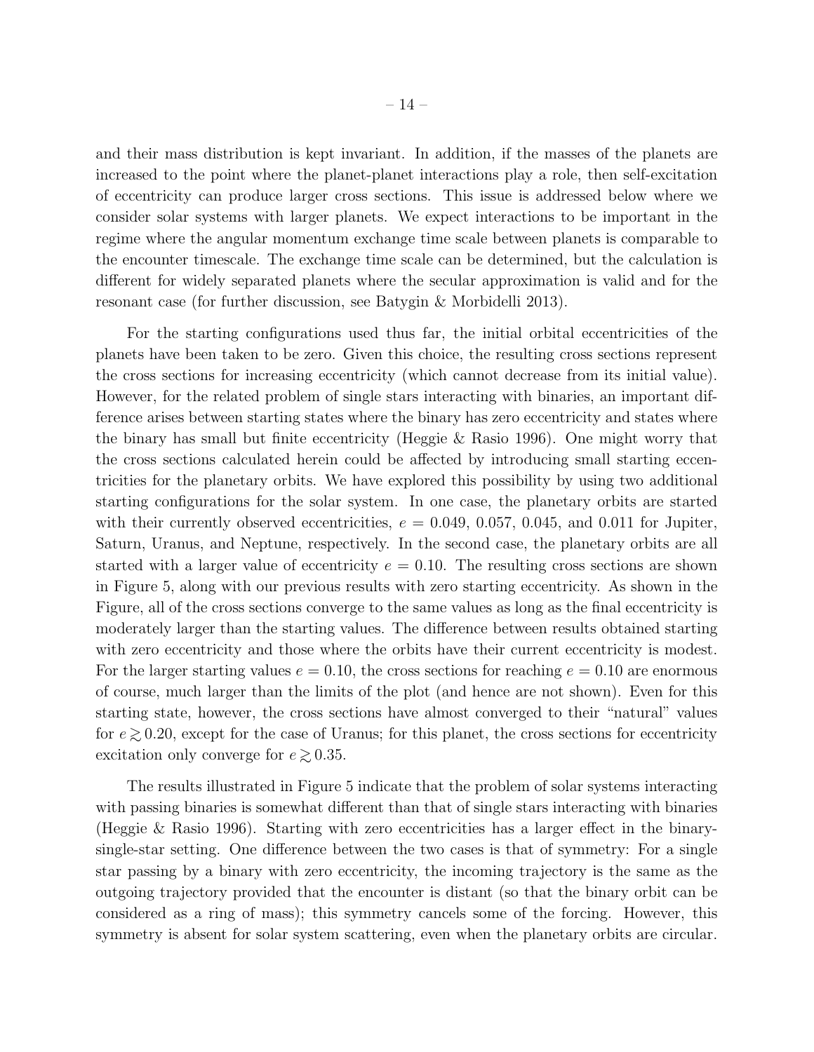and their mass distribution is kept invariant. In addition, if the masses of the planets are increased to the point where the planet-planet interactions play a role, then self-excitation of eccentricity can produce larger cross sections. This issue is addressed below where we consider solar systems with larger planets. We expect interactions to be important in the regime where the angular momentum exchange time scale between planets is comparable to the encounter timescale. The exchange time scale can be determined, but the calculation is different for widely separated planets where the secular approximation is valid and for the resonant case (for further discussion, see Batygin & Morbidelli 2013).

For the starting configurations used thus far, the initial orbital eccentricities of the planets have been taken to be zero. Given this choice, the resulting cross sections represent the cross sections for increasing eccentricity (which cannot decrease from its initial value). However, for the related problem of single stars interacting with binaries, an important difference arises between starting states where the binary has zero eccentricity and states where the binary has small but finite eccentricity (Heggie & Rasio 1996). One might worry that the cross sections calculated herein could be affected by introducing small starting eccentricities for the planetary orbits. We have explored this possibility by using two additional starting configurations for the solar system. In one case, the planetary orbits are started with their currently observed eccentricities, $e$ = 0.049, 0.057, 0.045, and 0.011 for Jupiter, Saturn, Uranus, and Neptune, respectively. In the second case, the planetary orbits are all started with a larger value of eccentricity $e = 0.10$. The resulting cross sections are shown in Figure 5, along with our previous results with zero starting eccentricity. As shown in the Figure, all of the cross sections converge to the same values as long as the final eccentricity is moderately larger than the starting values. The difference between results obtained starting with zero eccentricity and those where the orbits have their current eccentricity is modest. For the larger starting values $e = 0.10$, the cross sections for reaching $e = 0.10$ are enormous of course, much larger than the limits of the plot (and hence are not shown). Even for this starting state, however, the cross sections have almost converged to their "natural" values for $e \gtrsim 0.20$, except for the case of Uranus; for this planet, the cross sections for eccentricity excitation only converge for $e \gtrsim 0.35$.

The results illustrated in Figure 5 indicate that the problem of solar systems interacting with passing binaries is somewhat different than that of single stars interacting with binaries (Heggie & Rasio 1996). Starting with zero eccentricities has a larger effect in the binary-single-star setting. One difference between the two cases is that of symmetry: For a single star passing by a binary with zero eccentricity, the incoming trajectory is the same as the outgoing trajectory provided that the encounter is distant (so that the binary orbit can be considered as a ring of mass); this symmetry cancels some of the forcing. However, this symmetry is absent for solar system scattering, even when the planetary orbits are circular.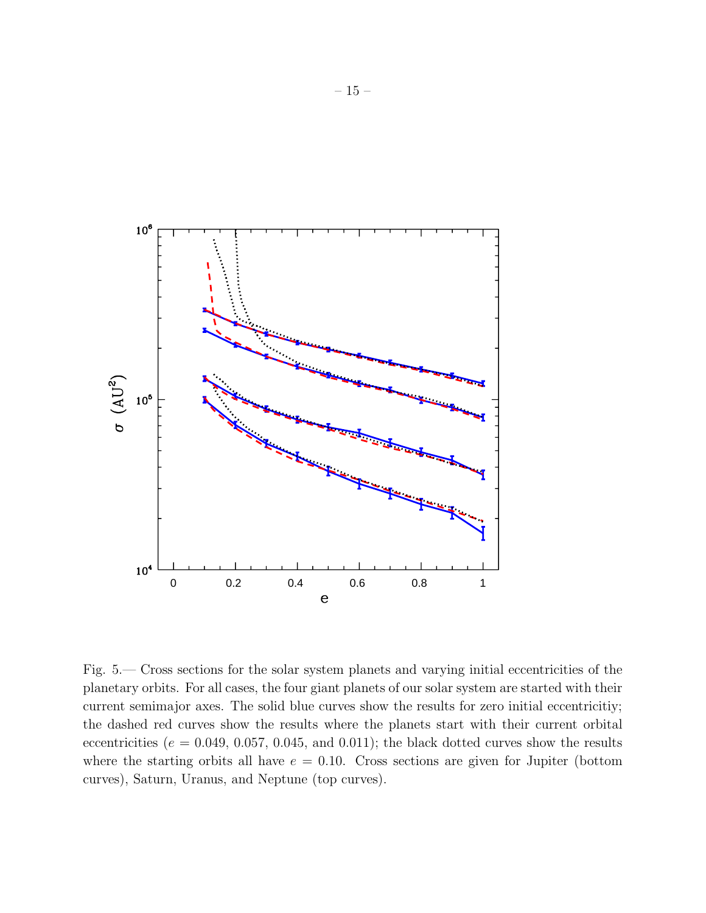Fig. 5.— Cross sections for the solar system planets and varying initial eccentricities of the planetary orbits. For all cases, the four giant planets of our solar system are started with their current semimajor axes. The solid blue curves show the results for zero initial eccentricitiy; the dashed red curves show the results where the planets start with their current orbital eccentricities ($e = 0.049$, 0.057, 0.045, and 0.011); the black dotted curves show the results where the starting orbits all have $e = 0.10$. Cross sections are given for Jupiter (bottom curves), Saturn, Uranus, and Neptune (top curves).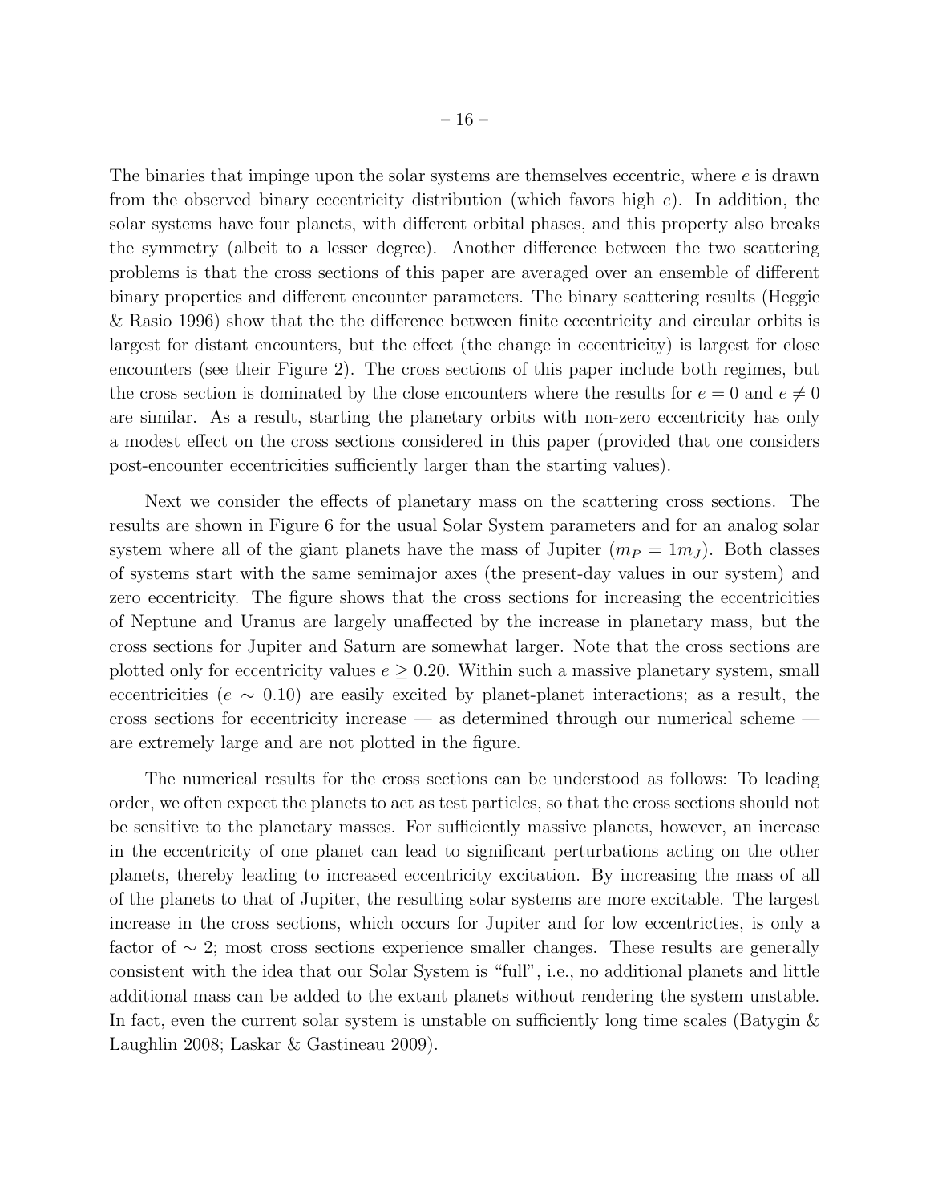The binaries that impinge upon the solar systems are themselves eccentric, where $e$ is drawn from the observed binary eccentricity distribution (which favors high $e$). In addition, the solar systems have four planets, with different orbital phases, and this property also breaks the symmetry (albeit to a lesser degree). Another difference between the two scattering problems is that the cross sections of this paper are averaged over an ensemble of different binary properties and different encounter parameters. The binary scattering results (Heggie & Rasio 1996) show that the the difference between finite eccentricity and circular orbits is largest for distant encounters, but the effect (the change in eccentricity) is largest for close encounters (see their Figure 2). The cross sections of this paper include both regimes, but the cross section is dominated by the close encounters where the results for $e = 0$ and $e \neq 0$ are similar. As a result, starting the planetary orbits with non-zero eccentricity has only a modest effect on the cross sections considered in this paper (provided that one considers post-encounter eccentricities sufficiently larger than the starting values).

Next we consider the effects of planetary mass on the scattering cross sections. The results are shown in Figure 6 for the usual Solar System parameters and for an analog solar system where all of the giant planets have the mass of Jupiter ($m_P = 1m_J$). Both classes of systems start with the same semimajor axes (the present-day values in our system) and zero eccentricity. The figure shows that the cross sections for increasing the eccentricities of Neptune and Uranus are largely unaffected by the increase in planetary mass, but the cross sections for Jupiter and Saturn are somewhat larger. Note that the cross sections are plotted only for eccentricity values $e \geq 0.20$. Within such a massive planetary system, small eccentricities ($e \sim 0.10$) are easily excited by planet-planet interactions; as a result, the cross sections for eccentricity increase — as determined through our numerical scheme — are extremely large and are not plotted in the figure.

The numerical results for the cross sections can be understood as follows: To leading order, we often expect the planets to act as test particles, so that the cross sections should not be sensitive to the planetary masses. For sufficiently massive planets, however, an increase in the eccentricity of one planet can lead to significant perturbations acting on the other planets, thereby leading to increased eccentricity excitation. By increasing the mass of all of the planets to that of Jupiter, the resulting solar systems are more excitable. The largest increase in the cross sections, which occurs for Jupiter and for low eccentricities, is only a factor of $\sim 2$; most cross sections experience smaller changes. These results are generally consistent with the idea that our Solar System is "full", i.e., no additional planets and little additional mass can be added to the extant planets without rendering the system unstable. In fact, even the current solar system is unstable on sufficiently long time scales (Batygin & Laughlin 2008; Laskar & Gastineau 2009).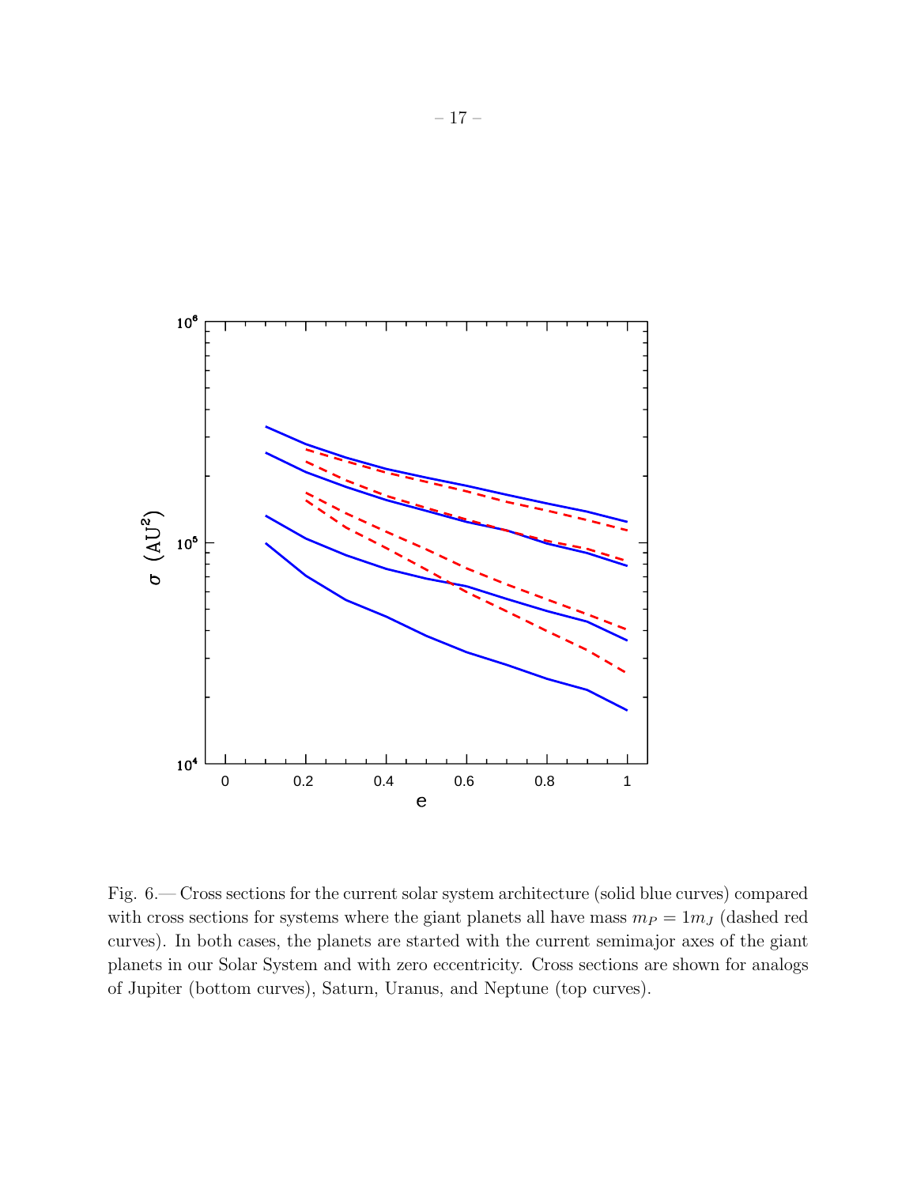Fig. 6.— Cross sections for the current solar system architecture (solid blue curves) compared with cross sections for systems where the giant planets all have mass $m_P = 1 m_J$ (dashed red curves). In both cases, the planets are started with the current semimajor axes of the giant planets in our Solar System and with zero eccentricity. Cross sections are shown for analogs of Jupiter (bottom curves), Saturn, Uranus, and Neptune (top curves).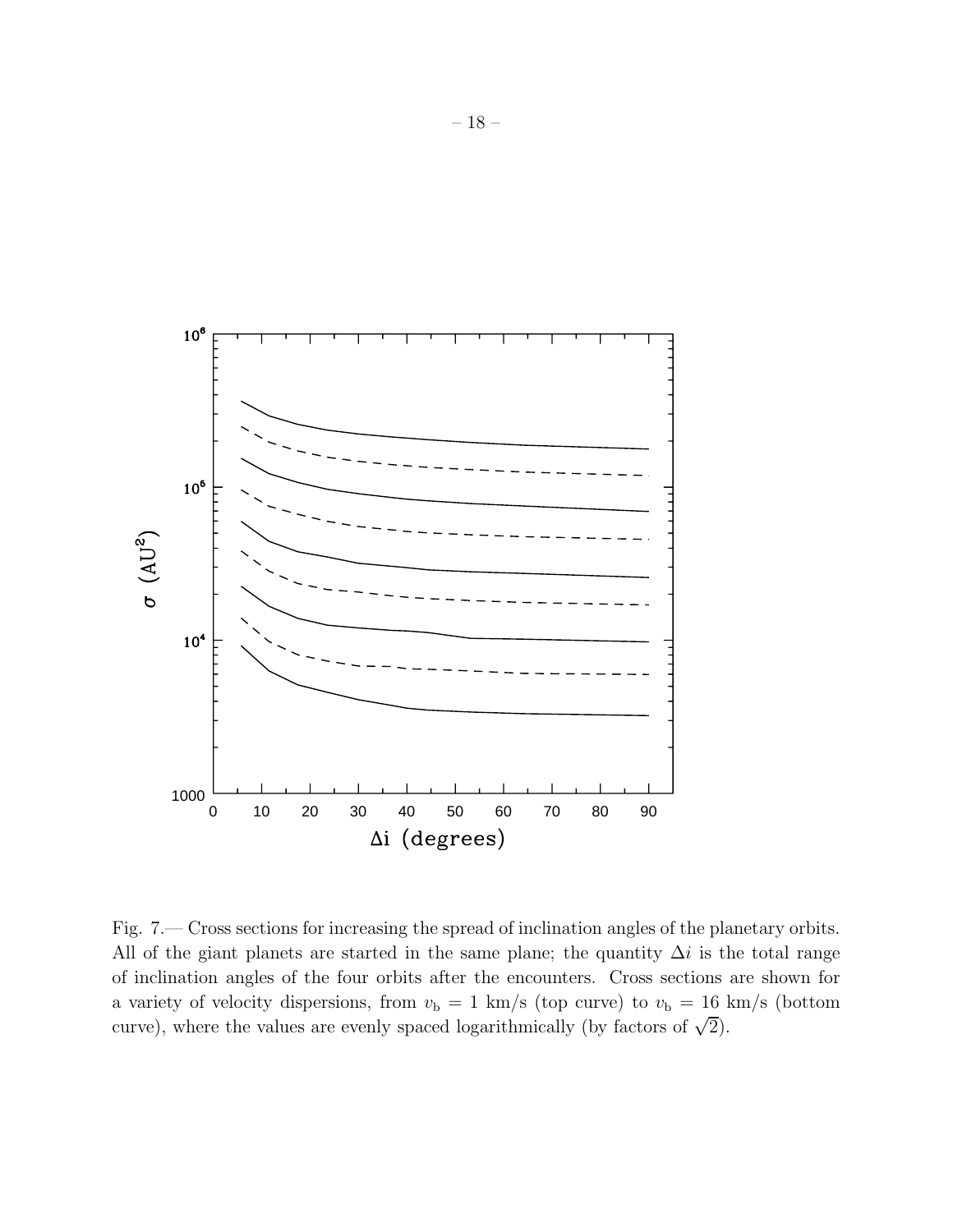Fig. 7.— Cross sections for increasing the spread of inclination angles of the planetary orbits. All of the giant planets are started in the same plane; the quantity $\Delta i$ is the total range of inclination angles of the four orbits after the encounters. Cross sections are shown for a variety of velocity dispersions, from $v_b$ = 1 km/s (top curve) to $v_b$ = 16 km/s (bottom curve), where the values are evenly spaced logarithmically (by factors of $\sqrt{2}$).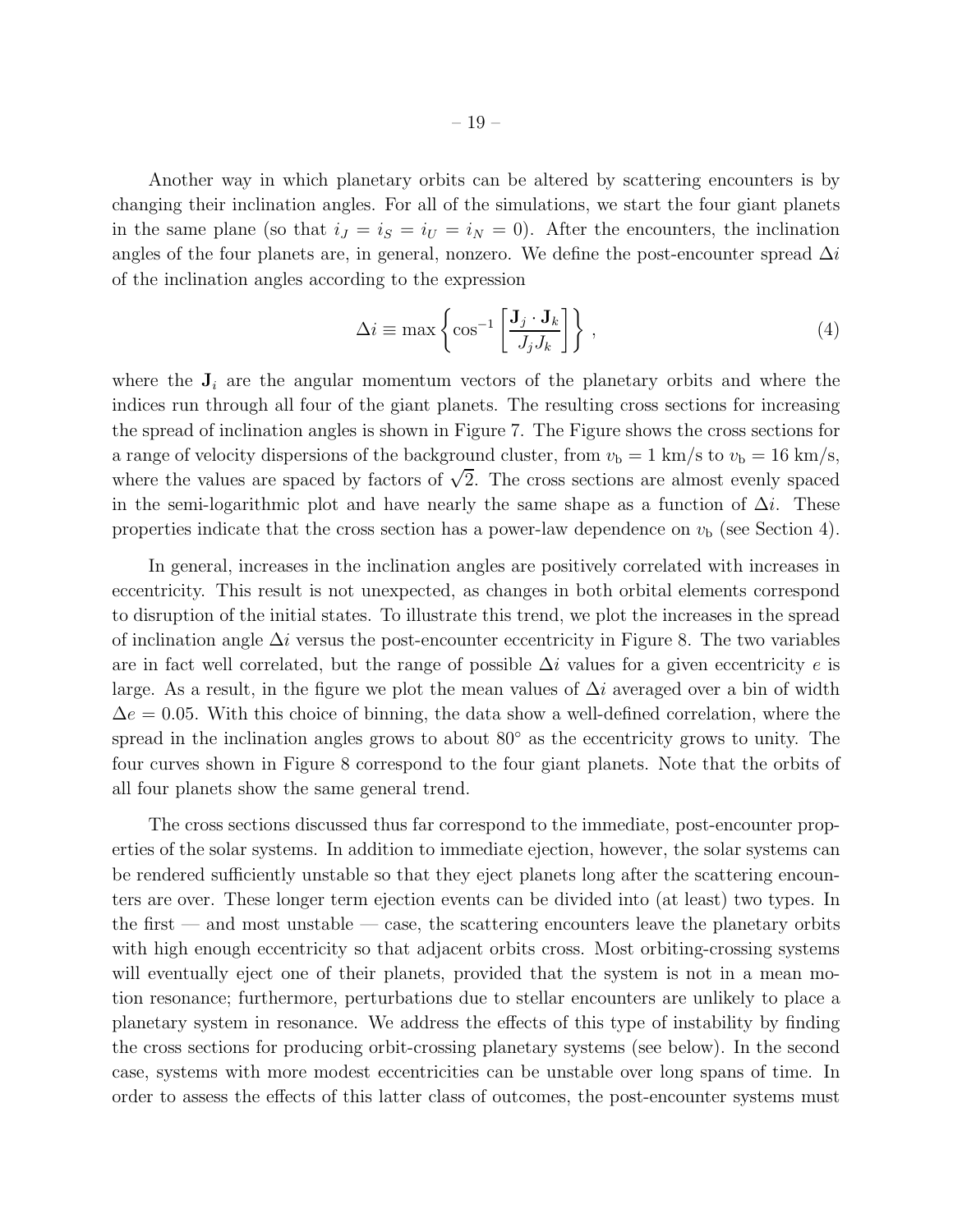Another way in which planetary orbits can be altered by scattering encounters is by changing their inclination angles. For all of the simulations, we start the four giant planets in the same plane (so that $i_J = i_S = i_U = i_N = 0$). After the encounters, the inclination angles of the four planets are, in general, nonzero. We define the post-encounter spread $\Delta i$ of the inclination angles according to the expression

$$\Delta i \equiv \max \left\{ \cos^{-1} \left[ \frac{\mathbf{J}_j \cdot \mathbf{J}_k}{J_j J_k} \right] \right\} , \tag{4}$$

where the $\mathbf{J}_i$ are the angular momentum vectors of the planetary orbits and where the indices run through all four of the giant planets. The resulting cross sections for increasing the spread of inclination angles is shown in Figure 7. The Figure shows the cross sections for a range of velocity dispersions of the background cluster, from $v_\mathrm{b} = 1$ km/s to $v_\mathrm{b} = 16$ km/s, where the values are spaced by factors of $\sqrt{2}$. The cross sections are almost evenly spaced in the semi-logarithmic plot and have nearly the same shape as a function of $\Delta i$. These properties indicate that the cross section has a power-law dependence on $v_\mathrm{b}$ (see Section 4).

In general, increases in the inclination angles are positively correlated with increases in eccentricity. This result is not unexpected, as changes in both orbital elements correspond to disruption of the initial states. To illustrate this trend, we plot the increases in the spread of inclination angle $\Delta i$ versus the post-encounter eccentricity in Figure 8. The two variables are in fact well correlated, but the range of possible $\Delta i$ values for a given eccentricity $e$ is large. As a result, in the figure we plot the mean values of $\Delta i$ averaged over a bin of width $\Delta e = 0.05$. With this choice of binning, the data show a well-defined correlation, where the spread in the inclination angles grows to about $80^\circ$ as the eccentricity grows to unity. The four curves shown in Figure 8 correspond to the four giant planets. Note that the orbits of all four planets show the same general trend.

The cross sections discussed thus far correspond to the immediate, post-encounter properties of the solar systems. In addition to immediate ejection, however, the solar systems can be rendered sufficiently unstable so that they eject planets long after the scattering encounters are over. These longer term ejection events can be divided into (at least) two types. In the first — and most unstable — case, the scattering encounters leave the planetary orbits with high enough eccentricity so that adjacent orbits cross. Most orbiting-crossing systems will eventually eject one of their planets, provided that the system is not in a mean motion resonance; furthermore, perturbations due to stellar encounters are unlikely to place a planetary system in resonance. We address the effects of this type of instability by finding the cross sections for producing orbit-crossing planetary systems (see below). In the second case, systems with more modest eccentricities can be unstable over long spans of time. In order to assess the effects of this latter class of outcomes, the post-encounter systems must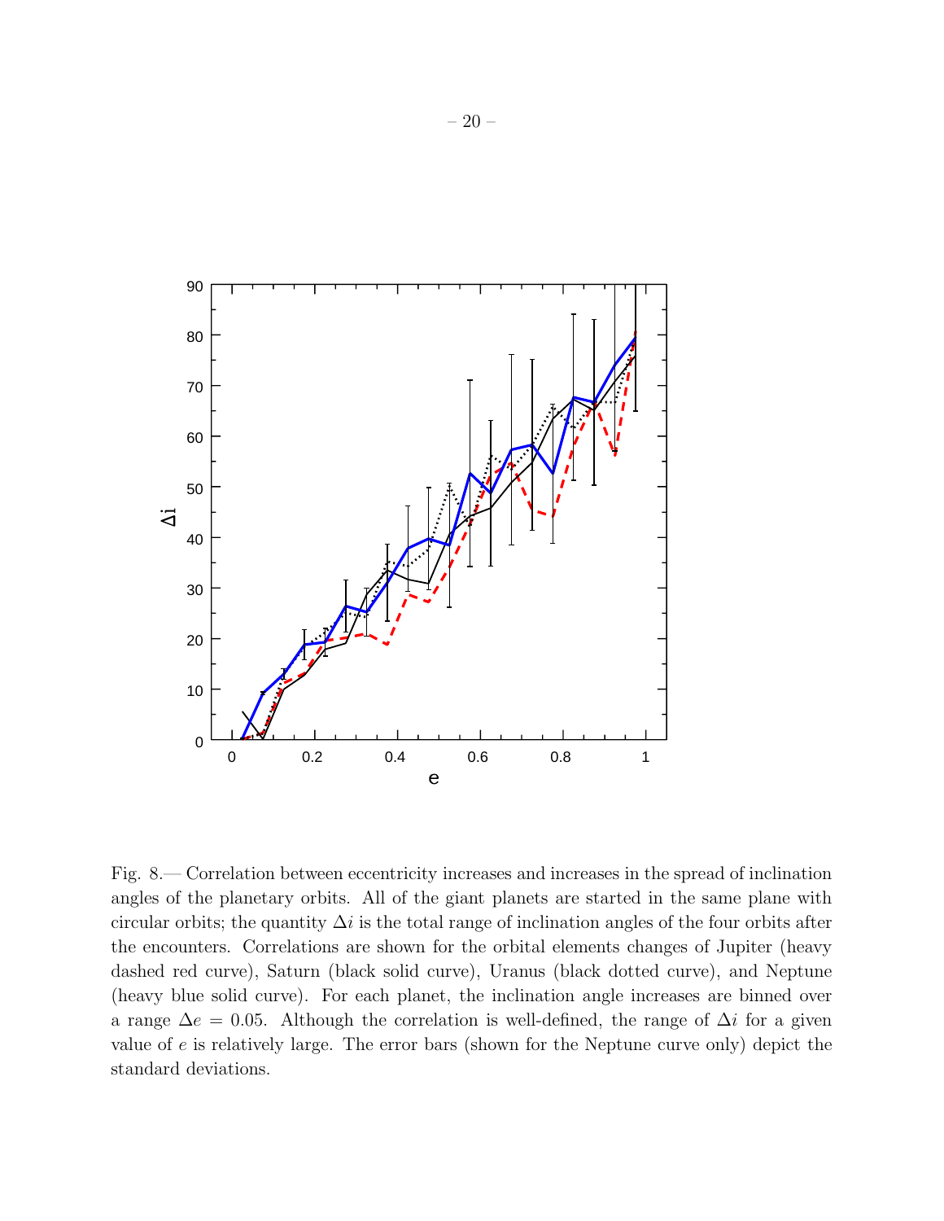Fig. 8.— Correlation between eccentricity increases and increases in the spread of inclination angles of the planetary orbits. All of the giant planets are started in the same plane with circular orbits; the quantity $\Delta i$ is the total range of inclination angles of the four orbits after the encounters. Correlations are shown for the orbital elements changes of Jupiter (heavy dashed red curve), Saturn (black solid curve), Uranus (black dotted curve), and Neptune (heavy blue solid curve). For each planet, the inclination angle increases are binned over a range $\Delta e = 0.05$. Although the correlation is well-defined, the range of $\Delta i$ for a given value of $e$ is relatively large. The error bars (shown for the Neptune curve only) depict the standard deviations.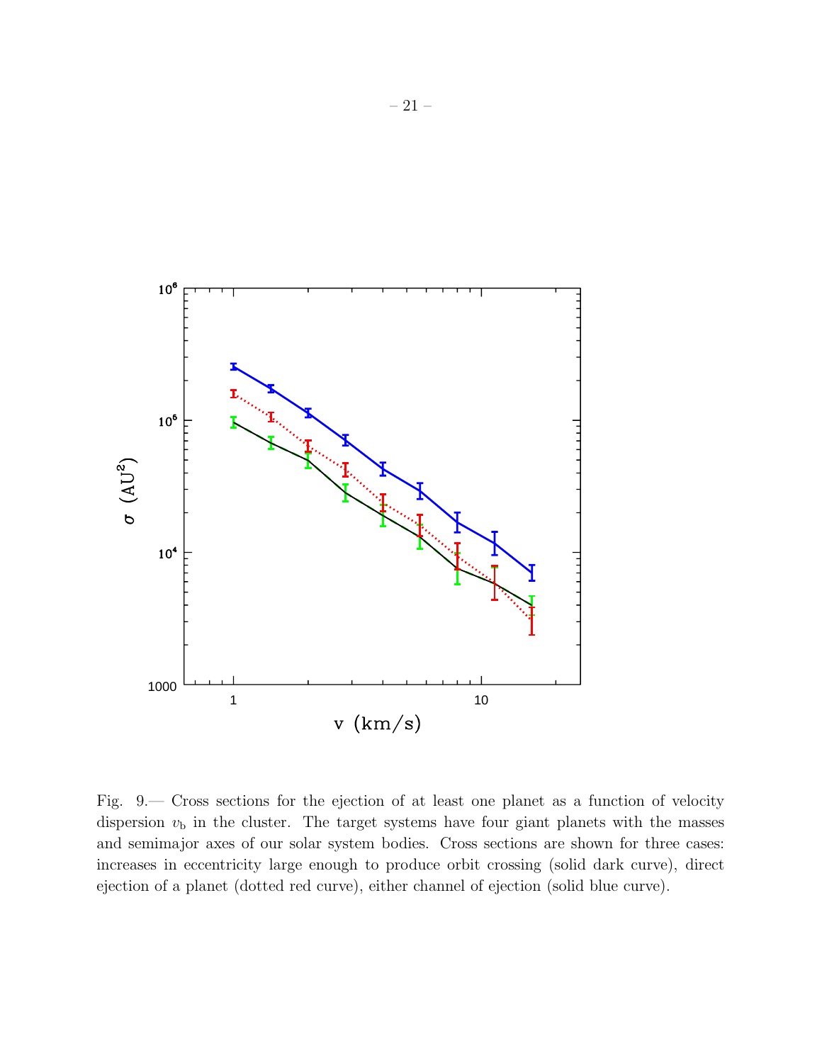Fig. 9.— Cross sections for the ejection of at least one planet as a function of velocity dispersion $v_{\rm b}$ in the cluster. The target systems have four giant planets with the masses and semimajor axes of our solar system bodies. Cross sections are shown for three cases: increases in eccentricity large enough to produce orbit crossing (solid dark curve), direct ejection of a planet (dotted red curve), either channel of ejection (solid blue curve).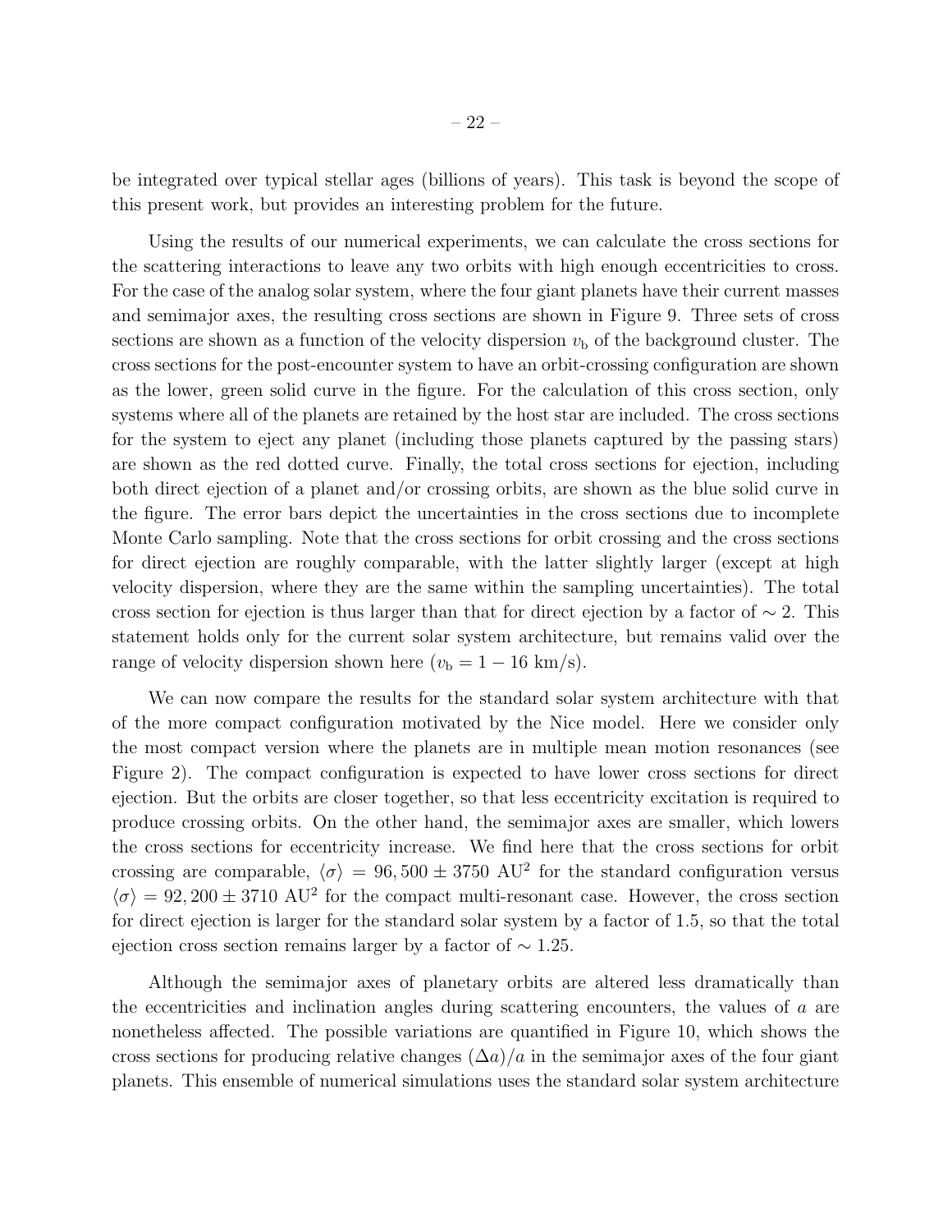be integrated over typical stellar ages (billions of years). This task is beyond the scope of this present work, but provides an interesting problem for the future.

Using the results of our numerical experiments, we can calculate the cross sections for the scattering interactions to leave any two orbits with high enough eccentricities to cross. For the case of the analog solar system, where the four giant planets have their current masses and semimajor axes, the resulting cross sections are shown in Figure 9. Three sets of cross sections are shown as a function of the velocity dispersion $v_{\rm b}$ of the background cluster. The cross sections for the post-encounter system to have an orbit-crossing configuration are shown as the lower, green solid curve in the figure. For the calculation of this cross section, only systems where all of the planets are retained by the host star are included. The cross sections for the system to eject any planet (including those planets captured by the passing stars) are shown as the red dotted curve. Finally, the total cross sections for ejection, including both direct ejection of a planet and/or crossing orbits, are shown as the blue solid curve in the figure. The error bars depict the uncertainties in the cross sections due to incomplete Monte Carlo sampling. Note that the cross sections for orbit crossing and the cross sections for direct ejection are roughly comparable, with the latter slightly larger (except at high velocity dispersion, where they are the same within the sampling uncertainties). The total cross section for ejection is thus larger than that for direct ejection by a factor of $\sim 2$. This statement holds only for the current solar system architecture, but remains valid over the range of velocity dispersion shown here ($v_{\rm b} = 1 - 16$ km/s).

We can now compare the results for the standard solar system architecture with that of the more compact configuration motivated by the Nice model. Here we consider only the most compact version where the planets are in multiple mean motion resonances (see Figure 2). The compact configuration is expected to have lower cross sections for direct ejection. But the orbits are closer together, so that less eccentricity excitation is required to produce crossing orbits. On the other hand, the semimajor axes are smaller, which lowers the cross sections for eccentricity increase. We find here that the cross sections for orbit crossing are comparable, $\langle\sigma\rangle = 96,500 \pm 3750$ AU$^2$ for the standard configuration versus $\langle\sigma\rangle = 92,200 \pm 3710$ AU$^2$ for the compact multi-resonant case. However, the cross section for direct ejection is larger for the standard solar system by a factor of 1.5, so that the total ejection cross section remains larger by a factor of $\sim 1.25$.

Although the semimajor axes of planetary orbits are altered less dramatically than the eccentricities and inclination angles during scattering encounters, the values of $a$ are nonetheless affected. The possible variations are quantified in Figure 10, which shows the cross sections for producing relative changes $(\Delta a)/a$ in the semimajor axes of the four giant planets. This ensemble of numerical simulations uses the standard solar system architecture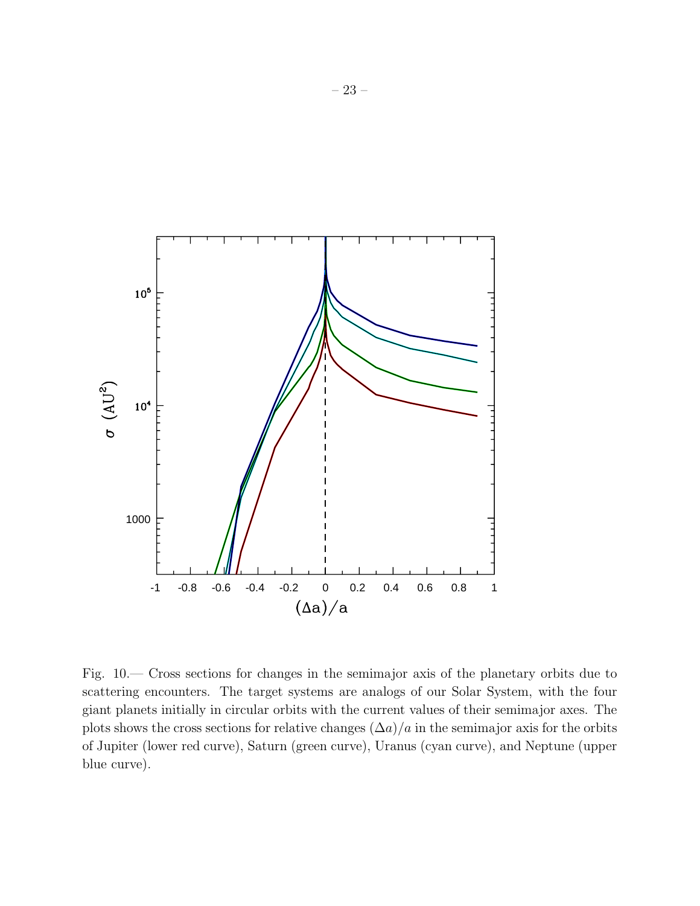Fig. 10.— Cross sections for changes in the semimajor axis of the planetary orbits due to scattering encounters. The target systems are analogs of our Solar System, with the four giant planets initially in circular orbits with the current values of their semimajor axes. The plots shows the cross sections for relative changes $(\Delta a)/a$ in the semimajor axis for the orbits of Jupiter (lower red curve), Saturn (green curve), Uranus (cyan curve), and Neptune (upper blue curve).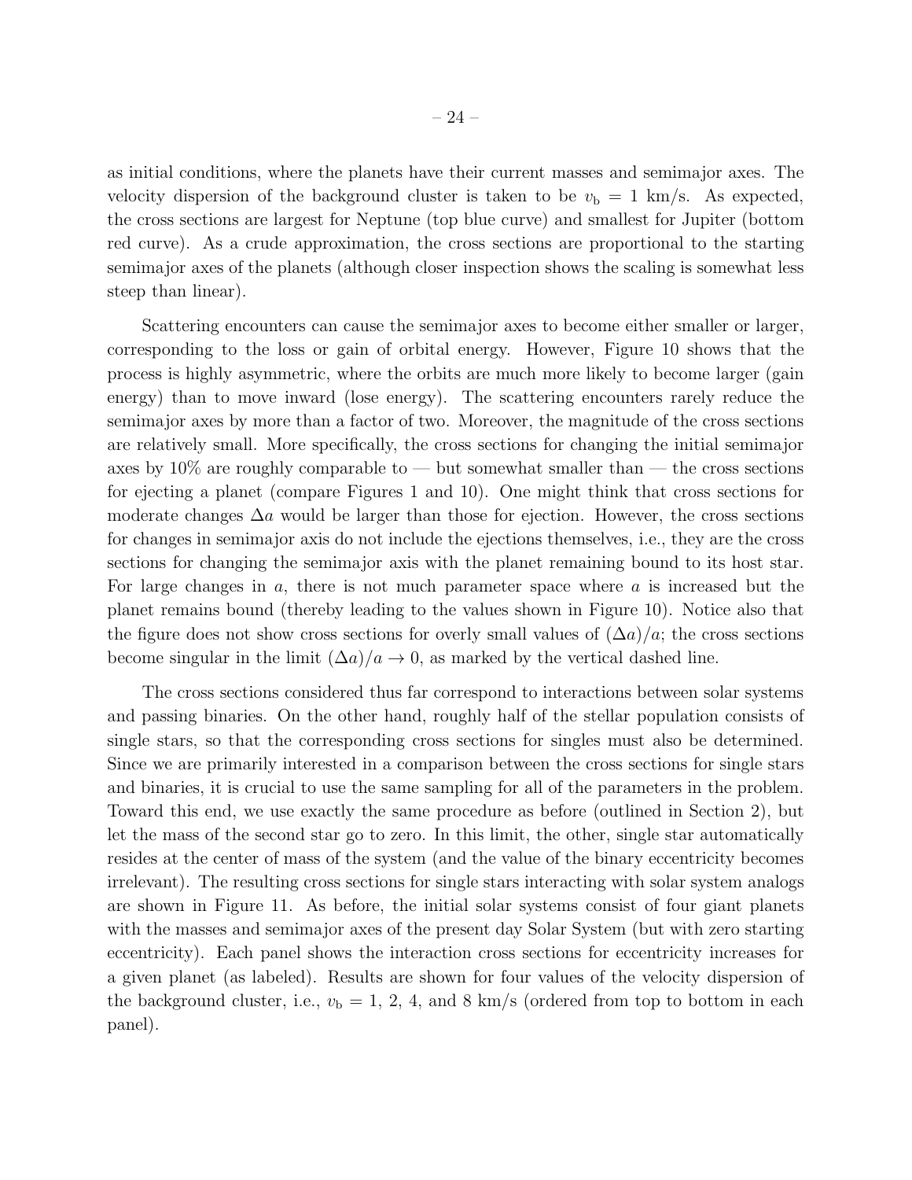as initial conditions, where the planets have their current masses and semimajor axes. The velocity dispersion of the background cluster is taken to be $v_{\rm b} = 1$ km/s. As expected, the cross sections are largest for Neptune (top blue curve) and smallest for Jupiter (bottom red curve). As a crude approximation, the cross sections are proportional to the starting semimajor axes of the planets (although closer inspection shows the scaling is somewhat less steep than linear).

Scattering encounters can cause the semimajor axes to become either smaller or larger, corresponding to the loss or gain of orbital energy. However, Figure 10 shows that the process is highly asymmetric, where the orbits are much more likely to become larger (gain energy) than to move inward (lose energy). The scattering encounters rarely reduce the semimajor axes by more than a factor of two. Moreover, the magnitude of the cross sections are relatively small. More specifically, the cross sections for changing the initial semimajor axes by 10% are roughly comparable to — but somewhat smaller than — the cross sections for ejecting a planet (compare Figures 1 and 10). One might think that cross sections for moderate changes $\Delta a$ would be larger than those for ejection. However, the cross sections for changes in semimajor axis do not include the ejections themselves, i.e., they are the cross sections for changing the semimajor axis with the planet remaining bound to its host star. For large changes in $a$, there is not much parameter space where $a$ is increased but the planet remains bound (thereby leading to the values shown in Figure 10). Notice also that the figure does not show cross sections for overly small values of $(\Delta a)/a$; the cross sections become singular in the limit $(\Delta a)/a \to 0$, as marked by the vertical dashed line.

The cross sections considered thus far correspond to interactions between solar systems and passing binaries. On the other hand, roughly half of the stellar population consists of single stars, so that the corresponding cross sections for singles must also be determined. Since we are primarily interested in a comparison between the cross sections for single stars and binaries, it is crucial to use the same sampling for all of the parameters in the problem. Toward this end, we use exactly the same procedure as before (outlined in Section 2), but let the mass of the second star go to zero. In this limit, the other, single star automatically resides at the center of mass of the system (and the value of the binary eccentricity becomes irrelevant). The resulting cross sections for single stars interacting with solar system analogs are shown in Figure 11. As before, the initial solar systems consist of four giant planets with the masses and semimajor axes of the present day Solar System (but with zero starting eccentricity). Each panel shows the interaction cross sections for eccentricity increases for a given planet (as labeled). Results are shown for four values of the velocity dispersion of the background cluster, i.e., $v_{\rm b} = 1$, 2, 4, and 8 km/s (ordered from top to bottom in each panel).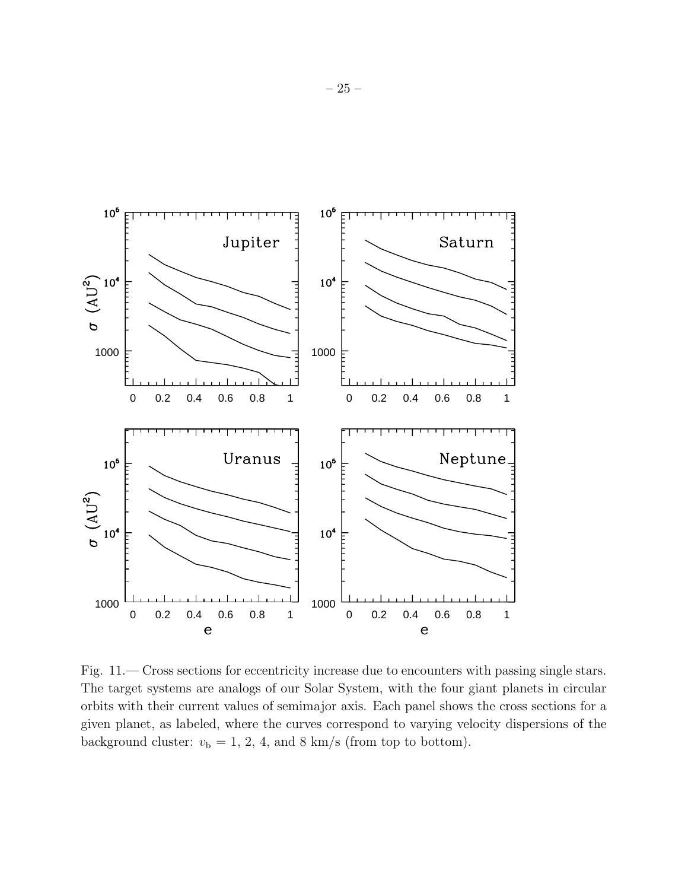Fig. 11.— Cross sections for eccentricity increase due to encounters with passing single stars. The target systems are analogs of our Solar System, with the four giant planets in circular orbits with their current values of semimajor axis. Each panel shows the cross sections for a given planet, as labeled, where the curves correspond to varying velocity dispersions of the background cluster: $v_b$ = 1, 2, 4, and 8 km/s (from top to bottom).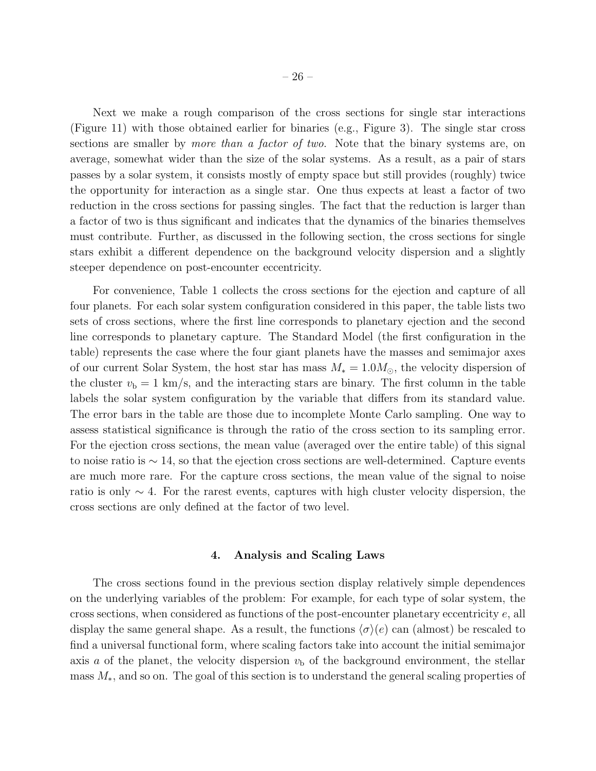Next we make a rough comparison of the cross sections for single star interactions (Figure 11) with those obtained earlier for binaries (e.g., Figure 3). The single star cross sections are smaller by *more than a factor of two*. Note that the binary systems are, on average, somewhat wider than the size of the solar systems. As a result, as a pair of stars passes by a solar system, it consists mostly of empty space but still provides (roughly) twice the opportunity for interaction as a single star. One thus expects at least a factor of two reduction in the cross sections for passing singles. The fact that the reduction is larger than a factor of two is thus significant and indicates that the dynamics of the binaries themselves must contribute. Further, as discussed in the following section, the cross sections for single stars exhibit a different dependence on the background velocity dispersion and a slightly steeper dependence on post-encounter eccentricity.

For convenience, Table 1 collects the cross sections for the ejection and capture of all four planets. For each solar system configuration considered in this paper, the table lists two sets of cross sections, where the first line corresponds to planetary ejection and the second line corresponds to planetary capture. The Standard Model (the first configuration in the table) represents the case where the four giant planets have the masses and semimajor axes of our current Solar System, the host star has mass $M_* = 1.0 M_\odot$, the velocity dispersion of the cluster $v_b = 1$ km/s, and the interacting stars are binary. The first column in the table labels the solar system configuration by the variable that differs from its standard value. The error bars in the table are those due to incomplete Monte Carlo sampling. One way to assess statistical significance is through the ratio of the cross section to its sampling error. For the ejection cross sections, the mean value (averaged over the entire table) of this signal to noise ratio is $\sim 14$, so that the ejection cross sections are well-determined. Capture events are much more rare. For the capture cross sections, the mean value of the signal to noise ratio is only $\sim 4$. For the rarest events, captures with high cluster velocity dispersion, the cross sections are only defined at the factor of two level.

## 4. Analysis and Scaling Laws

The cross sections found in the previous section display relatively simple dependences on the underlying variables of the problem: For example, for each type of solar system, the cross sections, when considered as functions of the post-encounter planetary eccentricity $e$, all display the same general shape. As a result, the functions $\langle \sigma \rangle (e)$ can (almost) be rescaled to find a universal functional form, where scaling factors take into account the initial semimajor axis $a$ of the planet, the velocity dispersion $v_b$ of the background environment, the stellar mass $M_*$, and so on. The goal of this section is to understand the general scaling properties of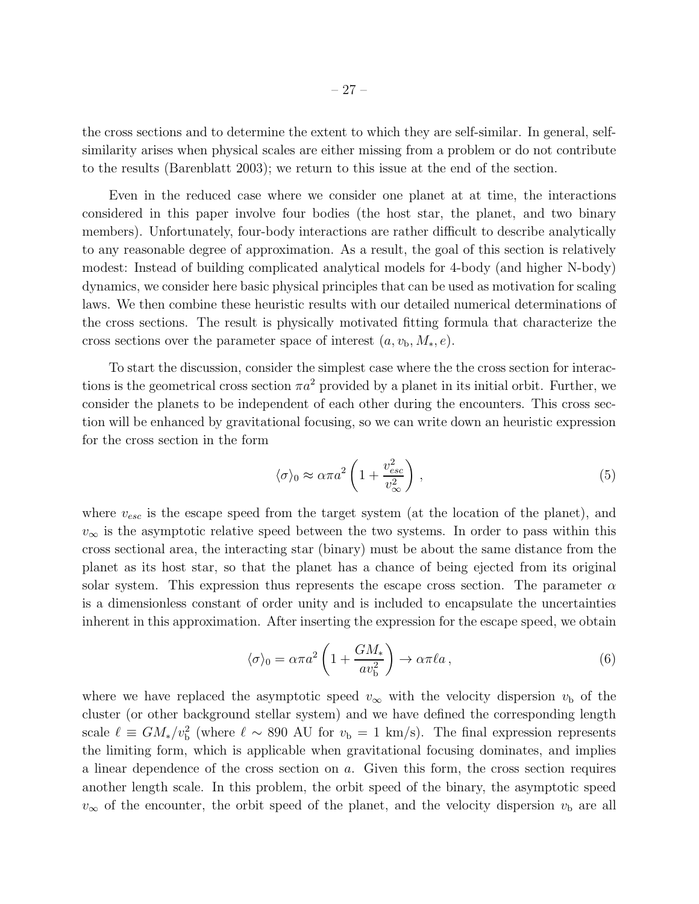the cross sections and to determine the extent to which they are self-similar. In general, self-similarity arises when physical scales are either missing from a problem or do not contribute to the results (Barenblatt 2003); we return to this issue at the end of the section.

Even in the reduced case where we consider one planet at at time, the interactions considered in this paper involve four bodies (the host star, the planet, and two binary members). Unfortunately, four-body interactions are rather difficult to describe analytically to any reasonable degree of approximation. As a result, the goal of this section is relatively modest: Instead of building complicated analytical models for 4-body (and higher N-body) dynamics, we consider here basic physical principles that can be used as motivation for scaling laws. We then combine these heuristic results with our detailed numerical determinations of the cross sections. The result is physically motivated fitting formula that characterize the cross sections over the parameter space of interest $(a, v_b, M_*, e)$.

To start the discussion, consider the simplest case where the the cross section for interactions is the geometrical cross section $\pi a^2$ provided by a planet in its initial orbit. Further, we consider the planets to be independent of each other during the encounters. This cross section will be enhanced by gravitational focusing, so we can write down an heuristic expression for the cross section in the form

$$\langle\sigma\rangle_0 \approx \alpha \pi a^2 \left(1 + \frac{v_{esc}^2}{v_\infty^2}\right) , \tag{5}$$

where $v_{esc}$ is the escape speed from the target system (at the location of the planet), and $v_\infty$ is the asymptotic relative speed between the two systems. In order to pass within this cross sectional area, the interacting star (binary) must be about the same distance from the planet as its host star, so that the planet has a chance of being ejected from its original solar system. This expression thus represents the escape cross section. The parameter $\alpha$ is a dimensionless constant of order unity and is included to encapsulate the uncertainties inherent in this approximation. After inserting the expression for the escape speed, we obtain

$$\langle\sigma\rangle_0 = \alpha \pi a^2 \left(1 + \frac{G M_*}{a v_b^2}\right) \to \alpha \pi \ell a \, , \tag{6}$$

where we have replaced the asymptotic speed $v_\infty$ with the velocity dispersion $v_b$ of the cluster (or other background stellar system) and we have defined the corresponding length scale $\ell \equiv G M_*/v_b^2$ (where $\ell \sim 890$ AU for $v_b = 1$ km/s). The final expression represents the limiting form, which is applicable when gravitational focusing dominates, and implies a linear dependence of the cross section on $a$. Given this form, the cross section requires another length scale. In this problem, the orbit speed of the binary, the asymptotic speed $v_\infty$ of the encounter, the orbit speed of the planet, and the velocity dispersion $v_b$ are all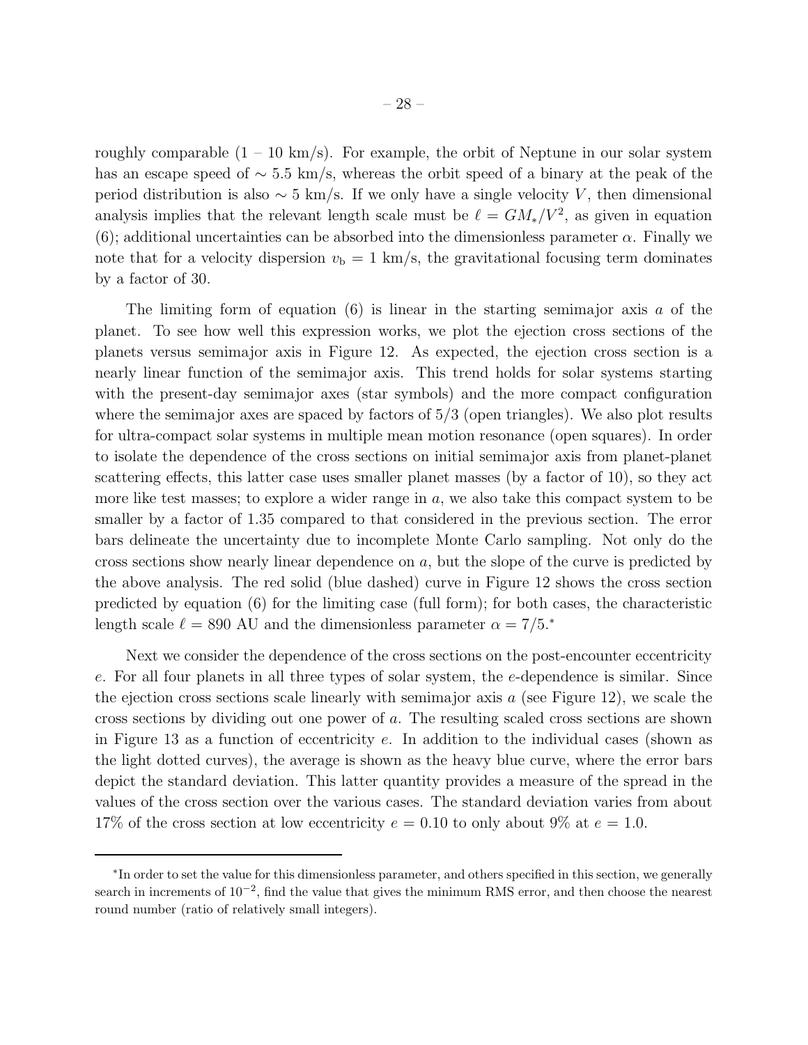roughly comparable (1 – 10 km/s). For example, the orbit of Neptune in our solar system has an escape speed of $\sim 5.5$ km/s, whereas the orbit speed of a binary at the peak of the period distribution is also $\sim 5$ km/s. If we only have a single velocity $V$, then dimensional analysis implies that the relevant length scale must be $\ell = GM_*/V^2$, as given in equation (6); additional uncertainties can be absorbed into the dimensionless parameter $\alpha$. Finally we note that for a velocity dispersion $v_b = 1$ km/s, the gravitational focusing term dominates by a factor of 30.

The limiting form of equation (6) is linear in the starting semimajor axis $a$ of the planet. To see how well this expression works, we plot the ejection cross sections of the planets versus semimajor axis in Figure 12. As expected, the ejection cross section is a nearly linear function of the semimajor axis. This trend holds for solar systems starting with the present-day semimajor axes (star symbols) and the more compact configuration where the semimajor axes are spaced by factors of 5/3 (open triangles). We also plot results for ultra-compact solar systems in multiple mean motion resonance (open squares). In order to isolate the dependence of the cross sections on initial semimajor axis from planet-planet scattering effects, this latter case uses smaller planet masses (by a factor of 10), so they act more like test masses; to explore a wider range in $a$, we also take this compact system to be smaller by a factor of 1.35 compared to that considered in the previous section. The error bars delineate the uncertainty due to incomplete Monte Carlo sampling. Not only do the cross sections show nearly linear dependence on $a$, but the slope of the curve is predicted by the above analysis. The red solid (blue dashed) curve in Figure 12 shows the cross section predicted by equation (6) for the limiting case (full form); for both cases, the characteristic length scale $\ell = 890$ AU and the dimensionless parameter $\alpha = 7/5$.[*]

Next we consider the dependence of the cross sections on the post-encounter eccentricity $e$. For all four planets in all three types of solar system, the $e$-dependence is similar. Since the ejection cross sections scale linearly with semimajor axis $a$ (see Figure 12), we scale the cross sections by dividing out one power of $a$. The resulting scaled cross sections are shown in Figure 13 as a function of eccentricity $e$. In addition to the individual cases (shown as the light dotted curves), the average is shown as the heavy blue curve, where the error bars depict the standard deviation. This latter quantity provides a measure of the spread in the values of the cross section over the various cases. The standard deviation varies from about 17% of the cross section at low eccentricity $e = 0.10$ to only about 9% at $e = 1.0$.

---

[*]In order to set the value for this dimensionless parameter, and others specified in this section, we generally search in increments of $10^{-2}$, find the value that gives the minimum RMS error, and then choose the nearest round number (ratio of relatively small integers).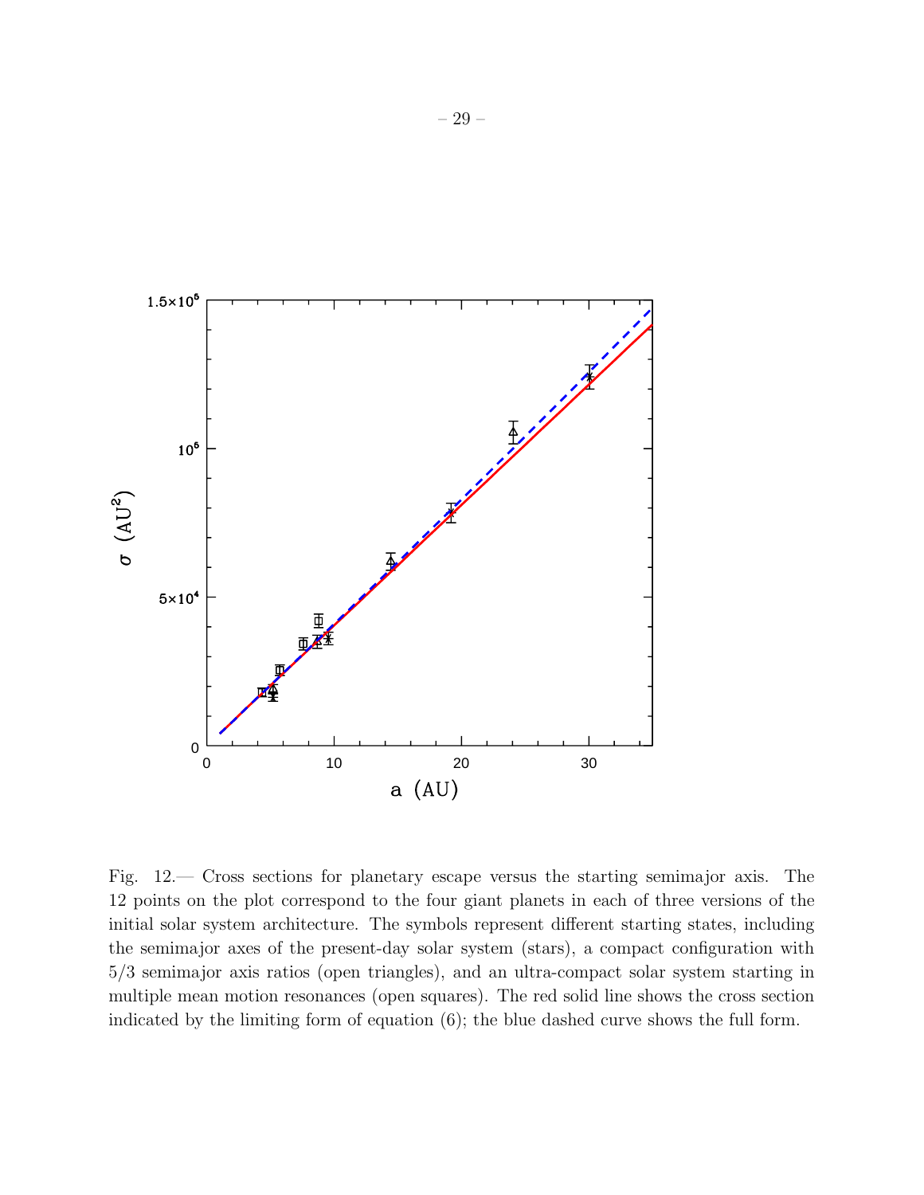Fig. 12.— Cross sections for planetary escape versus the starting semimajor axis. The 12 points on the plot correspond to the four giant planets in each of three versions of the initial solar system architecture. The symbols represent different starting states, including the semimajor axes of the present-day solar system (stars), a compact configuration with 5/3 semimajor axis ratios (open triangles), and an ultra-compact solar system starting in multiple mean motion resonances (open squares). The red solid line shows the cross section indicated by the limiting form of equation (6); the blue dashed curve shows the full form.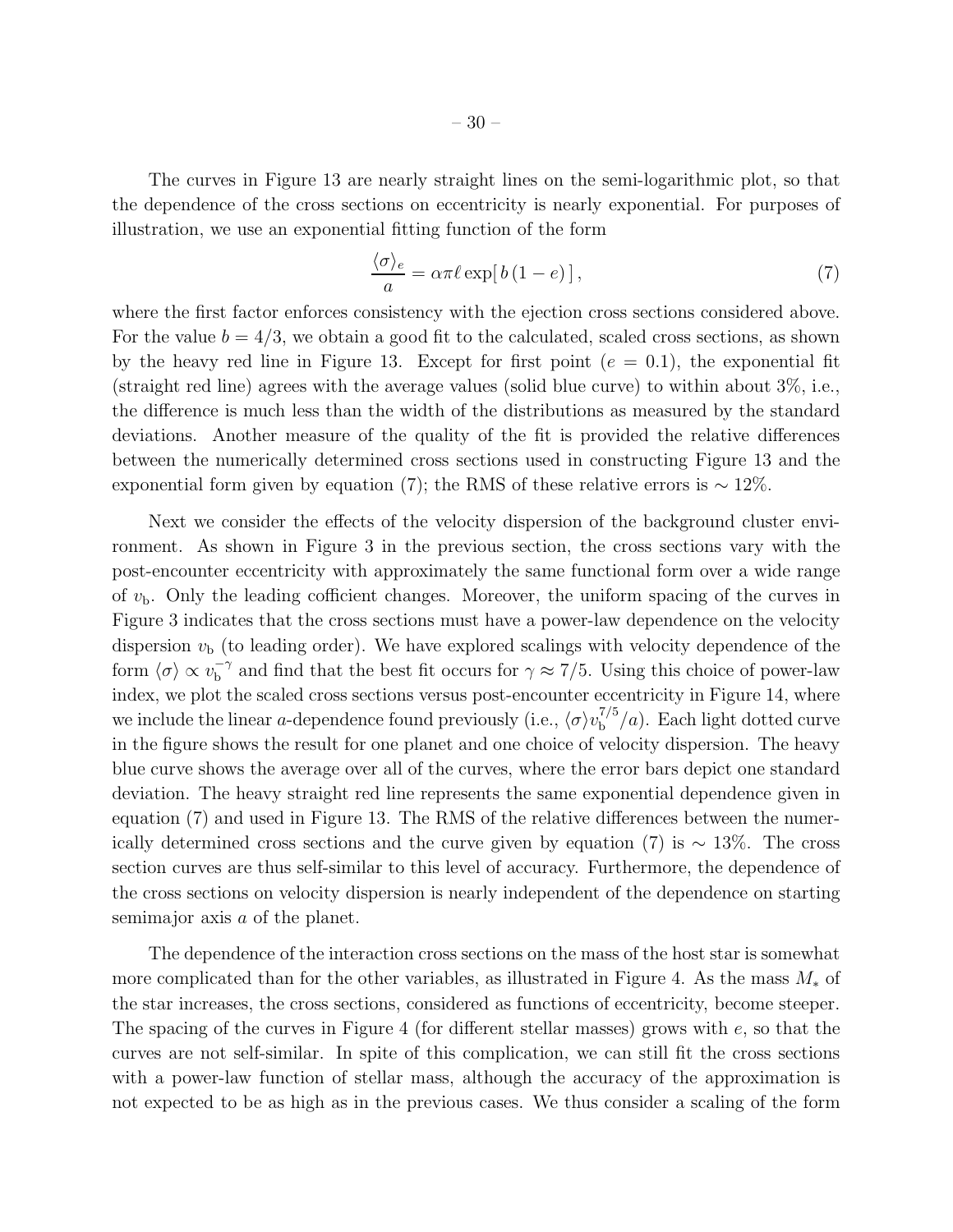The curves in Figure 13 are nearly straight lines on the semi-logarithmic plot, so that the dependence of the cross sections on eccentricity is nearly exponential. For purposes of illustration, we use an exponential fitting function of the form

$$\frac{\langle \sigma \rangle_e}{a} = \alpha \pi \ell \exp[\, b\,(1-e)\,]\,, \tag{7}$$

where the first factor enforces consistency with the ejection cross sections considered above. For the value $b = 4/3$, we obtain a good fit to the calculated, scaled cross sections, as shown by the heavy red line in Figure 13. Except for first point ($e = 0.1$), the exponential fit (straight red line) agrees with the average values (solid blue curve) to within about 3%, i.e., the difference is much less than the width of the distributions as measured by the standard deviations. Another measure of the quality of the fit is provided the relative differences between the numerically determined cross sections used in constructing Figure 13 and the exponential form given by equation (7); the RMS of these relative errors is $\sim 12\%$.

Next we consider the effects of the velocity dispersion of the background cluster environment. As shown in Figure 3 in the previous section, the cross sections vary with the post-encounter eccentricity with approximately the same functional form over a wide range of $v_{\rm b}$. Only the leading cofficient changes. Moreover, the uniform spacing of the curves in Figure 3 indicates that the cross sections must have a power-law dependence on the velocity dispersion $v_{\rm b}$ (to leading order). We have explored scalings with velocity dependence of the form $\langle \sigma \rangle \propto v_{\rm b}^{-\gamma}$ and find that the best fit occurs for $\gamma \approx 7/5$. Using this choice of power-law index, we plot the scaled cross sections versus post-encounter eccentricity in Figure 14, where we include the linear $a$-dependence found previously (i.e., $\langle \sigma \rangle v_{\rm b}^{7/5}/a$). Each light dotted curve in the figure shows the result for one planet and one choice of velocity dispersion. The heavy blue curve shows the average over all of the curves, where the error bars depict one standard deviation. The heavy straight red line represents the same exponential dependence given in equation (7) and used in Figure 13. The RMS of the relative differences between the numerically determined cross sections and the curve given by equation (7) is $\sim 13\%$. The cross section curves are thus self-similar to this level of accuracy. Furthermore, the dependence of the cross sections on velocity dispersion is nearly independent of the dependence on starting semimajor axis $a$ of the planet.

The dependence of the interaction cross sections on the mass of the host star is somewhat more complicated than for the other variables, as illustrated in Figure 4. As the mass $M_*$ of the star increases, the cross sections, considered as functions of eccentricity, become steeper. The spacing of the curves in Figure 4 (for different stellar masses) grows with $e$, so that the curves are not self-similar. In spite of this complication, we can still fit the cross sections with a power-law function of stellar mass, although the accuracy of the approximation is not expected to be as high as in the previous cases. We thus consider a scaling of the form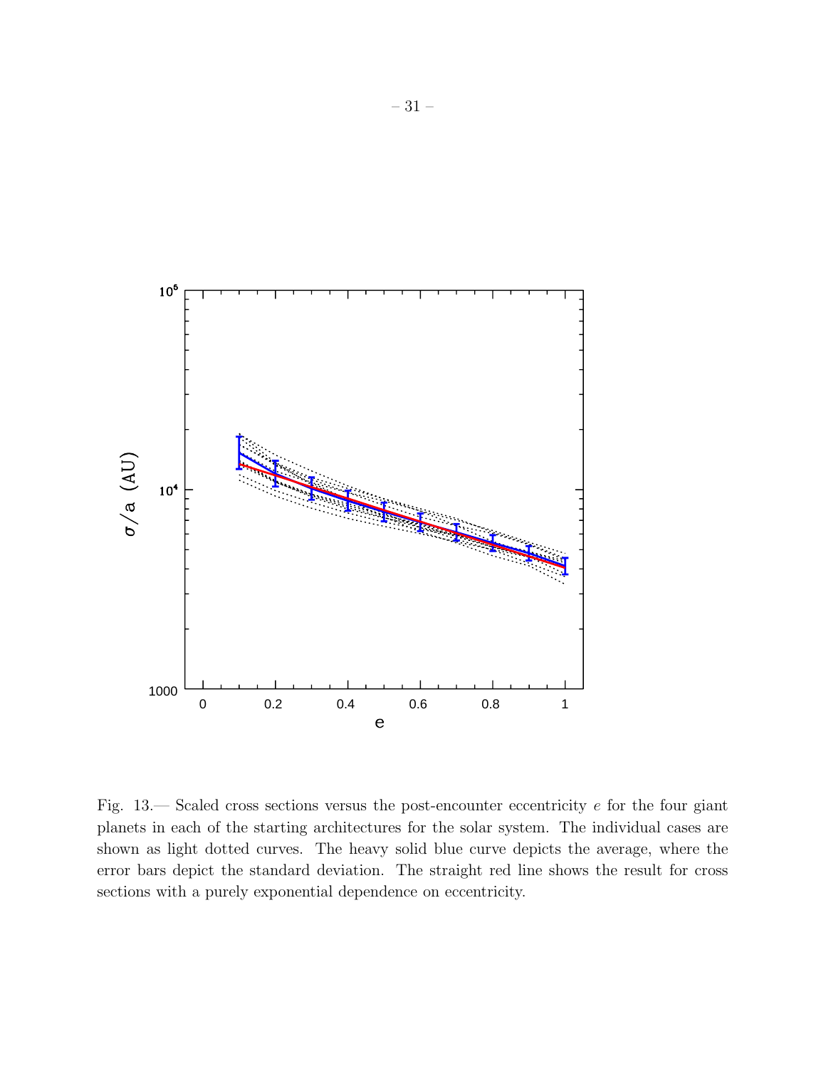Fig. 13.— Scaled cross sections versus the post-encounter eccentricity $e$ for the four giant planets in each of the starting architectures for the solar system. The individual cases are shown as light dotted curves. The heavy solid blue curve depicts the average, where the error bars depict the standard deviation. The straight red line shows the result for cross sections with a purely exponential dependence on eccentricity.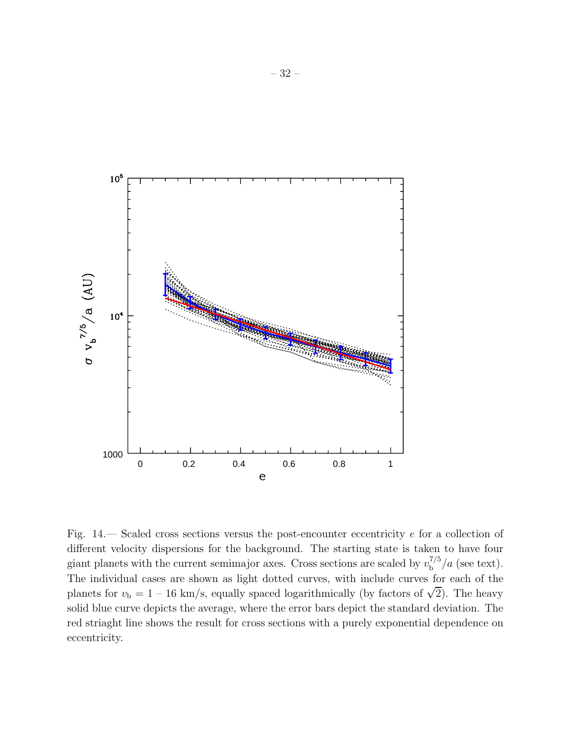Fig. 14.— Scaled cross sections versus the post-encounter eccentricity $e$ for a collection of different velocity dispersions for the background. The starting state is taken to have four giant planets with the current semimajor axes. Cross sections are scaled by $v_b^{7/5}/a$ (see text). The individual cases are shown as light dotted curves, with include curves for each of the planets for $v_b = 1$ – 16 km/s, equally spaced logarithmically (by factors of $\sqrt{2}$). The heavy solid blue curve depicts the average, where the error bars depict the standard deviation. The red striaght line shows the result for cross sections with a purely exponential dependence on eccentricity.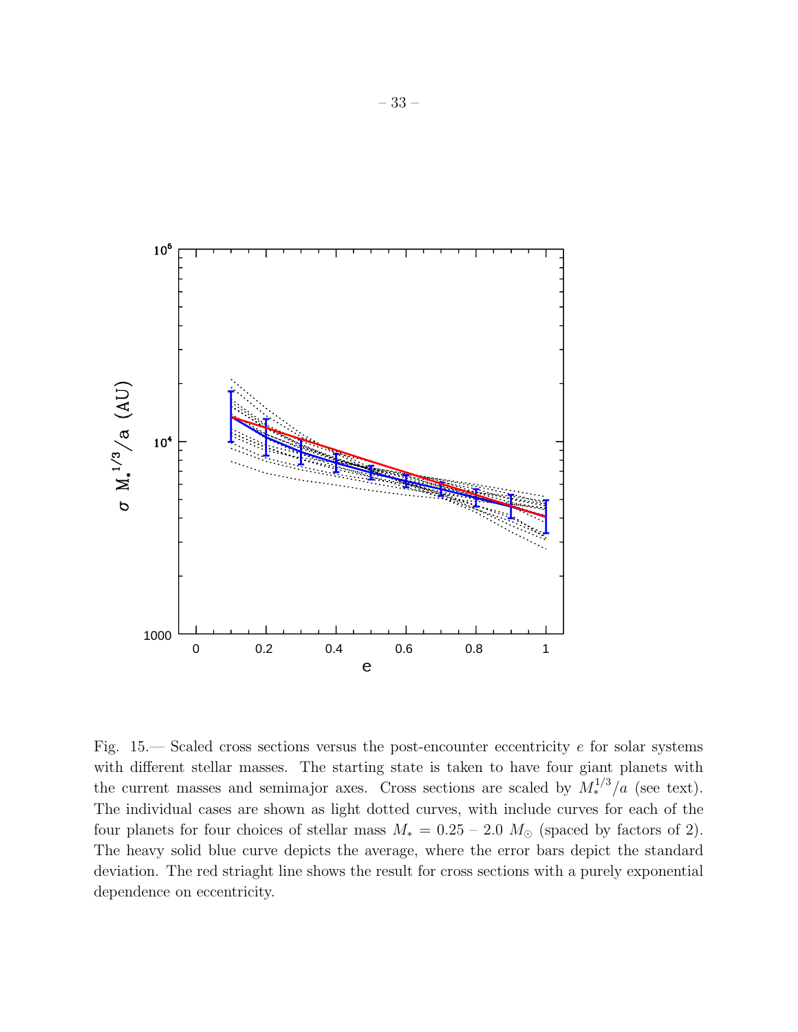Fig. 15.— Scaled cross sections versus the post-encounter eccentricity $e$ for solar systems with different stellar masses. The starting state is taken to have four giant planets with the current masses and semimajor axes. Cross sections are scaled by $M_*^{1/3}/a$ (see text). The individual cases are shown as light dotted curves, with include curves for each of the four planets for four choices of stellar mass $M_* = 0.25 - 2.0 \ M_\odot$ (spaced by factors of 2). The heavy solid blue curve depicts the average, where the error bars depict the standard deviation. The red striaght line shows the result for cross sections with a purely exponential dependence on eccentricity.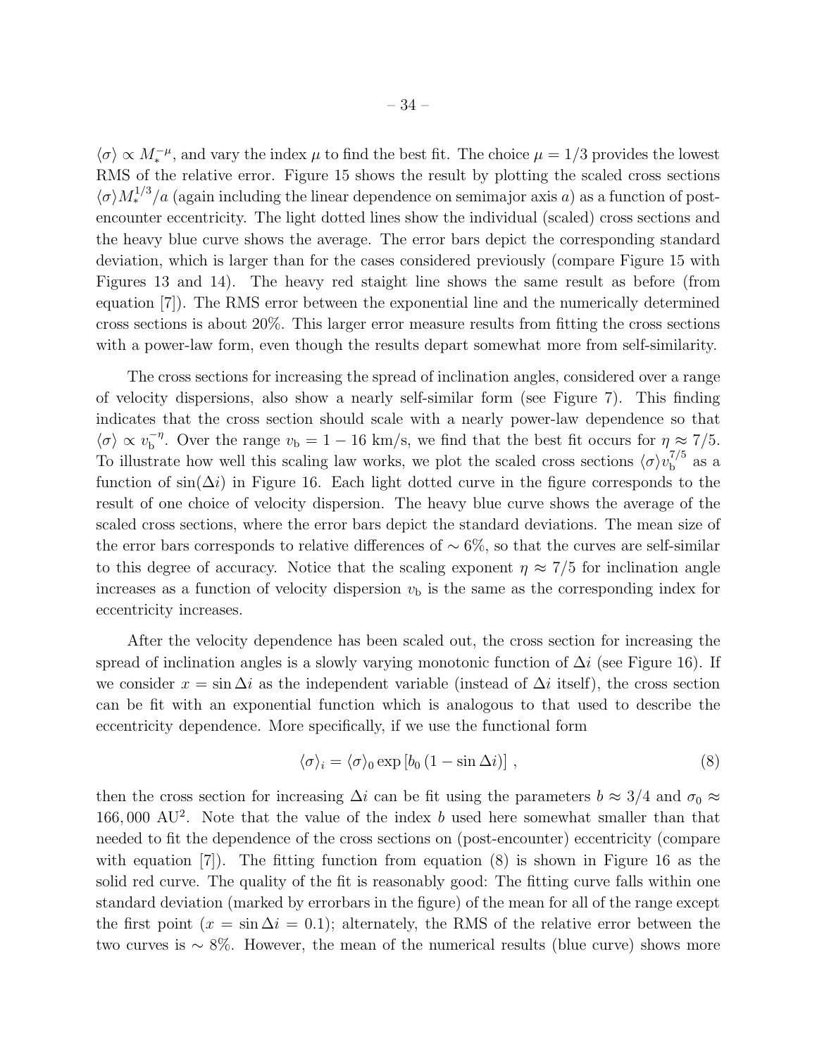$\langle\sigma\rangle \propto M_*^{-\mu}$, and vary the index $\mu$ to find the best fit. The choice $\mu = 1/3$ provides the lowest RMS of the relative error. Figure 15 shows the result by plotting the scaled cross sections $\langle\sigma\rangle M_*^{1/3}/a$ (again including the linear dependence on semimajor axis $a$) as a function of post-encounter eccentricity. The light dotted lines show the individual (scaled) cross sections and the heavy blue curve shows the average. The error bars depict the corresponding standard deviation, which is larger than for the cases considered previously (compare Figure 15 with Figures 13 and 14). The heavy red staight line shows the same result as before (from equation [7]). The RMS error between the exponential line and the numerically determined cross sections is about 20%. This larger error measure results from fitting the cross sections with a power-law form, even though the results depart somewhat more from self-similarity.

The cross sections for increasing the spread of inclination angles, considered over a range of velocity dispersions, also show a nearly self-similar form (see Figure 7). This finding indicates that the cross section should scale with a nearly power-law dependence so that $\langle\sigma\rangle \propto v_{\rm b}^{-\eta}$. Over the range $v_{\rm b} = 1 - 16$ km/s, we find that the best fit occurs for $\eta \approx 7/5$. To illustrate how well this scaling law works, we plot the scaled cross sections $\langle\sigma\rangle v_{\rm b}^{7/5}$ as a function of $\sin(\Delta i)$ in Figure 16. Each light dotted curve in the figure corresponds to the result of one choice of velocity dispersion. The heavy blue curve shows the average of the scaled cross sections, where the error bars depict the standard deviations. The mean size of the error bars corresponds to relative differences of $\sim 6\%$, so that the curves are self-similar to this degree of accuracy. Notice that the scaling exponent $\eta \approx 7/5$ for inclination angle increases as a function of velocity dispersion $v_{\rm b}$ is the same as the corresponding index for eccentricity increases.

After the velocity dependence has been scaled out, the cross section for increasing the spread of inclination angles is a slowly varying monotonic function of $\Delta i$ (see Figure 16). If we consider $x = \sin \Delta i$ as the independent variable (instead of $\Delta i$ itself), the cross section can be fit with an exponential function which is analogous to that used to describe the eccentricity dependence. More specifically, if we use the functional form

$$\langle\sigma\rangle_i = \langle\sigma\rangle_0 \exp\left[b_0 \left(1 - \sin \Delta i\right)\right] \,, \tag{8}$$

then the cross section for increasing $\Delta i$ can be fit using the parameters $b \approx 3/4$ and $\sigma_0 \approx 166,000$ AU$^2$. Note that the value of the index $b$ used here somewhat smaller than that needed to fit the dependence of the cross sections on (post-encounter) eccentricity (compare with equation [7]). The fitting function from equation (8) is shown in Figure 16 as the solid red curve. The quality of the fit is reasonably good: The fitting curve falls within one standard deviation (marked by errorbars in the figure) of the mean for all of the range except the first point ($x = \sin \Delta i = 0.1$); alternately, the RMS of the relative error between the two curves is $\sim 8\%$. However, the mean of the numerical results (blue curve) shows more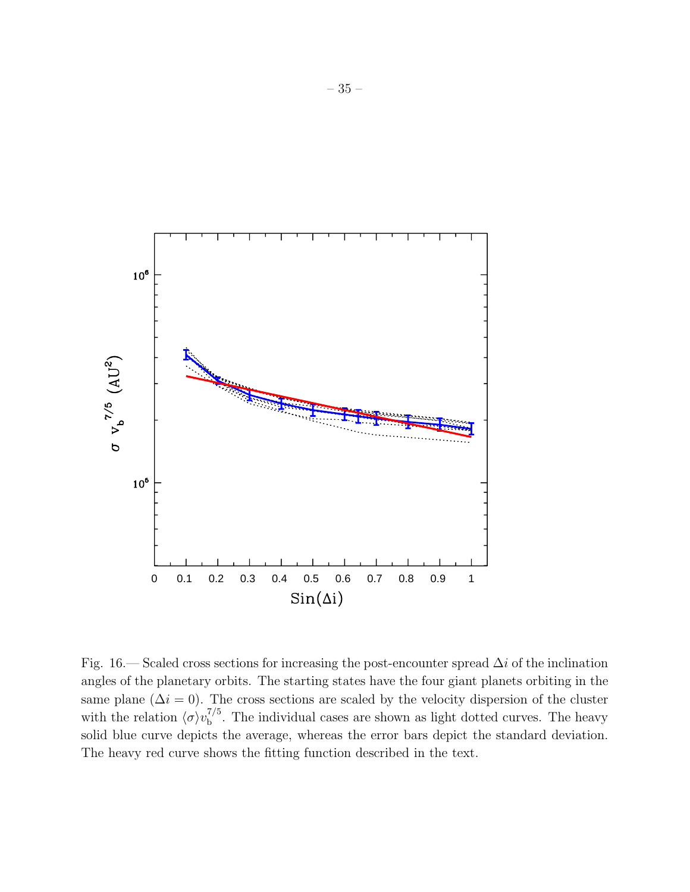Fig. 16.— Scaled cross sections for increasing the post-encounter spread $\Delta i$ of the inclination angles of the planetary orbits. The starting states have the four giant planets orbiting in the same plane ($\Delta i = 0$). The cross sections are scaled by the velocity dispersion of the cluster with the relation $\langle\sigma\rangle v_{\rm b}^{7/5}$. The individual cases are shown as light dotted curves. The heavy solid blue curve depicts the average, whereas the error bars depict the standard deviation. The heavy red curve shows the fitting function described in the text.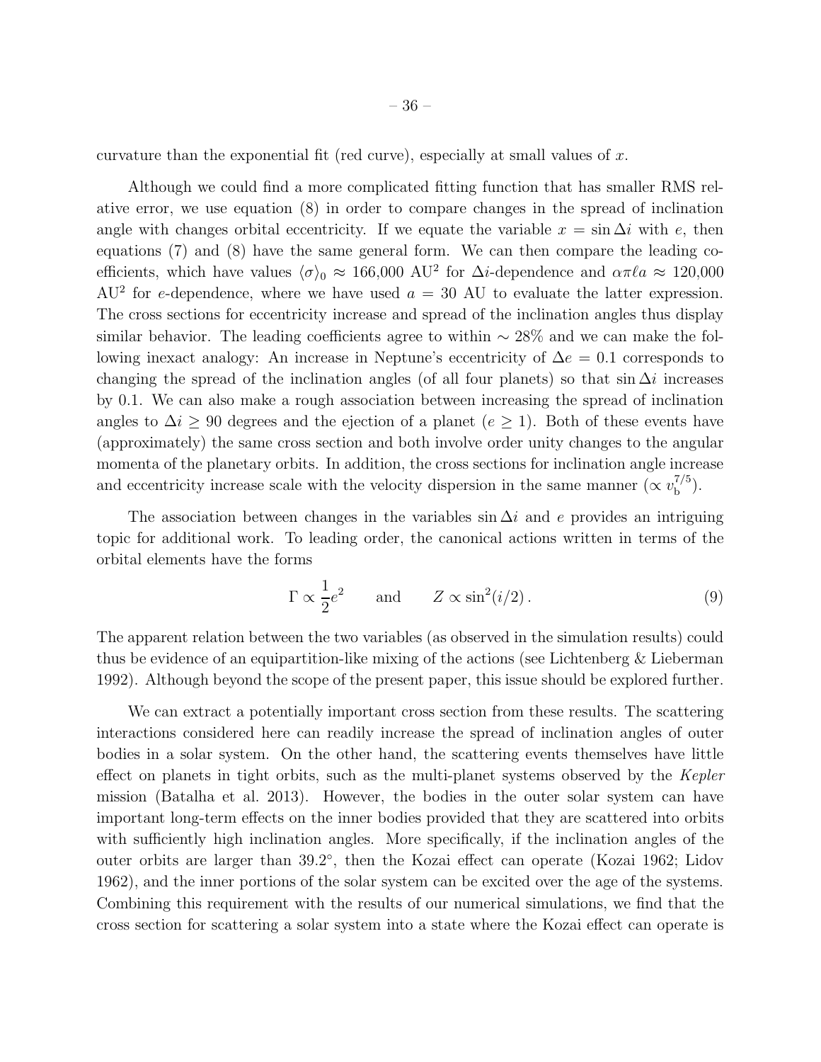curvature than the exponential fit (red curve), especially at small values of $x$.

Although we could find a more complicated fitting function that has smaller RMS relative error, we use equation (8) in order to compare changes in the spread of inclination angle with changes orbital eccentricity. If we equate the variable $x = \sin \Delta i$ with $e$, then equations (7) and (8) have the same general form. We can then compare the leading coefficients, which have values $\langle \sigma \rangle_0 \approx 166{,}000$ AU$^2$ for $\Delta i$-dependence and $\alpha \pi \ell a \approx 120{,}000$ AU$^2$ for $e$-dependence, where we have used $a = 30$ AU to evaluate the latter expression. The cross sections for eccentricity increase and spread of the inclination angles thus display similar behavior. The leading coefficients agree to within $\sim 28\%$ and we can make the following inexact analogy: An increase in Neptune's eccentricity of $\Delta e = 0.1$ corresponds to changing the spread of the inclination angles (of all four planets) so that $\sin \Delta i$ increases by 0.1. We can also make a rough association between increasing the spread of inclination angles to $\Delta i \geq 90$ degrees and the ejection of a planet ($e \geq 1$). Both of these events have (approximately) the same cross section and both involve order unity changes to the angular momenta of the planetary orbits. In addition, the cross sections for inclination angle increase and eccentricity increase scale with the velocity dispersion in the same manner ($\propto v_{\rm b}^{7/5}$).

The association between changes in the variables $\sin \Delta i$ and $e$ provides an intriguing topic for additional work. To leading order, the canonical actions written in terms of the orbital elements have the forms

$$\Gamma \propto \frac{1}{2} e^2 \qquad \text{and} \qquad Z \propto \sin^2(i/2) \, . \tag{9}$$

The apparent relation between the two variables (as observed in the simulation results) could thus be evidence of an equipartition-like mixing of the actions (see Lichtenberg & Lieberman 1992). Although beyond the scope of the present paper, this issue should be explored further.

We can extract a potentially important cross section from these results. The scattering interactions considered here can readily increase the spread of inclination angles of outer bodies in a solar system. On the other hand, the scattering events themselves have little effect on planets in tight orbits, such as the multi-planet systems observed by the *Kepler* mission (Batalha et al. 2013). However, the bodies in the outer solar system can have important long-term effects on the inner bodies provided that they are scattered into orbits with sufficiently high inclination angles. More specifically, if the inclination angles of the outer orbits are larger than $39.2^\circ$, then the Kozai effect can operate (Kozai 1962; Lidov 1962), and the inner portions of the solar system can be excited over the age of the systems. Combining this requirement with the results of our numerical simulations, we find that the cross section for scattering a solar system into a state where the Kozai effect can operate is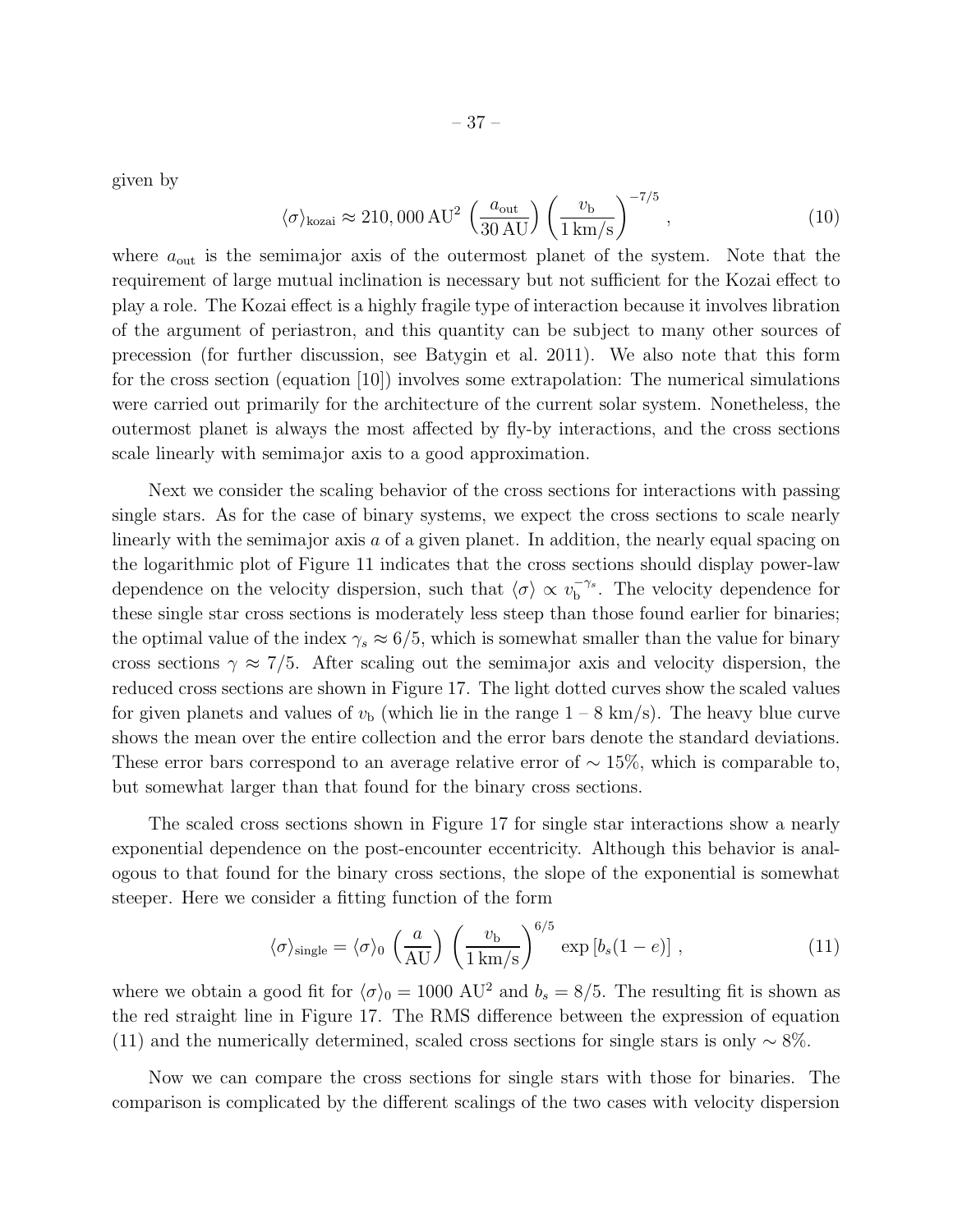given by

$$\langle\sigma\rangle_{\rm kozai} \approx 210,000\,{\rm AU}^2 \left(\frac{a_{\rm out}}{30\,{\rm AU}}\right)\left(\frac{v_{\rm b}}{1\,{\rm km/s}}\right)^{-7/5}\,, \tag{10}$$

where $a_{\rm out}$ is the semimajor axis of the outermost planet of the system. Note that the requirement of large mutual inclination is necessary but not sufficient for the Kozai effect to play a role. The Kozai effect is a highly fragile type of interaction because it involves libration of the argument of periastron, and this quantity can be subject to many other sources of precession (for further discussion, see Batygin et al. 2011). We also note that this form for the cross section (equation [10]) involves some extrapolation: The numerical simulations were carried out primarily for the architecture of the current solar system. Nonetheless, the outermost planet is always the most affected by fly-by interactions, and the cross sections scale linearly with semimajor axis to a good approximation.

Next we consider the scaling behavior of the cross sections for interactions with passing single stars. As for the case of binary systems, we expect the cross sections to scale nearly linearly with the semimajor axis $a$ of a given planet. In addition, the nearly equal spacing on the logarithmic plot of Figure 11 indicates that the cross sections should display power-law dependence on the velocity dispersion, such that $\langle\sigma\rangle \propto v_{\rm b}^{-\gamma_s}$. The velocity dependence for these single star cross sections is moderately less steep than those found earlier for binaries; the optimal value of the index $\gamma_s \approx 6/5$, which is somewhat smaller than the value for binary cross sections $\gamma \approx 7/5$. After scaling out the semimajor axis and velocity dispersion, the reduced cross sections are shown in Figure 17. The light dotted curves show the scaled values for given planets and values of $v_{\rm b}$ (which lie in the range 1 – 8 km/s). The heavy blue curve shows the mean over the entire collection and the error bars denote the standard deviations. These error bars correspond to an average relative error of $\sim 15\%$, which is comparable to, but somewhat larger than that found for the binary cross sections.

The scaled cross sections shown in Figure 17 for single star interactions show a nearly exponential dependence on the post-encounter eccentricity. Although this behavior is analogous to that found for the binary cross sections, the slope of the exponential is somewhat steeper. Here we consider a fitting function of the form

$$\langle\sigma\rangle_{\rm single} = \langle\sigma\rangle_0 \left(\frac{a}{\rm AU}\right)\left(\frac{v_{\rm b}}{1\,{\rm km/s}}\right)^{6/5} \exp\left[b_s(1-e)\right]\,, \tag{11}$$

where we obtain a good fit for $\langle\sigma\rangle_0 = 1000$ AU$^2$ and $b_s = 8/5$. The resulting fit is shown as the red straight line in Figure 17. The RMS difference between the expression of equation (11) and the numerically determined, scaled cross sections for single stars is only $\sim 8\%$.

Now we can compare the cross sections for single stars with those for binaries. The comparison is complicated by the different scalings of the two cases with velocity dispersion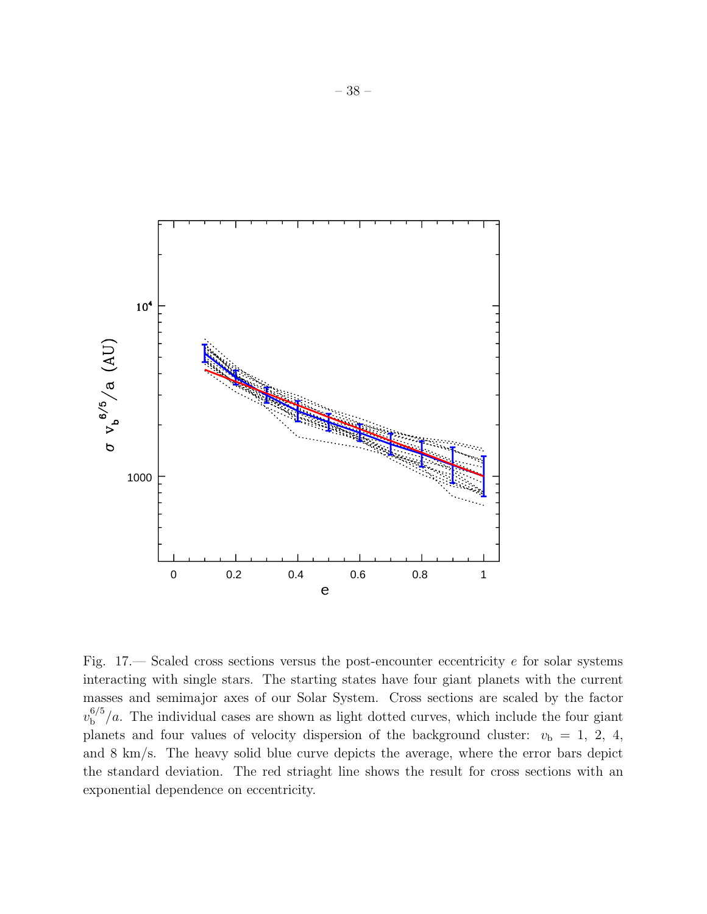Fig. 17.— Scaled cross sections versus the post-encounter eccentricity $e$ for solar systems interacting with single stars. The starting states have four giant planets with the current masses and semimajor axes of our Solar System. Cross sections are scaled by the factor $v_b^{6/5}/a$. The individual cases are shown as light dotted curves, which include the four giant planets and four values of velocity dispersion of the background cluster: $v_b = 1$, 2, 4, and 8 km/s. The heavy solid blue curve depicts the average, where the error bars depict the standard deviation. The red striaght line shows the result for cross sections with an exponential dependence on eccentricity.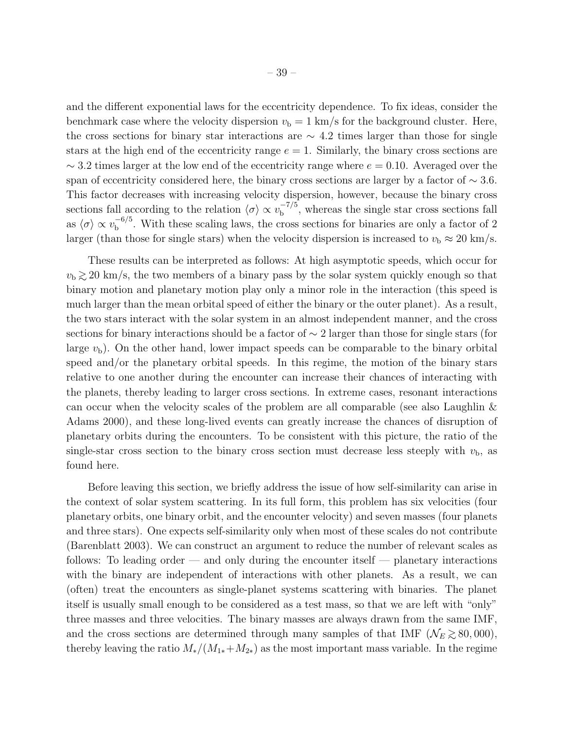and the different exponential laws for the eccentricity dependence. To fix ideas, consider the benchmark case where the velocity dispersion $v_b = 1$ km/s for the background cluster. Here, the cross sections for binary star interactions are $\sim 4.2$ times larger than those for single stars at the high end of the eccentricity range $e = 1$. Similarly, the binary cross sections are $\sim 3.2$ times larger at the low end of the eccentricity range where $e = 0.10$. Averaged over the span of eccentricity considered here, the binary cross sections are larger by a factor of $\sim 3.6$. This factor decreases with increasing velocity dispersion, however, because the binary cross sections fall according to the relation $\langle \sigma \rangle \propto v_b^{-7/5}$, whereas the single star cross sections fall as $\langle \sigma \rangle \propto v_b^{-6/5}$. With these scaling laws, the cross sections for binaries are only a factor of 2 larger (than those for single stars) when the velocity dispersion is increased to $v_b \approx 20$ km/s.

These results can be interpreted as follows: At high asymptotic speeds, which occur for $v_b \gtrsim 20$ km/s, the two members of a binary pass by the solar system quickly enough so that binary motion and planetary motion play only a minor role in the interaction (this speed is much larger than the mean orbital speed of either the binary or the outer planet). As a result, the two stars interact with the solar system in an almost independent manner, and the cross sections for binary interactions should be a factor of $\sim 2$ larger than those for single stars (for large $v_b$). On the other hand, lower impact speeds can be comparable to the binary orbital speed and/or the planetary orbital speeds. In this regime, the motion of the binary stars relative to one another during the encounter can increase their chances of interacting with the planets, thereby leading to larger cross sections. In extreme cases, resonant interactions can occur when the velocity scales of the problem are all comparable (see also Laughlin & Adams 2000), and these long-lived events can greatly increase the chances of disruption of planetary orbits during the encounters. To be consistent with this picture, the ratio of the single-star cross section to the binary cross section must decrease less steeply with $v_b$, as found here.

Before leaving this section, we briefly address the issue of how self-similarity can arise in the context of solar system scattering. In its full form, this problem has six velocities (four planetary orbits, one binary orbit, and the encounter velocity) and seven masses (four planets and three stars). One expects self-similarity only when most of these scales do not contribute (Barenblatt 2003). We can construct an argument to reduce the number of relevant scales as follows: To leading order — and only during the encounter itself — planetary interactions with the binary are independent of interactions with other planets. As a result, we can (often) treat the encounters as single-planet systems scattering with binaries. The planet itself is usually small enough to be considered as a test mass, so that we are left with "only" three masses and three velocities. The binary masses are always drawn from the same IMF, and the cross sections are determined through many samples of that IMF ($\mathcal{N}_E \gtrsim 80,000$), thereby leaving the ratio $M_*/(M_{1*}+M_{2*})$ as the most important mass variable. In the regime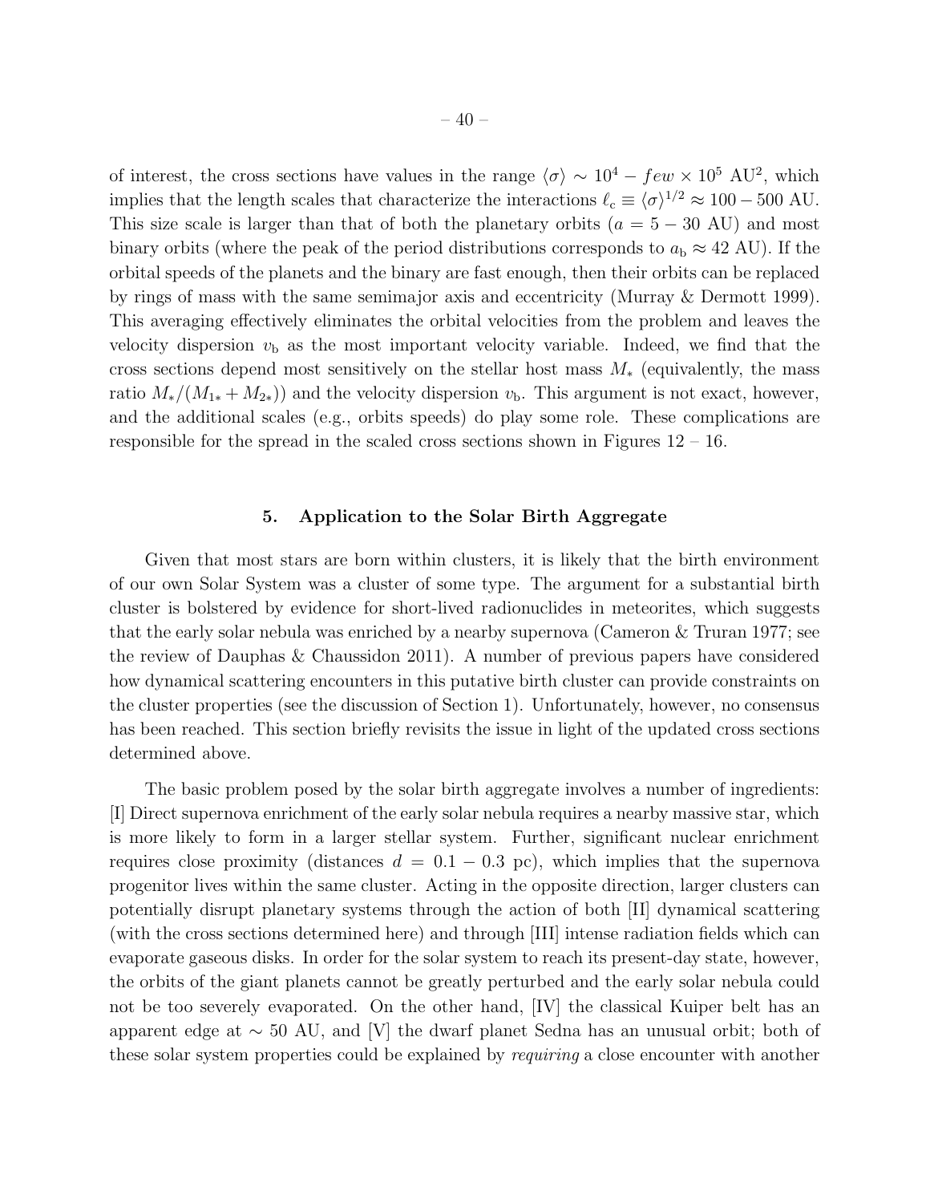of interest, the cross sections have values in the range $\langle \sigma \rangle \sim 10^4 - few \times 10^5$ AU$^2$, which implies that the length scales that characterize the interactions $\ell_c \equiv \langle \sigma \rangle^{1/2} \approx 100 - 500$ AU. This size scale is larger than that of both the planetary orbits ($a = 5 - 30$ AU) and most binary orbits (where the peak of the period distributions corresponds to $a_b \approx 42$ AU). If the orbital speeds of the planets and the binary are fast enough, then their orbits can be replaced by rings of mass with the same semimajor axis and eccentricity (Murray & Dermott 1999). This averaging effectively eliminates the orbital velocities from the problem and leaves the velocity dispersion $v_b$ as the most important velocity variable. Indeed, we find that the cross sections depend most sensitively on the stellar host mass $M_*$ (equivalently, the mass ratio $M_*/(M_{1*} + M_{2*})$) and the velocity dispersion $v_b$. This argument is not exact, however, and the additional scales (e.g., orbits speeds) do play some role. These complications are responsible for the spread in the scaled cross sections shown in Figures 12 – 16.

## 5. Application to the Solar Birth Aggregate

Given that most stars are born within clusters, it is likely that the birth environment of our own Solar System was a cluster of some type. The argument for a substantial birth cluster is bolstered by evidence for short-lived radionuclides in meteorites, which suggests that the early solar nebula was enriched by a nearby supernova (Cameron & Truran 1977; see the review of Dauphas & Chaussidon 2011). A number of previous papers have considered how dynamical scattering encounters in this putative birth cluster can provide constraints on the cluster properties (see the discussion of Section 1). Unfortunately, however, no consensus has been reached. This section briefly revisits the issue in light of the updated cross sections determined above.

The basic problem posed by the solar birth aggregate involves a number of ingredients: [I] Direct supernova enrichment of the early solar nebula requires a nearby massive star, which is more likely to form in a larger stellar system. Further, significant nuclear enrichment requires close proximity (distances $d = 0.1 - 0.3$ pc), which implies that the supernova progenitor lives within the same cluster. Acting in the opposite direction, larger clusters can potentially disrupt planetary systems through the action of both [II] dynamical scattering (with the cross sections determined here) and through [III] intense radiation fields which can evaporate gaseous disks. In order for the solar system to reach its present-day state, however, the orbits of the giant planets cannot be greatly perturbed and the early solar nebula could not be too severely evaporated. On the other hand, [IV] the classical Kuiper belt has an apparent edge at $\sim 50$ AU, and [V] the dwarf planet Sedna has an unusual orbit; both of these solar system properties could be explained by *requiring* a close encounter with another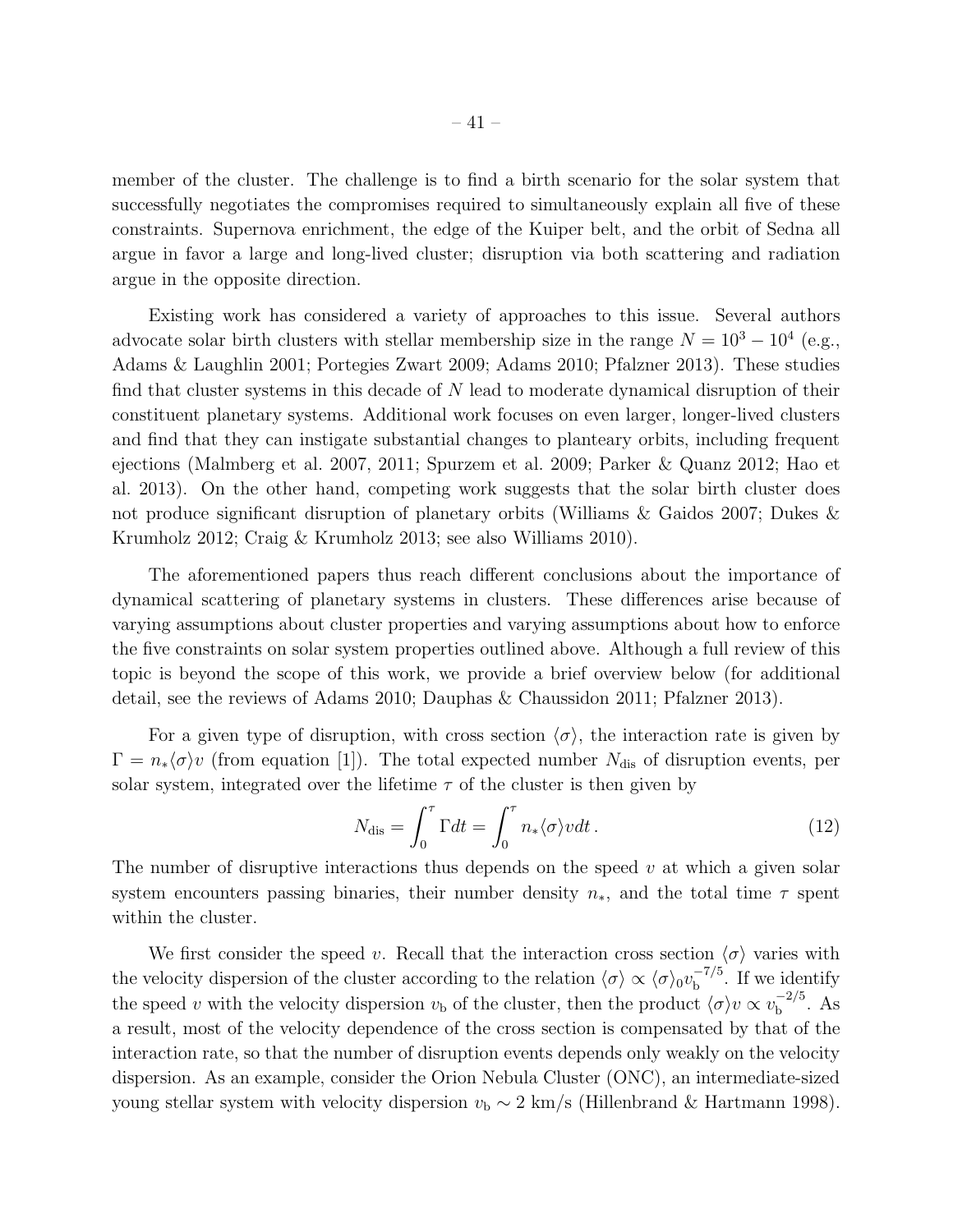member of the cluster. The challenge is to find a birth scenario for the solar system that successfully negotiates the compromises required to simultaneously explain all five of these constraints. Supernova enrichment, the edge of the Kuiper belt, and the orbit of Sedna all argue in favor a large and long-lived cluster; disruption via both scattering and radiation argue in the opposite direction.

Existing work has considered a variety of approaches to this issue. Several authors advocate solar birth clusters with stellar membership size in the range $N = 10^3 - 10^4$ (e.g., Adams & Laughlin 2001; Portegies Zwart 2009; Adams 2010; Pfalzner 2013). These studies find that cluster systems in this decade of $N$ lead to moderate dynamical disruption of their constituent planetary systems. Additional work focuses on even larger, longer-lived clusters and find that they can instigate substantial changes to planteary orbits, including frequent ejections (Malmberg et al. 2007, 2011; Spurzem et al. 2009; Parker & Quanz 2012; Hao et al. 2013). On the other hand, competing work suggests that the solar birth cluster does not produce significant disruption of planetary orbits (Williams & Gaidos 2007; Dukes & Krumholz 2012; Craig & Krumholz 2013; see also Williams 2010).

The aforementioned papers thus reach different conclusions about the importance of dynamical scattering of planetary systems in clusters. These differences arise because of varying assumptions about cluster properties and varying assumptions about how to enforce the five constraints on solar system properties outlined above. Although a full review of this topic is beyond the scope of this work, we provide a brief overview below (for additional detail, see the reviews of Adams 2010; Dauphas & Chaussidon 2011; Pfalzner 2013).

For a given type of disruption, with cross section $\langle \sigma \rangle$, the interaction rate is given by $\Gamma = n_* \langle \sigma \rangle v$ (from equation [1]). The total expected number $N_{\rm dis}$ of disruption events, per solar system, integrated over the lifetime $\tau$ of the cluster is then given by

$$N_{\rm dis} = \int_0^\tau \Gamma dt = \int_0^\tau n_* \langle \sigma \rangle v dt \,. \tag{12}$$

The number of disruptive interactions thus depends on the speed $v$ at which a given solar system encounters passing binaries, their number density $n_*$, and the total time $\tau$ spent within the cluster.

We first consider the speed $v$. Recall that the interaction cross section $\langle \sigma \rangle$ varies with the velocity dispersion of the cluster according to the relation $\langle \sigma \rangle \propto \langle \sigma \rangle_0 v_{\rm b}^{-7/5}$. If we identify the speed $v$ with the velocity dispersion $v_{\rm b}$ of the cluster, then the product $\langle \sigma \rangle v \propto v_{\rm b}^{-2/5}$. As a result, most of the velocity dependence of the cross section is compensated by that of the interaction rate, so that the number of disruption events depends only weakly on the velocity dispersion. As an example, consider the Orion Nebula Cluster (ONC), an intermediate-sized young stellar system with velocity dispersion $v_{\rm b} \sim 2$ km/s (Hillenbrand & Hartmann 1998).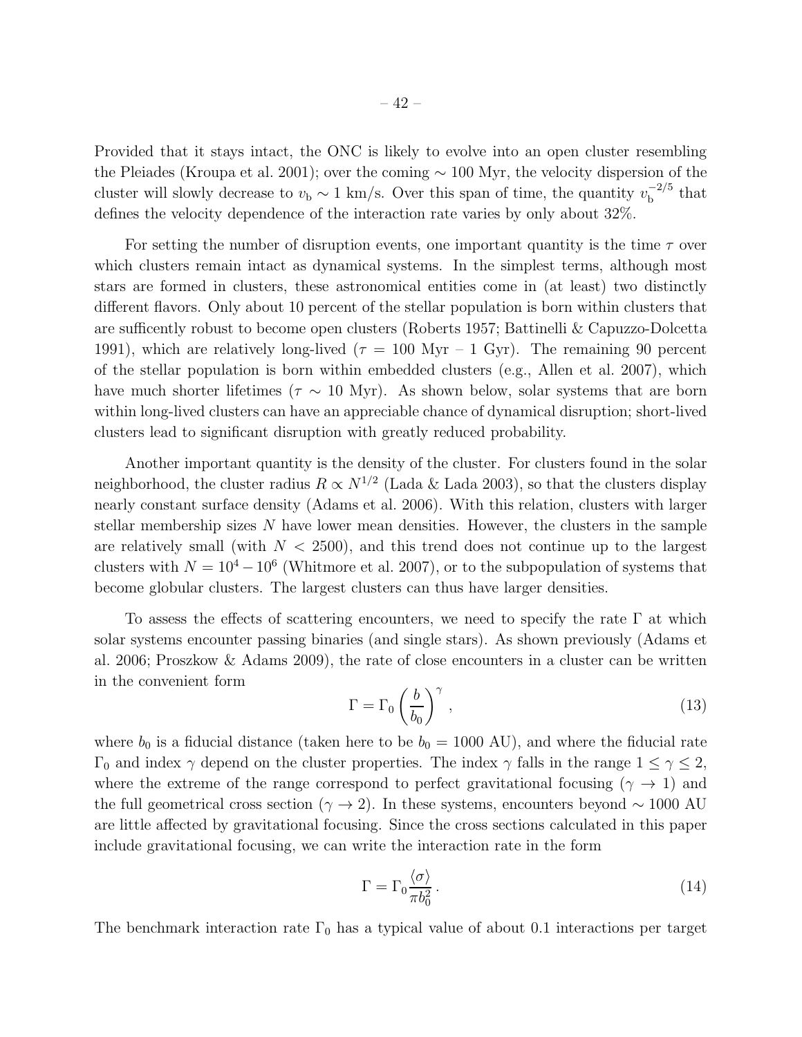Provided that it stays intact, the ONC is likely to evolve into an open cluster resembling the Pleiades (Kroupa et al. 2001); over the coming $\sim 100$ Myr, the velocity dispersion of the cluster will slowly decrease to $v_{\rm b} \sim 1$ km/s. Over this span of time, the quantity $v_{\rm b}^{-2/5}$ that defines the velocity dependence of the interaction rate varies by only about 32%.

For setting the number of disruption events, one important quantity is the time $\tau$ over which clusters remain intact as dynamical systems. In the simplest terms, although most stars are formed in clusters, these astronomical entities come in (at least) two distinctly different flavors. Only about 10 percent of the stellar population is born within clusters that are sufficently robust to become open clusters (Roberts 1957; Battinelli & Capuzzo-Dolcetta 1991), which are relatively long-lived ($\tau$ = 100 Myr – 1 Gyr). The remaining 90 percent of the stellar population is born within embedded clusters (e.g., Allen et al. 2007), which have much shorter lifetimes ($\tau \sim 10$ Myr). As shown below, solar systems that are born within long-lived clusters can have an appreciable chance of dynamical disruption; short-lived clusters lead to significant disruption with greatly reduced probability.

Another important quantity is the density of the cluster. For clusters found in the solar neighborhood, the cluster radius $R \propto N^{1/2}$ (Lada & Lada 2003), so that the clusters display nearly constant surface density (Adams et al. 2006). With this relation, clusters with larger stellar membership sizes $N$ have lower mean densities. However, the clusters in the sample are relatively small (with $N < 2500$), and this trend does not continue up to the largest clusters with $N = 10^4 - 10^6$ (Whitmore et al. 2007), or to the subpopulation of systems that become globular clusters. The largest clusters can thus have larger densities.

To assess the effects of scattering encounters, we need to specify the rate $\Gamma$ at which solar systems encounter passing binaries (and single stars). As shown previously (Adams et al. 2006; Proszkow & Adams 2009), the rate of close encounters in a cluster can be written in the convenient form

$$\Gamma = \Gamma_0 \left( \frac{b}{b_0} \right)^{\gamma} , \tag{13}$$

where $b_0$ is a fiducial distance (taken here to be $b_0 = 1000$ AU), and where the fiducial rate $\Gamma_0$ and index $\gamma$ depend on the cluster properties. The index $\gamma$ falls in the range $1 \le \gamma \le 2$, where the extreme of the range correspond to perfect gravitational focusing ($\gamma \to 1$) and the full geometrical cross section ($\gamma \to 2$). In these systems, encounters beyond $\sim 1000$ AU are little affected by gravitational focusing. Since the cross sections calculated in this paper include gravitational focusing, we can write the interaction rate in the form

$$\Gamma = \Gamma_0 \frac{\langle \sigma \rangle}{\pi b_0^2} \, . \tag{14}$$

The benchmark interaction rate $\Gamma_0$ has a typical value of about 0.1 interactions per target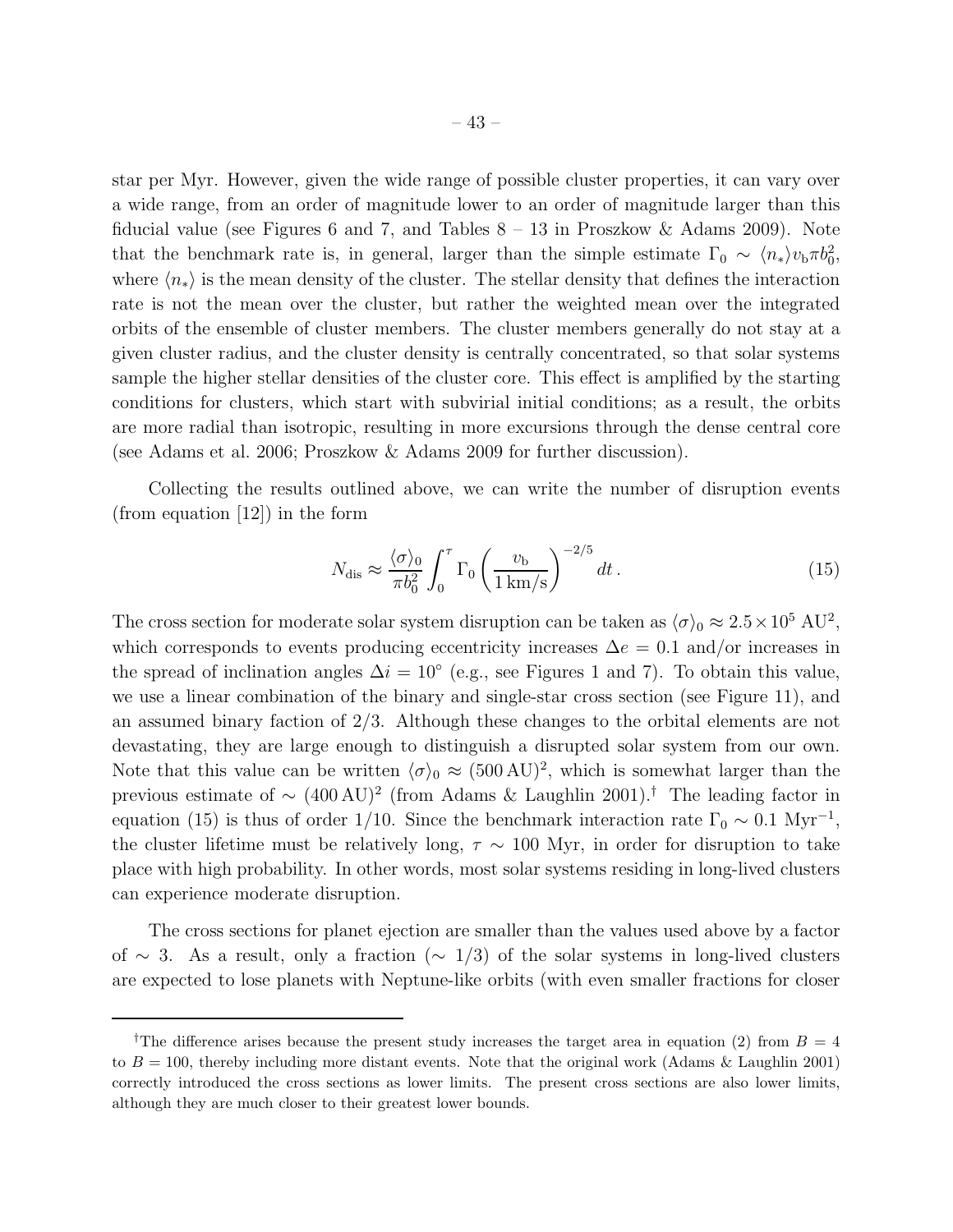star per Myr. However, given the wide range of possible cluster properties, it can vary over a wide range, from an order of magnitude lower to an order of magnitude larger than this fiducial value (see Figures 6 and 7, and Tables 8 – 13 in Proszkow & Adams 2009). Note that the benchmark rate is, in general, larger than the simple estimate $\Gamma_0 \sim \langle n_* \rangle v_{\rm b} \pi b_0^2$, where $\langle n_* \rangle$ is the mean density of the cluster. The stellar density that defines the interaction rate is not the mean over the cluster, but rather the weighted mean over the integrated orbits of the ensemble of cluster members. The cluster members generally do not stay at a given cluster radius, and the cluster density is centrally concentrated, so that solar systems sample the higher stellar densities of the cluster core. This effect is amplified by the starting conditions for clusters, which start with subvirial initial conditions; as a result, the orbits are more radial than isotropic, resulting in more excursions through the dense central core (see Adams et al. 2006; Proszkow & Adams 2009 for further discussion).

Collecting the results outlined above, we can write the number of disruption events (from equation [12]) in the form

$$N_{\rm dis} \approx \frac{\langle \sigma \rangle_0}{\pi b_0^2} \int_0^\tau \Gamma_0 \left( \frac{v_{\rm b}}{1\,{\rm km/s}} \right)^{-2/5} dt \,. \tag{15}$$

The cross section for moderate solar system disruption can be taken as $\langle \sigma \rangle_0 \approx 2.5 \times 10^5$ AU$^2$, which corresponds to events producing eccentricity increases $\Delta e = 0.1$ and/or increases in the spread of inclination angles $\Delta i = 10^\circ$ (e.g., see Figures 1 and 7). To obtain this value, we use a linear combination of the binary and single-star cross section (see Figure 11), and an assumed binary faction of 2/3. Although these changes to the orbital elements are not devastating, they are large enough to distinguish a disrupted solar system from our own. Note that this value can be written $\langle \sigma \rangle_0 \approx (500\,{\rm AU})^2$, which is somewhat larger than the previous estimate of $\sim (400\,{\rm AU})^2$ (from Adams & Laughlin 2001).[†] The leading factor in equation (15) is thus of order 1/10. Since the benchmark interaction rate $\Gamma_0 \sim 0.1$ Myr$^{-1}$, the cluster lifetime must be relatively long, $\tau \sim 100$ Myr, in order for disruption to take place with high probability. In other words, most solar systems residing in long-lived clusters can experience moderate disruption.

The cross sections for planet ejection are smaller than the values used above by a factor of $\sim 3$. As a result, only a fraction ($\sim 1/3$) of the solar systems in long-lived clusters are expected to lose planets with Neptune-like orbits (with even smaller fractions for closer

[†]The difference arises because the present study increases the target area in equation (2) from $B = 4$ to $B = 100$, thereby including more distant events. Note that the original work (Adams & Laughlin 2001) correctly introduced the cross sections as lower limits. The present cross sections are also lower limits, although they are much closer to their greatest lower bounds.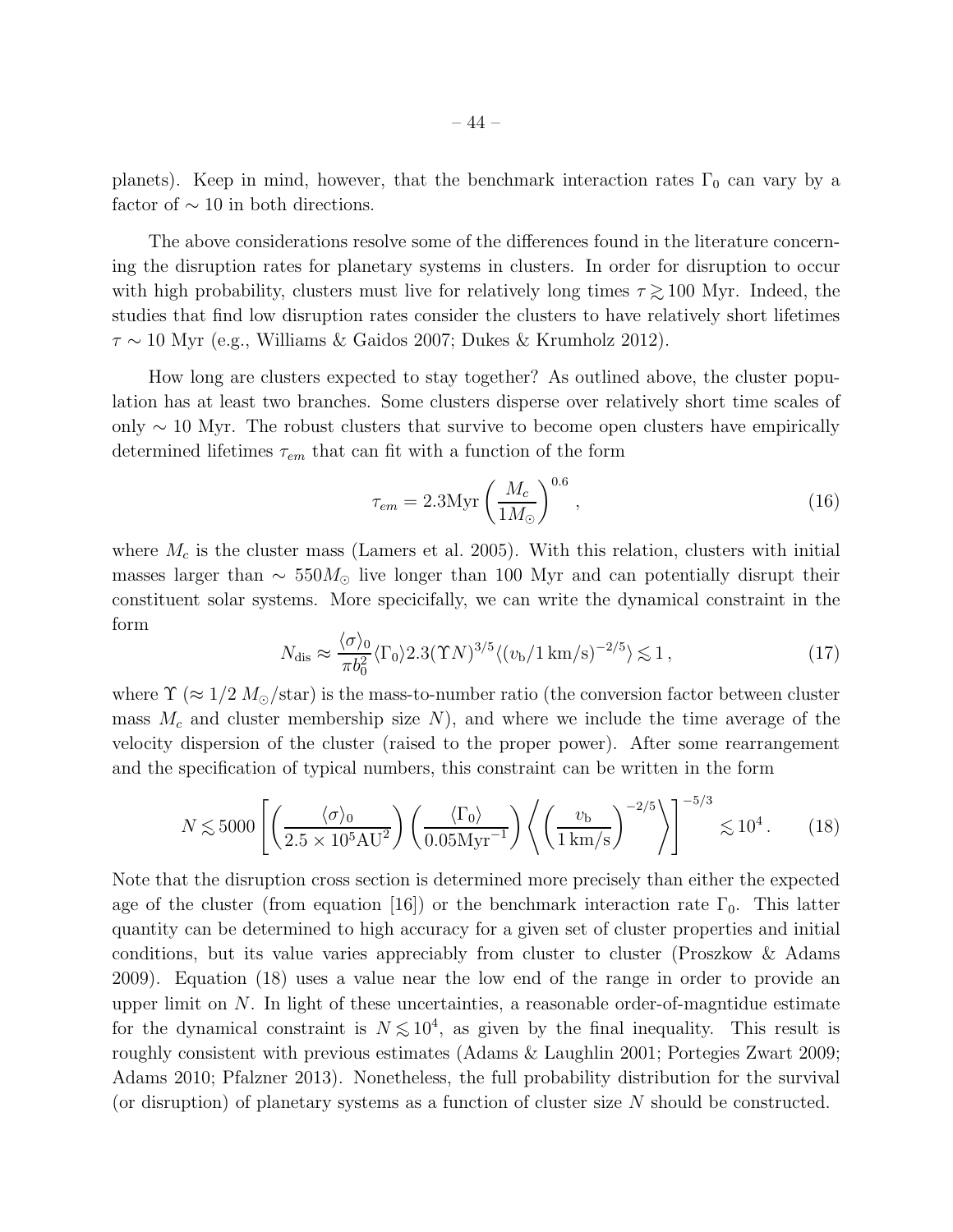planets). Keep in mind, however, that the benchmark interaction rates $\Gamma_0$ can vary by a factor of $\sim 10$ in both directions.

The above considerations resolve some of the differences found in the literature concerning the disruption rates for planetary systems in clusters. In order for disruption to occur with high probability, clusters must live for relatively long times $\tau \gtrsim 100$ Myr. Indeed, the studies that find low disruption rates consider the clusters to have relatively short lifetimes $\tau \sim 10$ Myr (e.g., Williams & Gaidos 2007; Dukes & Krumholz 2012).

How long are clusters expected to stay together? As outlined above, the cluster population has at least two branches. Some clusters disperse over relatively short time scales of only $\sim 10$ Myr. The robust clusters that survive to become open clusters have empirically determined lifetimes $\tau_{em}$ that can fit with a function of the form

$$\tau_{em} = 2.3\text{Myr} \left( \frac{M_c}{1 M_\odot} \right)^{0.6} , \tag{16}$$

where $M_c$ is the cluster mass (Lamers et al. 2005). With this relation, clusters with initial masses larger than $\sim 550 M_\odot$ live longer than 100 Myr and can potentially disrupt their constituent solar systems. More specicifally, we can write the dynamical constraint in the form

$$N_{\rm dis} \approx \frac{\langle \sigma \rangle_0}{\pi b_0^2} \langle \Gamma_0 \rangle 2.3 (\Upsilon N)^{3/5} \langle (v_{\rm b}/1\,{\rm km/s})^{-2/5} \rangle \lesssim 1 \, , \tag{17}$$

where $\Upsilon$ ($\approx 1/2 \, M_\odot$/star) is the mass-to-number ratio (the conversion factor between cluster mass $M_c$ and cluster membership size $N$), and where we include the time average of the velocity dispersion of the cluster (raised to the proper power). After some rearrangement and the specification of typical numbers, this constraint can be written in the form

$$N \lesssim 5000 \left[ \left( \frac{\langle \sigma \rangle_0}{2.5 \times 10^5 \text{AU}^2} \right) \left( \frac{\langle \Gamma_0 \rangle}{0.05 \text{Myr}^{-1}} \right) \left\langle \left( \frac{v_{\rm b}}{1\,{\rm km/s}} \right)^{-2/5} \right\rangle \right]^{-5/3} \lesssim 10^4 \, . \tag{18}$$

Note that the disruption cross section is determined more precisely than either the expected age of the cluster (from equation [16]) or the benchmark interaction rate $\Gamma_0$. This latter quantity can be determined to high accuracy for a given set of cluster properties and initial conditions, but its value varies appreciably from cluster to cluster (Proszkow & Adams 2009). Equation (18) uses a value near the low end of the range in order to provide an upper limit on $N$. In light of these uncertainties, a reasonable order-of-magntidue estimate for the dynamical constraint is $N \lesssim 10^4$, as given by the final inequality. This result is roughly consistent with previous estimates (Adams & Laughlin 2001; Portegies Zwart 2009; Adams 2010; Pfalzner 2013). Nonetheless, the full probability distribution for the survival (or disruption) of planetary systems as a function of cluster size $N$ should be constructed.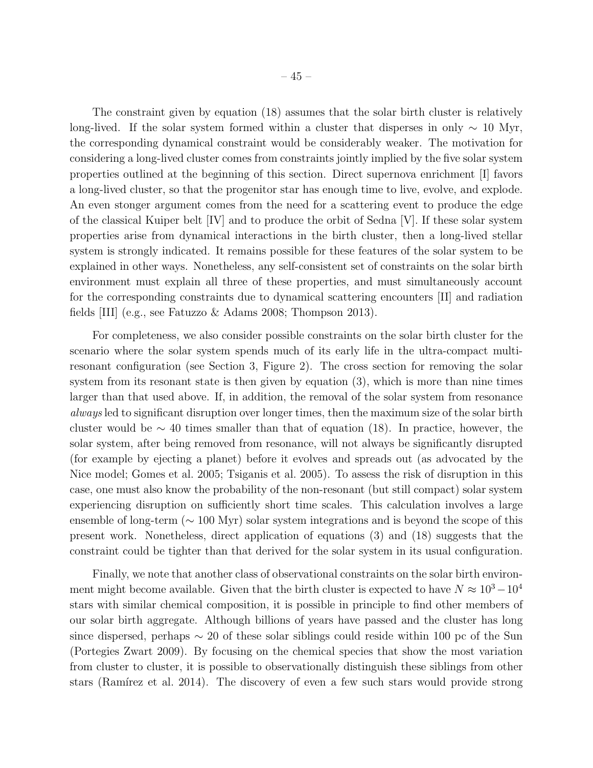The constraint given by equation (18) assumes that the solar birth cluster is relatively long-lived. If the solar system formed within a cluster that disperses in only $\sim 10$ Myr, the corresponding dynamical constraint would be considerably weaker. The motivation for considering a long-lived cluster comes from constraints jointly implied by the five solar system properties outlined at the beginning of this section. Direct supernova enrichment [I] favors a long-lived cluster, so that the progenitor star has enough time to live, evolve, and explode. An even stonger argument comes from the need for a scattering event to produce the edge of the classical Kuiper belt [IV] and to produce the orbit of Sedna [V]. If these solar system properties arise from dynamical interactions in the birth cluster, then a long-lived stellar system is strongly indicated. It remains possible for these features of the solar system to be explained in other ways. Nonetheless, any self-consistent set of constraints on the solar birth environment must explain all three of these properties, and must simultaneously account for the corresponding constraints due to dynamical scattering encounters [II] and radiation fields [III] (e.g., see Fatuzzo & Adams 2008; Thompson 2013).

For completeness, we also consider possible constraints on the solar birth cluster for the scenario where the solar system spends much of its early life in the ultra-compact multi-resonant configuration (see Section 3, Figure 2). The cross section for removing the solar system from its resonant state is then given by equation (3), which is more than nine times larger than that used above. If, in addition, the removal of the solar system from resonance *always* led to significant disruption over longer times, then the maximum size of the solar birth cluster would be $\sim 40$ times smaller than that of equation (18). In practice, however, the solar system, after being removed from resonance, will not always be significantly disrupted (for example by ejecting a planet) before it evolves and spreads out (as advocated by the Nice model; Gomes et al. 2005; Tsiganis et al. 2005). To assess the risk of disruption in this case, one must also know the probability of the non-resonant (but still compact) solar system experiencing disruption on sufficiently short time scales. This calculation involves a large ensemble of long-term ($\sim 100$ Myr) solar system integrations and is beyond the scope of this present work. Nonetheless, direct application of equations (3) and (18) suggests that the constraint could be tighter than that derived for the solar system in its usual configuration.

Finally, we note that another class of observational constraints on the solar birth environment might become available. Given that the birth cluster is expected to have $N \approx 10^3 - 10^4$ stars with similar chemical composition, it is possible in principle to find other members of our solar birth aggregate. Although billions of years have passed and the cluster has long since dispersed, perhaps $\sim 20$ of these solar siblings could reside within 100 pc of the Sun (Portegies Zwart 2009). By focusing on the chemical species that show the most variation from cluster to cluster, it is possible to observationally distinguish these siblings from other stars (Ramírez et al. 2014). The discovery of even a few such stars would provide strong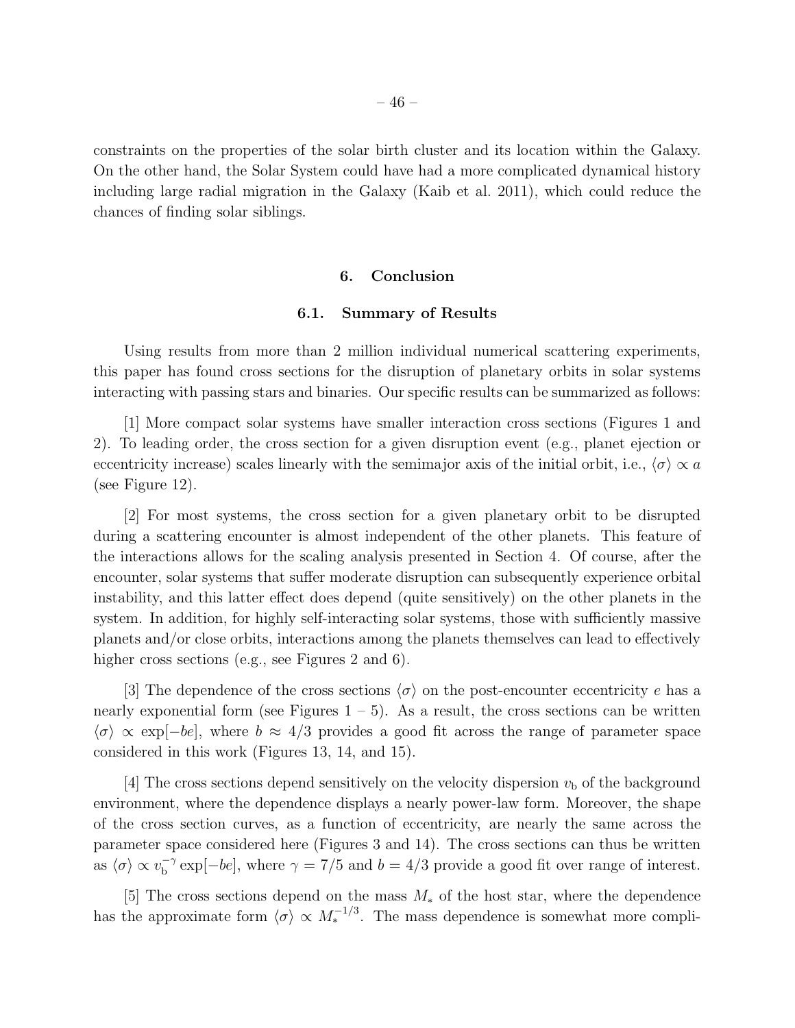constraints on the properties of the solar birth cluster and its location within the Galaxy. On the other hand, the Solar System could have had a more complicated dynamical history including large radial migration in the Galaxy (Kaib et al. 2011), which could reduce the chances of finding solar siblings.

## 6. Conclusion

### 6.1. Summary of Results

Using results from more than 2 million individual numerical scattering experiments, this paper has found cross sections for the disruption of planetary orbits in solar systems interacting with passing stars and binaries. Our specific results can be summarized as follows:

[1] More compact solar systems have smaller interaction cross sections (Figures 1 and 2). To leading order, the cross section for a given disruption event (e.g., planet ejection or eccentricity increase) scales linearly with the semimajor axis of the initial orbit, i.e., $\langle\sigma\rangle \propto a$ (see Figure 12).

[2] For most systems, the cross section for a given planetary orbit to be disrupted during a scattering encounter is almost independent of the other planets. This feature of the interactions allows for the scaling analysis presented in Section 4. Of course, after the encounter, solar systems that suffer moderate disruption can subsequently experience orbital instability, and this latter effect does depend (quite sensitively) on the other planets in the system. In addition, for highly self-interacting solar systems, those with sufficiently massive planets and/or close orbits, interactions among the planets themselves can lead to effectively higher cross sections (e.g., see Figures 2 and 6).

[3] The dependence of the cross sections $\langle\sigma\rangle$ on the post-encounter eccentricity $e$ has a nearly exponential form (see Figures 1 – 5). As a result, the cross sections can be written $\langle\sigma\rangle \propto \exp[-be]$, where $b \approx 4/3$ provides a good fit across the range of parameter space considered in this work (Figures 13, 14, and 15).

[4] The cross sections depend sensitively on the velocity dispersion $v_{\rm b}$ of the background environment, where the dependence displays a nearly power-law form. Moreover, the shape of the cross section curves, as a function of eccentricity, are nearly the same across the parameter space considered here (Figures 3 and 14). The cross sections can thus be written as $\langle\sigma\rangle \propto v_{\rm b}^{-\gamma} \exp[-be]$, where $\gamma = 7/5$ and $b = 4/3$ provide a good fit over range of interest.

[5] The cross sections depend on the mass $M_*$ of the host star, where the dependence has the approximate form $\langle\sigma\rangle \propto M_*^{-1/3}$. The mass dependence is somewhat more compli-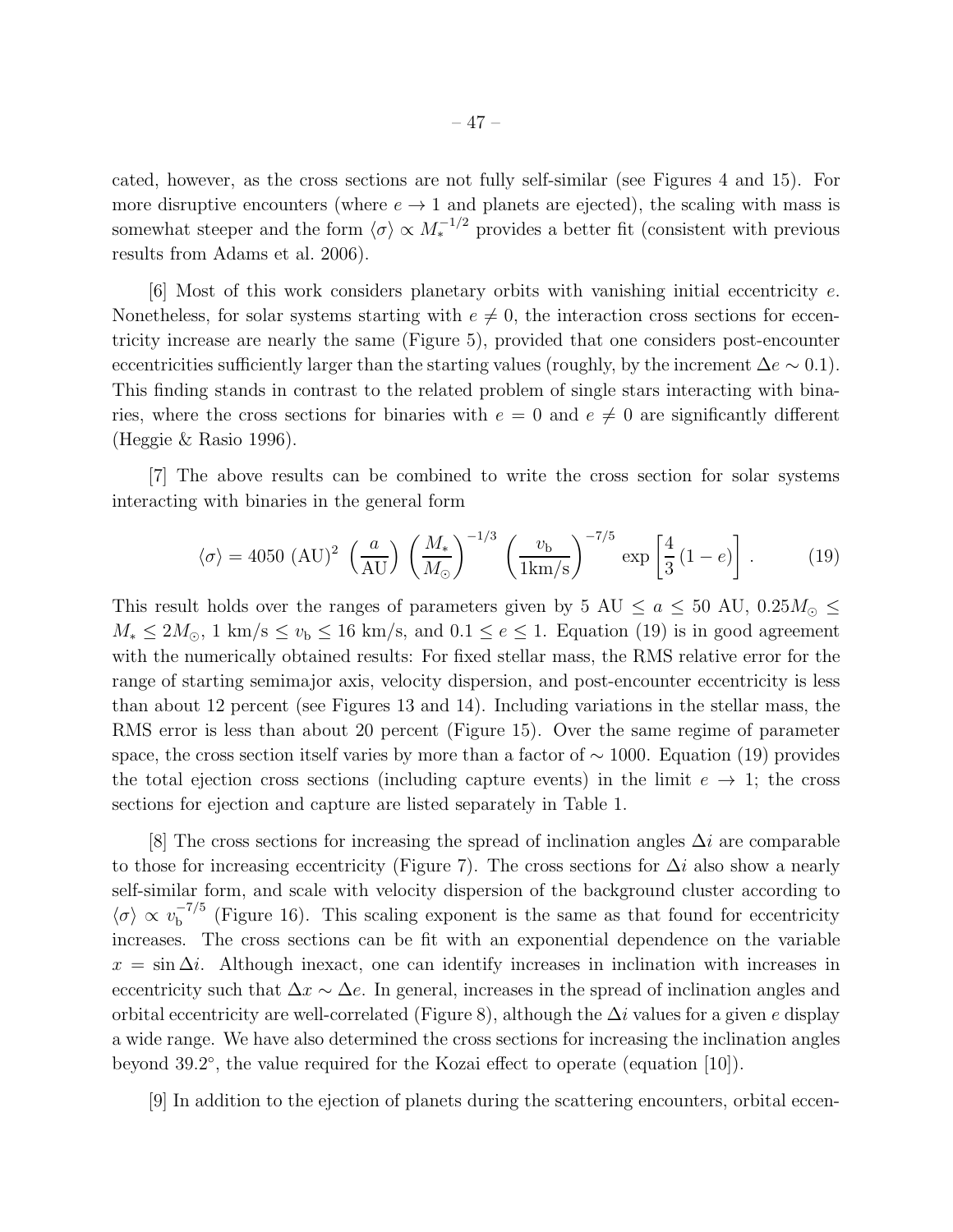cated, however, as the cross sections are not fully self-similar (see Figures 4 and 15). For more disruptive encounters (where $e \to 1$ and planets are ejected), the scaling with mass is somewhat steeper and the form $\langle \sigma \rangle \propto M_*^{-1/2}$ provides a better fit (consistent with previous results from Adams et al. 2006).

[6] Most of this work considers planetary orbits with vanishing initial eccentricity $e$. Nonetheless, for solar systems starting with $e \neq 0$, the interaction cross sections for eccentricity increase are nearly the same (Figure 5), provided that one considers post-encounter eccentricities sufficiently larger than the starting values (roughly, by the increment $\Delta e \sim 0.1$). This finding stands in contrast to the related problem of single stars interacting with binaries, where the cross sections for binaries with $e = 0$ and $e \neq 0$ are significantly different (Heggie & Rasio 1996).

[7] The above results can be combined to write the cross section for solar systems interacting with binaries in the general form

$$\langle \sigma \rangle = 4050 \ (\mathrm{AU})^2 \ \left( \frac{a}{\mathrm{AU}} \right) \left( \frac{M_*}{M_\odot} \right)^{-1/3} \left( \frac{v_\mathrm{b}}{1 \mathrm{km/s}} \right)^{-7/5} \exp \left[ \frac{4}{3} (1 - e) \right] . \qquad (19)$$

This result holds over the ranges of parameters given by 5 AU $\leq a \leq$ 50 AU, $0.25 M_\odot \leq M_* \leq 2 M_\odot$, 1 km/s $\leq v_\mathrm{b} \leq$ 16 km/s, and $0.1 \leq e \leq 1$. Equation (19) is in good agreement with the numerically obtained results: For fixed stellar mass, the RMS relative error for the range of starting semimajor axis, velocity dispersion, and post-encounter eccentricity is less than about 12 percent (see Figures 13 and 14). Including variations in the stellar mass, the RMS error is less than about 20 percent (Figure 15). Over the same regime of parameter space, the cross section itself varies by more than a factor of $\sim 1000$. Equation (19) provides the total ejection cross sections (including capture events) in the limit $e \to 1$; the cross sections for ejection and capture are listed separately in Table 1.

[8] The cross sections for increasing the spread of inclination angles $\Delta i$ are comparable to those for increasing eccentricity (Figure 7). The cross sections for $\Delta i$ also show a nearly self-similar form, and scale with velocity dispersion of the background cluster according to $\langle \sigma \rangle \propto v_\mathrm{b}^{-7/5}$ (Figure 16). This scaling exponent is the same as that found for eccentricity increases. The cross sections can be fit with an exponential dependence on the variable $x = \sin \Delta i$. Although inexact, one can identify increases in inclination with increases in eccentricity such that $\Delta x \sim \Delta e$. In general, increases in the spread of inclination angles and orbital eccentricity are well-correlated (Figure 8), although the $\Delta i$ values for a given $e$ display a wide range. We have also determined the cross sections for increasing the inclination angles beyond $39.2^\circ$, the value required for the Kozai effect to operate (equation [10]).

[9] In addition to the ejection of planets during the scattering encounters, orbital eccen-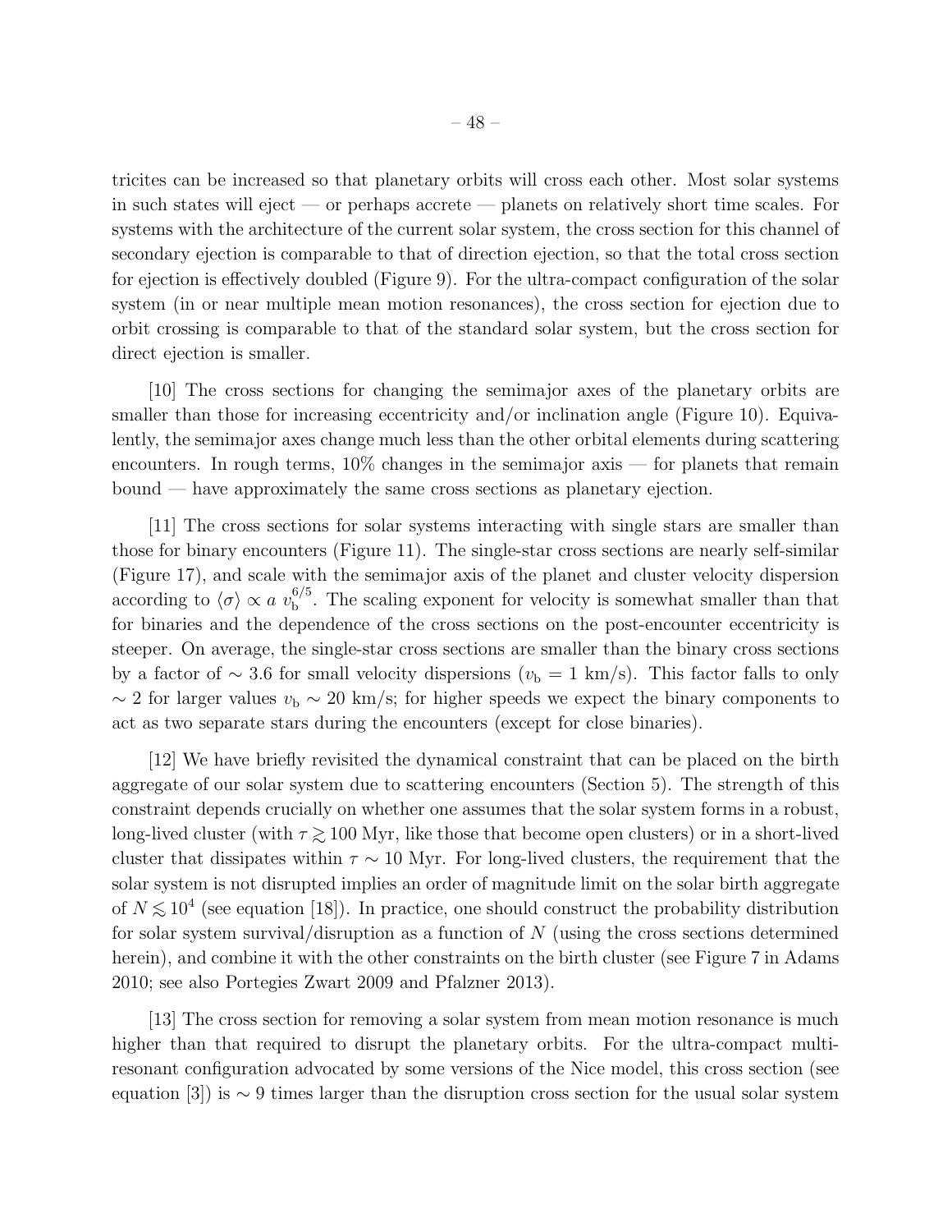tricites can be increased so that planetary orbits will cross each other. Most solar systems in such states will eject — or perhaps accrete — planets on relatively short time scales. For systems with the architecture of the current solar system, the cross section for this channel of secondary ejection is comparable to that of direction ejection, so that the total cross section for ejection is effectively doubled (Figure 9). For the ultra-compact configuration of the solar system (in or near multiple mean motion resonances), the cross section for ejection due to orbit crossing is comparable to that of the standard solar system, but the cross section for direct ejection is smaller.

[10] The cross sections for changing the semimajor axes of the planetary orbits are smaller than those for increasing eccentricity and/or inclination angle (Figure 10). Equivalently, the semimajor axes change much less than the other orbital elements during scattering encounters. In rough terms, 10% changes in the semimajor axis — for planets that remain bound — have approximately the same cross sections as planetary ejection.

[11] The cross sections for solar systems interacting with single stars are smaller than those for binary encounters (Figure 11). The single-star cross sections are nearly self-similar (Figure 17), and scale with the semimajor axis of the planet and cluster velocity dispersion according to $\langle \sigma \rangle \propto a \, v_{\rm b}^{6/5}$. The scaling exponent for velocity is somewhat smaller than that for binaries and the dependence of the cross sections on the post-encounter eccentricity is steeper. On average, the single-star cross sections are smaller than the binary cross sections by a factor of $\sim 3.6$ for small velocity dispersions ($v_{\rm b} = 1$ km/s). This factor falls to only $\sim 2$ for larger values $v_{\rm b} \sim 20$ km/s; for higher speeds we expect the binary components to act as two separate stars during the encounters (except for close binaries).

[12] We have briefly revisited the dynamical constraint that can be placed on the birth aggregate of our solar system due to scattering encounters (Section 5). The strength of this constraint depends crucially on whether one assumes that the solar system forms in a robust, long-lived cluster (with $\tau \gtrsim 100$ Myr, like those that become open clusters) or in a short-lived cluster that dissipates within $\tau \sim 10$ Myr. For long-lived clusters, the requirement that the solar system is not disrupted implies an order of magnitude limit on the solar birth aggregate of $N \lesssim 10^4$ (see equation [18]). In practice, one should construct the probability distribution for solar system survival/disruption as a function of $N$ (using the cross sections determined herein), and combine it with the other constraints on the birth cluster (see Figure 7 in Adams 2010; see also Portegies Zwart 2009 and Pfalzner 2013).

[13] The cross section for removing a solar system from mean motion resonance is much higher than that required to disrupt the planetary orbits. For the ultra-compact multi-resonant configuration advocated by some versions of the Nice model, this cross section (see equation [3]) is $\sim 9$ times larger than the disruption cross section for the usual solar system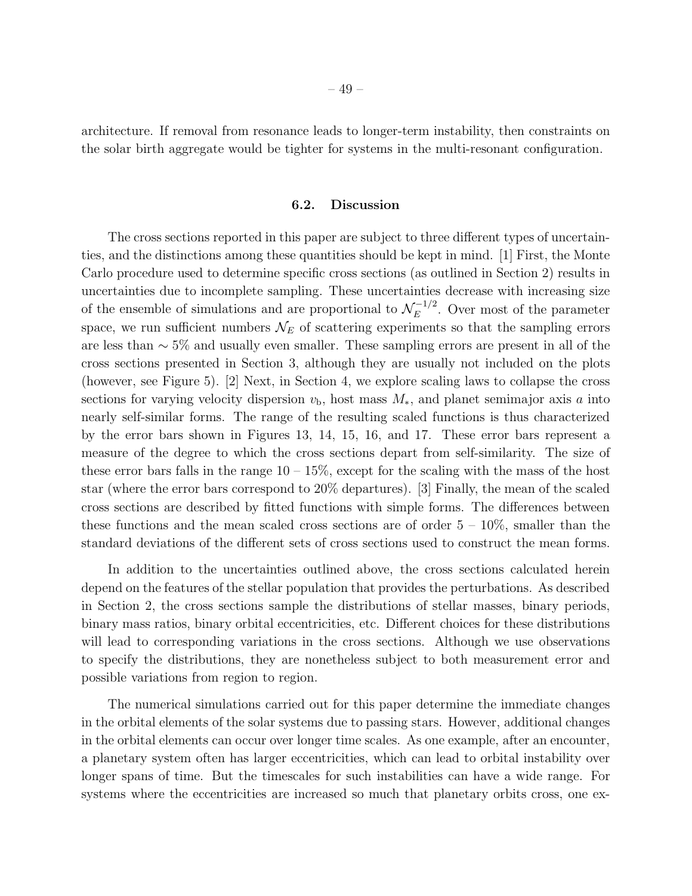architecture. If removal from resonance leads to longer-term instability, then constraints on the solar birth aggregate would be tighter for systems in the multi-resonant configuration.

### 6.2. Discussion

The cross sections reported in this paper are subject to three different types of uncertainties, and the distinctions among these quantities should be kept in mind. [1] First, the Monte Carlo procedure used to determine specific cross sections (as outlined in Section 2) results in uncertainties due to incomplete sampling. These uncertainties decrease with increasing size of the ensemble of simulations and are proportional to $\mathcal{N}_E^{-1/2}$. Over most of the parameter space, we run sufficient numbers $\mathcal{N}_E$ of scattering experiments so that the sampling errors are less than $\sim 5\%$ and usually even smaller. These sampling errors are present in all of the cross sections presented in Section 3, although they are usually not included on the plots (however, see Figure 5). [2] Next, in Section 4, we explore scaling laws to collapse the cross sections for varying velocity dispersion $v_\mathrm{b}$, host mass $M_*$, and planet semimajor axis $a$ into nearly self-similar forms. The range of the resulting scaled functions is thus characterized by the error bars shown in Figures 13, 14, 15, 16, and 17. These error bars represent a measure of the degree to which the cross sections depart from self-similarity. The size of these error bars falls in the range 10 – 15%, except for the scaling with the mass of the host star (where the error bars correspond to 20% departures). [3] Finally, the mean of the scaled cross sections are described by fitted functions with simple forms. The differences between these functions and the mean scaled cross sections are of order 5 – 10%, smaller than the standard deviations of the different sets of cross sections used to construct the mean forms.

In addition to the uncertainties outlined above, the cross sections calculated herein depend on the features of the stellar population that provides the perturbations. As described in Section 2, the cross sections sample the distributions of stellar masses, binary periods, binary mass ratios, binary orbital eccentricities, etc. Different choices for these distributions will lead to corresponding variations in the cross sections. Although we use observations to specify the distributions, they are nonetheless subject to both measurement error and possible variations from region to region.

The numerical simulations carried out for this paper determine the immediate changes in the orbital elements of the solar systems due to passing stars. However, additional changes in the orbital elements can occur over longer time scales. As one example, after an encounter, a planetary system often has larger eccentricities, which can lead to orbital instability over longer spans of time. But the timescales for such instabilities can have a wide range. For systems where the eccentricities are increased so much that planetary orbits cross, one ex-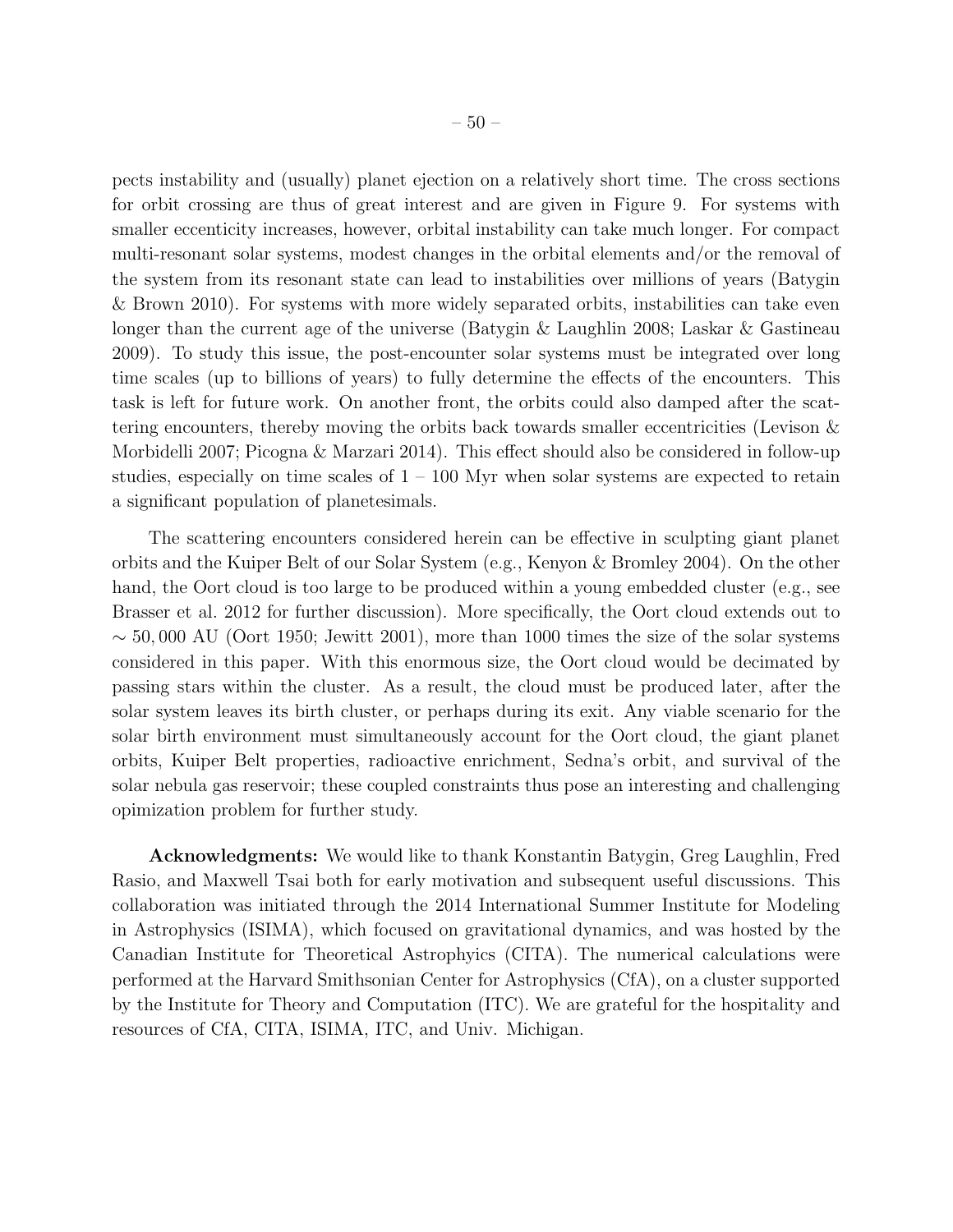pects instability and (usually) planet ejection on a relatively short time. The cross sections for orbit crossing are thus of great interest and are given in Figure 9. For systems with smaller eccenticity increases, however, orbital instability can take much longer. For compact multi-resonant solar systems, modest changes in the orbital elements and/or the removal of the system from its resonant state can lead to instabilities over millions of years (Batygin & Brown 2010). For systems with more widely separated orbits, instabilities can take even longer than the current age of the universe (Batygin & Laughlin 2008; Laskar & Gastineau 2009). To study this issue, the post-encounter solar systems must be integrated over long time scales (up to billions of years) to fully determine the effects of the encounters. This task is left for future work. On another front, the orbits could also damped after the scattering encounters, thereby moving the orbits back towards smaller eccentricities (Levison & Morbidelli 2007; Picogna & Marzari 2014). This effect should also be considered in follow-up studies, especially on time scales of 1 – 100 Myr when solar systems are expected to retain a significant population of planetesimals.

The scattering encounters considered herein can be effective in sculpting giant planet orbits and the Kuiper Belt of our Solar System (e.g., Kenyon & Bromley 2004). On the other hand, the Oort cloud is too large to be produced within a young embedded cluster (e.g., see Brasser et al. 2012 for further discussion). More specifically, the Oort cloud extends out to $\sim 50,000$ AU (Oort 1950; Jewitt 2001), more than 1000 times the size of the solar systems considered in this paper. With this enormous size, the Oort cloud would be decimated by passing stars within the cluster. As a result, the cloud must be produced later, after the solar system leaves its birth cluster, or perhaps during its exit. Any viable scenario for the solar birth environment must simultaneously account for the Oort cloud, the giant planet orbits, Kuiper Belt properties, radioactive enrichment, Sedna's orbit, and survival of the solar nebula gas reservoir; these coupled constraints thus pose an interesting and challenging opimization problem for further study.

**Acknowledgments:** We would like to thank Konstantin Batygin, Greg Laughlin, Fred Rasio, and Maxwell Tsai both for early motivation and subsequent useful discussions. This collaboration was initiated through the 2014 International Summer Institute for Modeling in Astrophysics (ISIMA), which focused on gravitational dynamics, and was hosted by the Canadian Institute for Theoretical Astrophyics (CITA). The numerical calculations were performed at the Harvard Smithsonian Center for Astrophysics (CfA), on a cluster supported by the Institute for Theory and Computation (ITC). We are grateful for the hospitality and resources of CfA, CITA, ISIMA, ITC, and Univ. Michigan.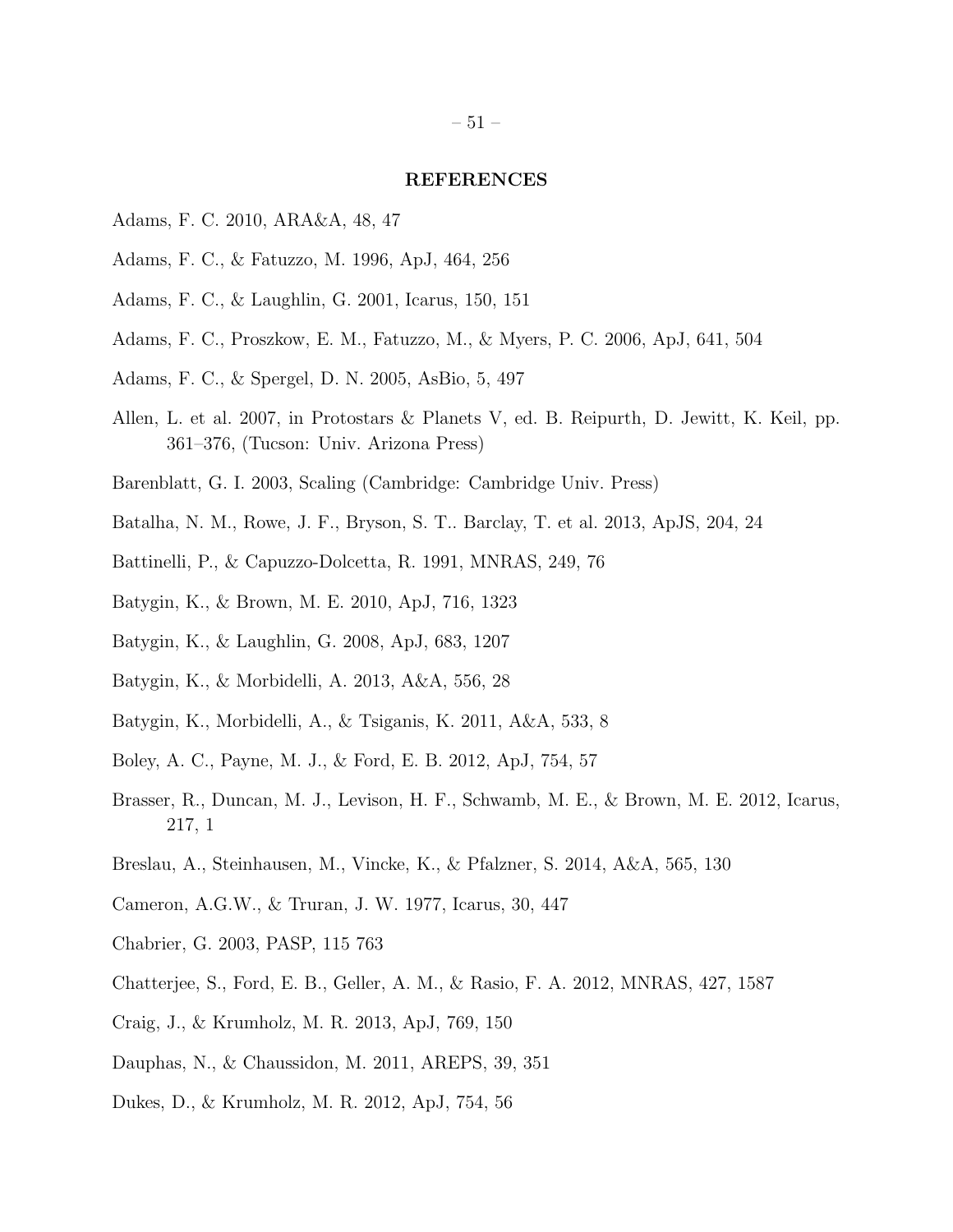## REFERENCES

Adams, F. C. 2010, ARA&A, 48, 47

Adams, F. C., & Fatuzzo, M. 1996, ApJ, 464, 256

Adams, F. C., & Laughlin, G. 2001, Icarus, 150, 151

Adams, F. C., Proszkow, E. M., Fatuzzo, M., & Myers, P. C. 2006, ApJ, 641, 504

Adams, F. C., & Spergel, D. N. 2005, AsBio, 5, 497

Allen, L. et al. 2007, in Protostars & Planets V, ed. B. Reipurth, D. Jewitt, K. Keil, pp. 361–376, (Tucson: Univ. Arizona Press)

Barenblatt, G. I. 2003, Scaling (Cambridge: Cambridge Univ. Press)

Batalha, N. M., Rowe, J. F., Bryson, S. T.. Barclay, T. et al. 2013, ApJS, 204, 24

Battinelli, P., & Capuzzo-Dolcetta, R. 1991, MNRAS, 249, 76

Batygin, K., & Brown, M. E. 2010, ApJ, 716, 1323

Batygin, K., & Laughlin, G. 2008, ApJ, 683, 1207

Batygin, K., & Morbidelli, A. 2013, A&A, 556, 28

Batygin, K., Morbidelli, A., & Tsiganis, K. 2011, A&A, 533, 8

Boley, A. C., Payne, M. J., & Ford, E. B. 2012, ApJ, 754, 57

Brasser, R., Duncan, M. J., Levison, H. F., Schwamb, M. E., & Brown, M. E. 2012, Icarus, 217, 1

Breslau, A., Steinhausen, M., Vincke, K., & Pfalzner, S. 2014, A&A, 565, 130

Cameron, A.G.W., & Truran, J. W. 1977, Icarus, 30, 447

Chabrier, G. 2003, PASP, 115 763

Chatterjee, S., Ford, E. B., Geller, A. M., & Rasio, F. A. 2012, MNRAS, 427, 1587

Craig, J., & Krumholz, M. R. 2013, ApJ, 769, 150

Dauphas, N., & Chaussidon, M. 2011, AREPS, 39, 351

Dukes, D., & Krumholz, M. R. 2012, ApJ, 754, 56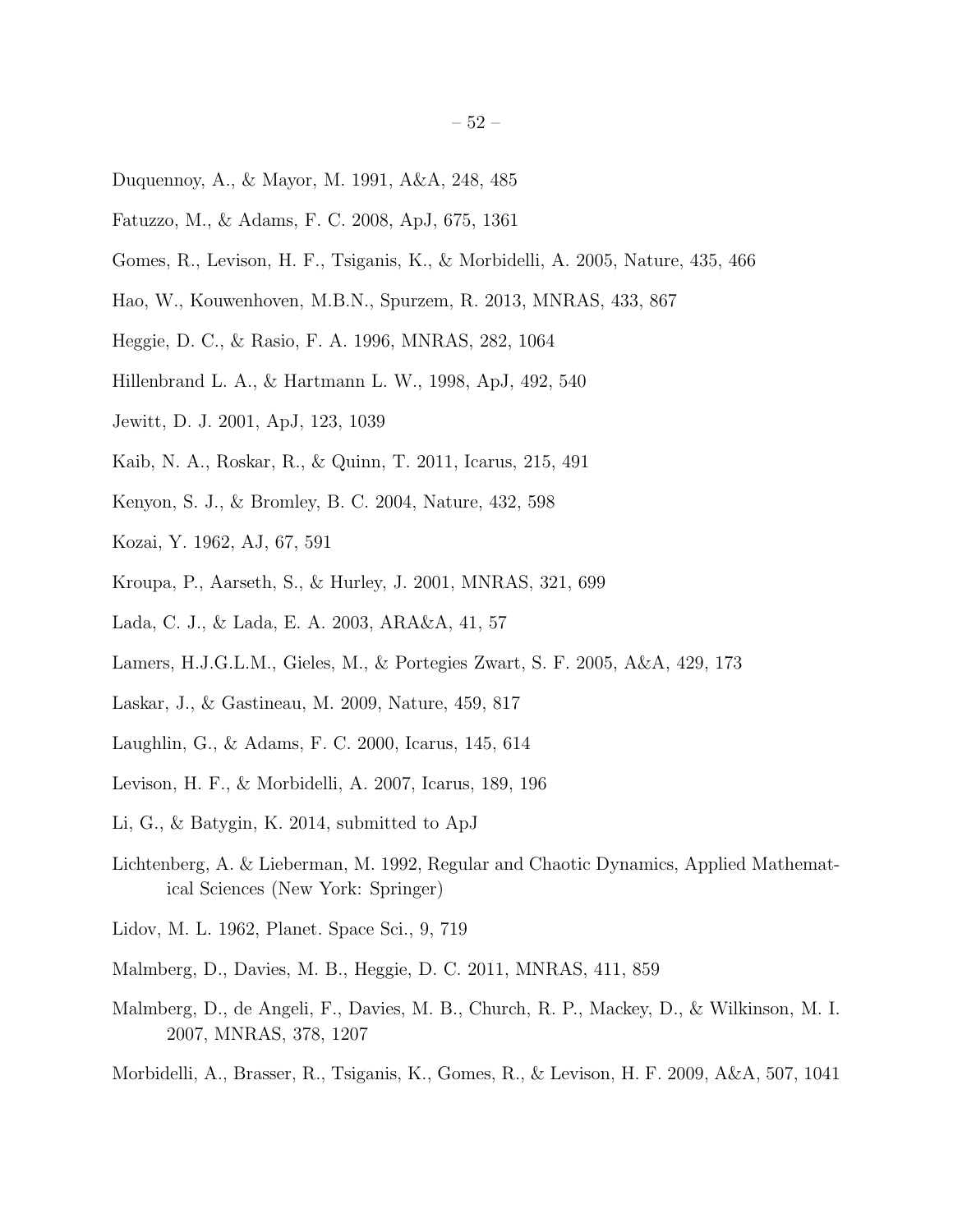Duquennoy, A., & Mayor, M. 1991, A&A, 248, 485

Fatuzzo, M., & Adams, F. C. 2008, ApJ, 675, 1361

Gomes, R., Levison, H. F., Tsiganis, K., & Morbidelli, A. 2005, Nature, 435, 466

Hao, W., Kouwenhoven, M.B.N., Spurzem, R. 2013, MNRAS, 433, 867

Heggie, D. C., & Rasio, F. A. 1996, MNRAS, 282, 1064

Hillenbrand L. A., & Hartmann L. W., 1998, ApJ, 492, 540

Jewitt, D. J. 2001, ApJ, 123, 1039

Kaib, N. A., Roskar, R., & Quinn, T. 2011, Icarus, 215, 491

Kenyon, S. J., & Bromley, B. C. 2004, Nature, 432, 598

Kozai, Y. 1962, AJ, 67, 591

Kroupa, P., Aarseth, S., & Hurley, J. 2001, MNRAS, 321, 699

Lada, C. J., & Lada, E. A. 2003, ARA&A, 41, 57

Lamers, H.J.G.L.M., Gieles, M., & Portegies Zwart, S. F. 2005, A&A, 429, 173

Laskar, J., & Gastineau, M. 2009, Nature, 459, 817

Laughlin, G., & Adams, F. C. 2000, Icarus, 145, 614

Levison, H. F., & Morbidelli, A. 2007, Icarus, 189, 196

Li, G., & Batygin, K. 2014, submitted to ApJ

Lichtenberg, A. & Lieberman, M. 1992, Regular and Chaotic Dynamics, Applied Mathematical Sciences (New York: Springer)

Lidov, M. L. 1962, Planet. Space Sci., 9, 719

Malmberg, D., Davies, M. B., Heggie, D. C. 2011, MNRAS, 411, 859

Malmberg, D., de Angeli, F., Davies, M. B., Church, R. P., Mackey, D., & Wilkinson, M. I. 2007, MNRAS, 378, 1207

Morbidelli, A., Brasser, R., Tsiganis, K., Gomes, R., & Levison, H. F. 2009, A&A, 507, 1041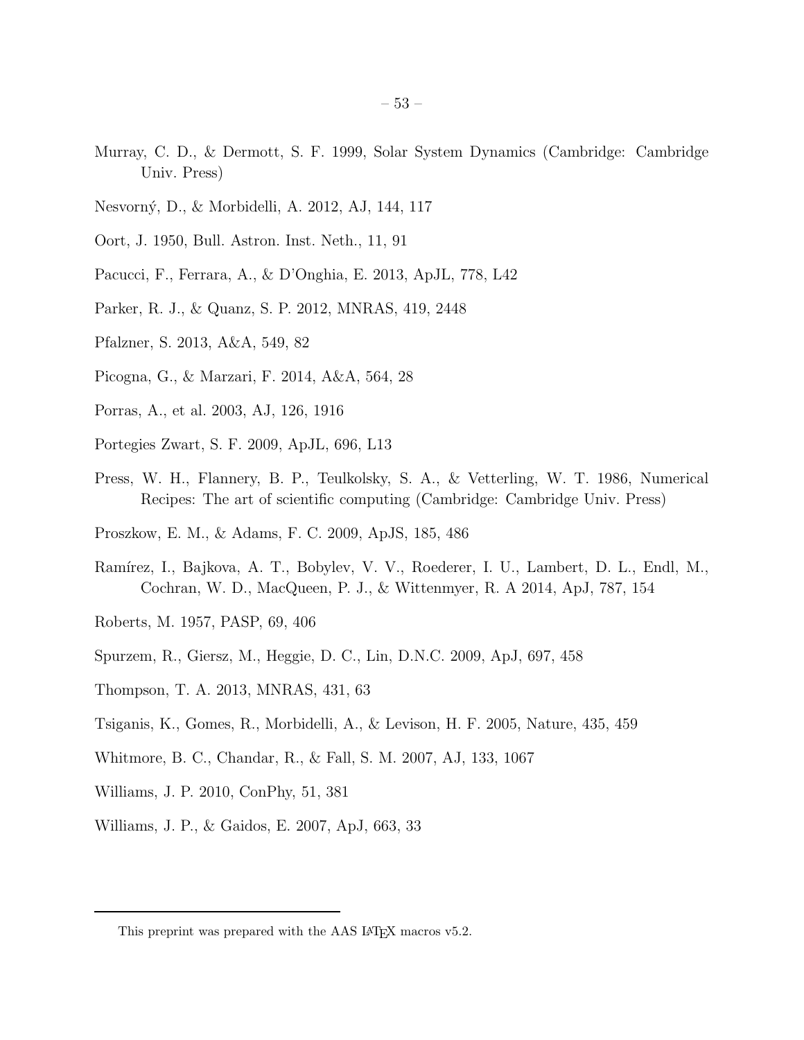Murray, C. D., & Dermott, S. F. 1999, Solar System Dynamics (Cambridge: Cambridge Univ. Press)

Nesvorný, D., & Morbidelli, A. 2012, AJ, 144, 117

Oort, J. 1950, Bull. Astron. Inst. Neth., 11, 91

Pacucci, F., Ferrara, A., & D'Onghia, E. 2013, ApJL, 778, L42

Parker, R. J., & Quanz, S. P. 2012, MNRAS, 419, 2448

Pfalzner, S. 2013, A&A, 549, 82

Picogna, G., & Marzari, F. 2014, A&A, 564, 28

Porras, A., et al. 2003, AJ, 126, 1916

Portegies Zwart, S. F. 2009, ApJL, 696, L13

Press, W. H., Flannery, B. P., Teulkolsky, S. A., & Vetterling, W. T. 1986, Numerical Recipes: The art of scientific computing (Cambridge: Cambridge Univ. Press)

Proszkow, E. M., & Adams, F. C. 2009, ApJS, 185, 486

Ramírez, I., Bajkova, A. T., Bobylev, V. V., Roederer, I. U., Lambert, D. L., Endl, M., Cochran, W. D., MacQueen, P. J., & Wittenmyer, R. A 2014, ApJ, 787, 154

Roberts, M. 1957, PASP, 69, 406

Spurzem, R., Giersz, M., Heggie, D. C., Lin, D.N.C. 2009, ApJ, 697, 458

Thompson, T. A. 2013, MNRAS, 431, 63

Tsiganis, K., Gomes, R., Morbidelli, A., & Levison, H. F. 2005, Nature, 435, 459

Whitmore, B. C., Chandar, R., & Fall, S. M. 2007, AJ, 133, 1067

Williams, J. P. 2010, ConPhy, 51, 381

Williams, J. P., & Gaidos, E. 2007, ApJ, 663, 33

This preprint was prepared with the AAS LaTeX macros v5.2.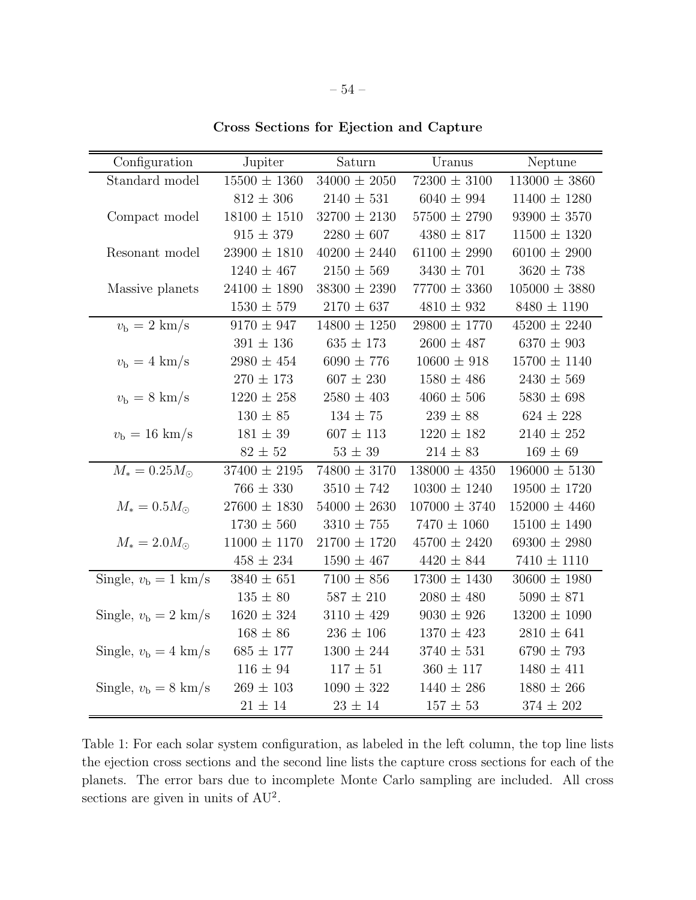**Cross Sections for Ejection and Capture**

| Configuration | Jupiter | Saturn | Uranus | Neptune |
|---|---|---|---|---|
| Standard model | $15500 \pm 1360$ | $34000 \pm 2050$ | $72300 \pm 3100$ | $113000 \pm 3860$ |
| | $812 \pm 306$ | $2140 \pm 531$ | $6040 \pm 994$ | $11400 \pm 1280$ |
| Compact model | $18100 \pm 1510$ | $32700 \pm 2130$ | $57500 \pm 2790$ | $93900 \pm 3570$ |
| | $915 \pm 379$ | $2280 \pm 607$ | $4380 \pm 817$ | $11500 \pm 1320$ |
| Resonant model | $23900 \pm 1810$ | $40200 \pm 2440$ | $61100 \pm 2990$ | $60100 \pm 2900$ |
| | $1240 \pm 467$ | $2150 \pm 569$ | $3430 \pm 701$ | $3620 \pm 738$ |
| Massive planets | $24100 \pm 1890$ | $38300 \pm 2390$ | $77700 \pm 3360$ | $105000 \pm 3880$ |
| | $1530 \pm 579$ | $2170 \pm 637$ | $4810 \pm 932$ | $8480 \pm 1190$ |
| $v_{\rm b} = 2$ km/s | $9170 \pm 947$ | $14800 \pm 1250$ | $29800 \pm 1770$ | $45200 \pm 2240$ |
| | $391 \pm 136$ | $635 \pm 173$ | $2600 \pm 487$ | $6370 \pm 903$ |
| $v_{\rm b} = 4$ km/s | $2980 \pm 454$ | $6090 \pm 776$ | $10600 \pm 918$ | $15700 \pm 1140$ |
| | $270 \pm 173$ | $607 \pm 230$ | $1580 \pm 486$ | $2430 \pm 569$ |
| $v_{\rm b} = 8$ km/s | $1220 \pm 258$ | $2580 \pm 403$ | $4060 \pm 506$ | $5830 \pm 698$ |
| | $130 \pm 85$ | $134 \pm 75$ | $239 \pm 88$ | $624 \pm 228$ |
| $v_{\rm b} = 16$ km/s | $181 \pm 39$ | $607 \pm 113$ | $1220 \pm 182$ | $2140 \pm 252$ |
| | $82 \pm 52$ | $53 \pm 39$ | $214 \pm 83$ | $169 \pm 69$ |
| $M_* = 0.25 M_\odot$ | $37400 \pm 2195$ | $74800 \pm 3170$ | $138000 \pm 4350$ | $196000 \pm 5130$ |
| | $766 \pm 330$ | $3510 \pm 742$ | $10300 \pm 1240$ | $19500 \pm 1720$ |
| $M_* = 0.5 M_\odot$ | $27600 \pm 1830$ | $54000 \pm 2630$ | $107000 \pm 3740$ | $152000 \pm 4460$ |
| | $1730 \pm 560$ | $3310 \pm 755$ | $7470 \pm 1060$ | $15100 \pm 1490$ |
| $M_* = 2.0 M_\odot$ | $11000 \pm 1170$ | $21700 \pm 1720$ | $45700 \pm 2420$ | $69300 \pm 2980$ |
| | $458 \pm 234$ | $1590 \pm 467$ | $4420 \pm 844$ | $7410 \pm 1110$ |
| Single, $v_{\rm b} = 1$ km/s | $3840 \pm 651$ | $7100 \pm 856$ | $17300 \pm 1430$ | $30600 \pm 1980$ |
| | $135 \pm 80$ | $587 \pm 210$ | $2080 \pm 480$ | $5090 \pm 871$ |
| Single, $v_{\rm b} = 2$ km/s | $1620 \pm 324$ | $3110 \pm 429$ | $9030 \pm 926$ | $13200 \pm 1090$ |
| | $168 \pm 86$ | $236 \pm 106$ | $1370 \pm 423$ | $2810 \pm 641$ |
| Single, $v_{\rm b} = 4$ km/s | $685 \pm 177$ | $1300 \pm 244$ | $3740 \pm 531$ | $6790 \pm 793$ |
| | $116 \pm 94$ | $117 \pm 51$ | $360 \pm 117$ | $1480 \pm 411$ |
| Single, $v_{\rm b} = 8$ km/s | $269 \pm 103$ | $1090 \pm 322$ | $1440 \pm 286$ | $1880 \pm 266$ |
| | $21 \pm 14$ | $23 \pm 14$ | $157 \pm 53$ | $374 \pm 202$ |

Table 1: For each solar system configuration, as labeled in the left column, the top line lists the ejection cross sections and the second line lists the capture cross sections for each of the planets. The error bars due to incomplete Monte Carlo sampling are included. All cross sections are given in units of AU$^2$.